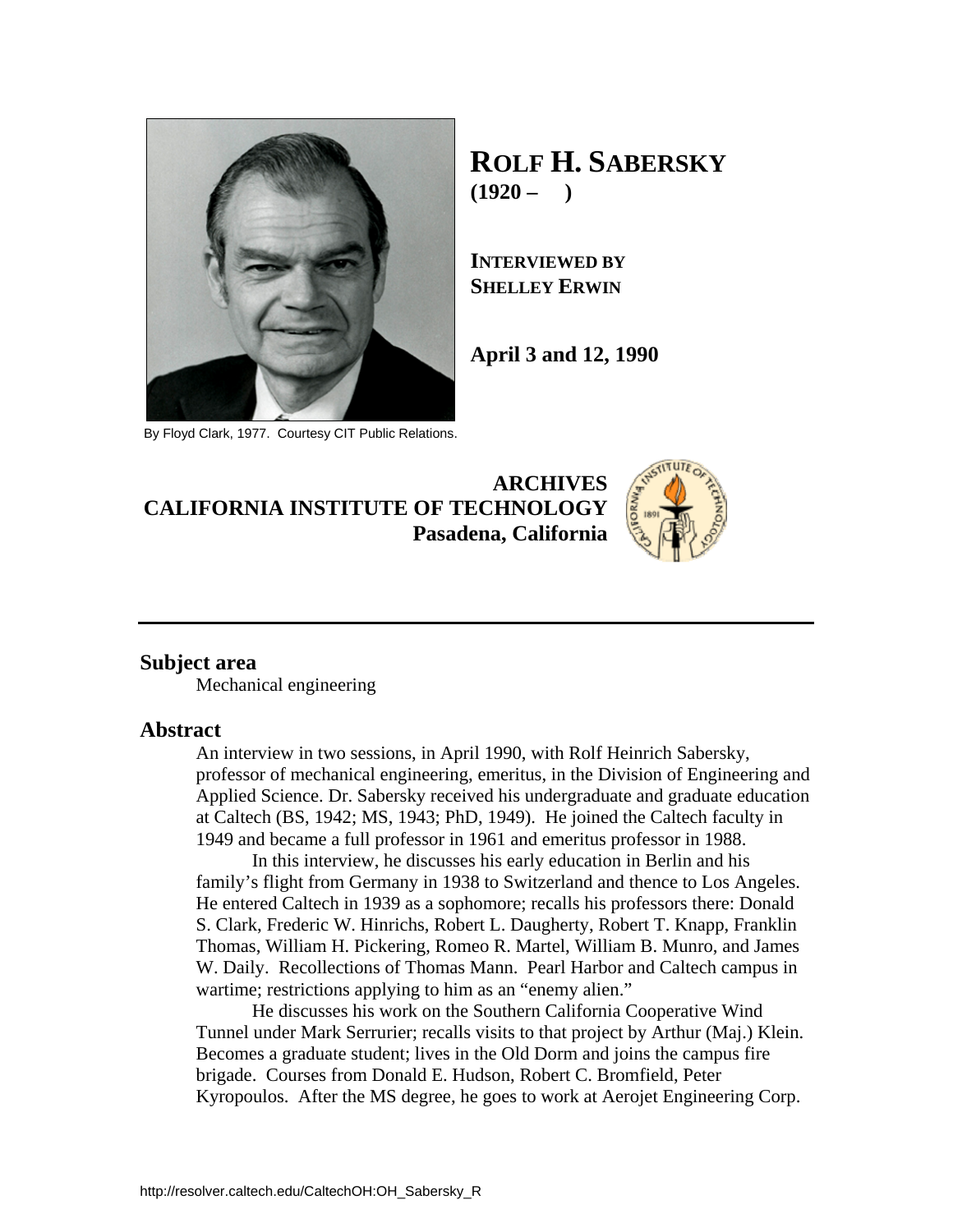# ROLF H. SABERSKY
**(1920 – )**

**INTERVIEWED BY SHELLEY ERWIN**

**April 3 and 12, 1990**

By Floyd Clark, 1977. Courtesy CIT Public Relations.

**ARCHIVES**
**CALIFORNIA INSTITUTE OF TECHNOLOGY**
**Pasadena, California**

---

## Subject area

Mechanical engineering

## Abstract

An interview in two sessions, in April 1990, with Rolf Heinrich Sabersky, professor of mechanical engineering, emeritus, in the Division of Engineering and Applied Science. Dr. Sabersky received his undergraduate and graduate education at Caltech (BS, 1942; MS, 1943; PhD, 1949). He joined the Caltech faculty in 1949 and became a full professor in 1961 and emeritus professor in 1988.

In this interview, he discusses his early education in Berlin and his family's flight from Germany in 1938 to Switzerland and thence to Los Angeles. He entered Caltech in 1939 as a sophomore; recalls his professors there: Donald S. Clark, Frederic W. Hinrichs, Robert L. Daugherty, Robert T. Knapp, Franklin Thomas, William H. Pickering, Romeo R. Martel, William B. Munro, and James W. Daily. Recollections of Thomas Mann. Pearl Harbor and Caltech campus in wartime; restrictions applying to him as an "enemy alien."

He discusses his work on the Southern California Cooperative Wind Tunnel under Mark Serrurier; recalls visits to that project by Arthur (Maj.) Klein. Becomes a graduate student; lives in the Old Dorm and joins the campus fire brigade. Courses from Donald E. Hudson, Robert C. Bromfield, Peter Kyropoulos. After the MS degree, he goes to work at Aerojet Engineering Corp.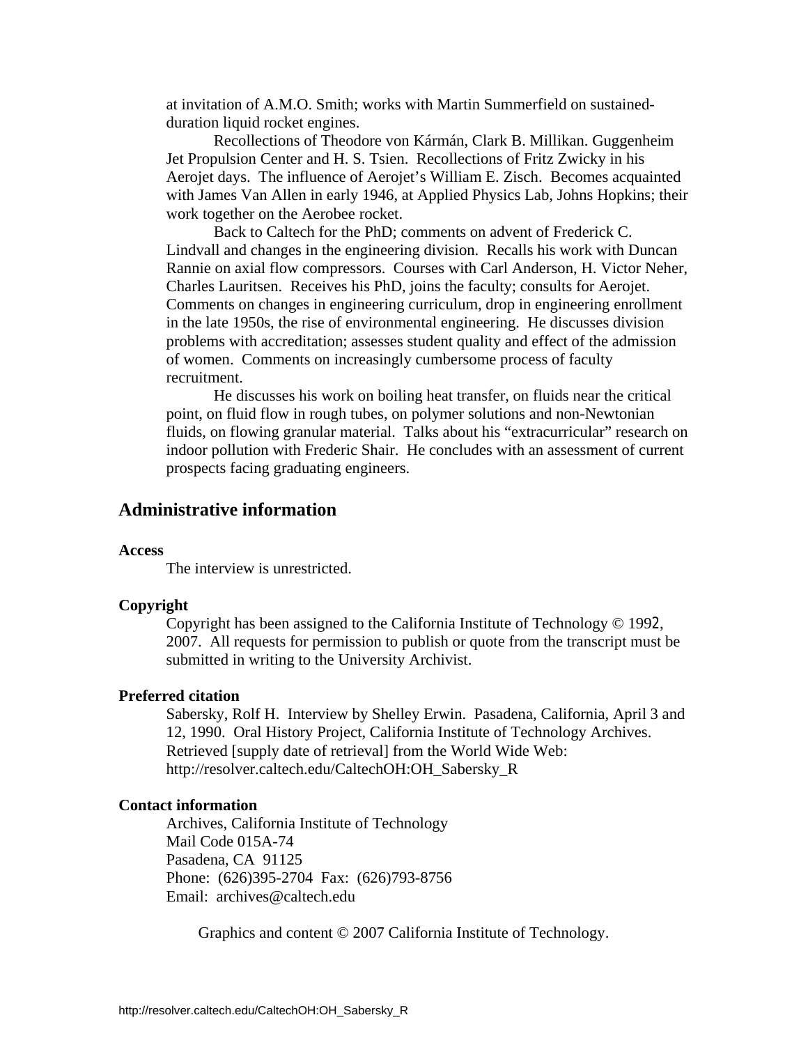at invitation of A.M.O. Smith; works with Martin Summerfield on sustained-duration liquid rocket engines.

Recollections of Theodore von Kármán, Clark B. Millikan. Guggenheim Jet Propulsion Center and H. S. Tsien. Recollections of Fritz Zwicky in his Aerojet days. The influence of Aerojet's William E. Zisch. Becomes acquainted with James Van Allen in early 1946, at Applied Physics Lab, Johns Hopkins; their work together on the Aerobee rocket.

Back to Caltech for the PhD; comments on advent of Frederick C. Lindvall and changes in the engineering division. Recalls his work with Duncan Rannie on axial flow compressors. Courses with Carl Anderson, H. Victor Neher, Charles Lauritsen. Receives his PhD, joins the faculty; consults for Aerojet. Comments on changes in engineering curriculum, drop in engineering enrollment in the late 1950s, the rise of environmental engineering. He discusses division problems with accreditation; assesses student quality and effect of the admission of women. Comments on increasingly cumbersome process of faculty recruitment.

He discusses his work on boiling heat transfer, on fluids near the critical point, on fluid flow in rough tubes, on polymer solutions and non-Newtonian fluids, on flowing granular material. Talks about his "extracurricular" research on indoor pollution with Frederic Shair. He concludes with an assessment of current prospects facing graduating engineers.

## Administrative information

#### Access

The interview is unrestricted.

#### Copyright

Copyright has been assigned to the California Institute of Technology © 1992, 2007. All requests for permission to publish or quote from the transcript must be submitted in writing to the University Archivist.

#### Preferred citation

Sabersky, Rolf H. Interview by Shelley Erwin. Pasadena, California, April 3 and 12, 1990. Oral History Project, California Institute of Technology Archives. Retrieved [supply date of retrieval] from the World Wide Web: http://resolver.caltech.edu/CaltechOH:OH_Sabersky_R

#### Contact information

Archives, California Institute of Technology
Mail Code 015A-74
Pasadena, CA 91125
Phone: (626)395-2704 Fax: (626)793-8756
Email: archives@caltech.edu

Graphics and content © 2007 California Institute of Technology.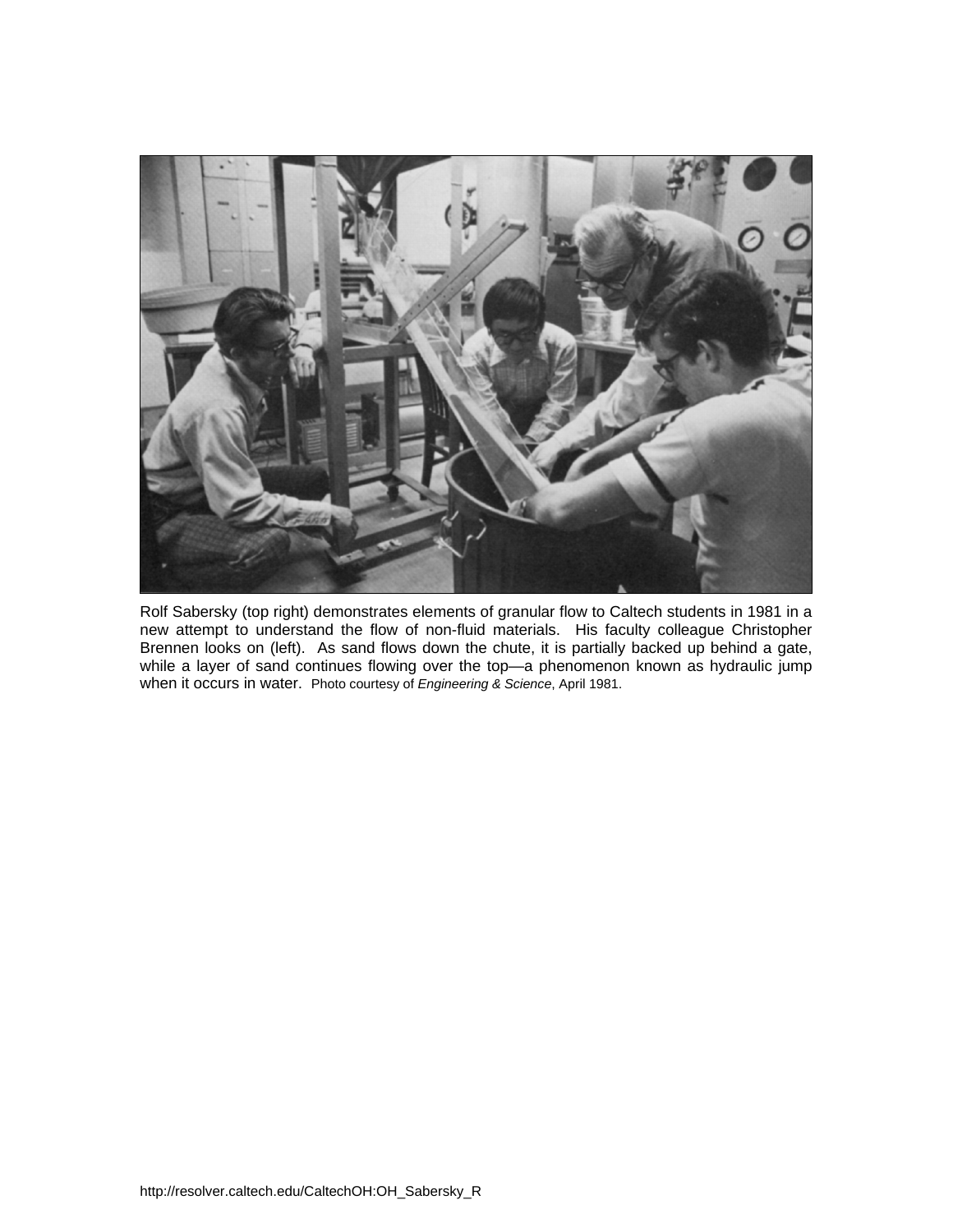Rolf Sabersky (top right) demonstrates elements of granular flow to Caltech students in 1981 in a new attempt to understand the flow of non-fluid materials. His faculty colleague Christopher Brennen looks on (left). As sand flows down the chute, it is partially backed up behind a gate, while a layer of sand continues flowing over the top—a phenomenon known as hydraulic jump when it occurs in water. Photo courtesy of *Engineering & Science*, April 1981.

http://resolver.caltech.edu/CaltechOH:OH_Sabersky_R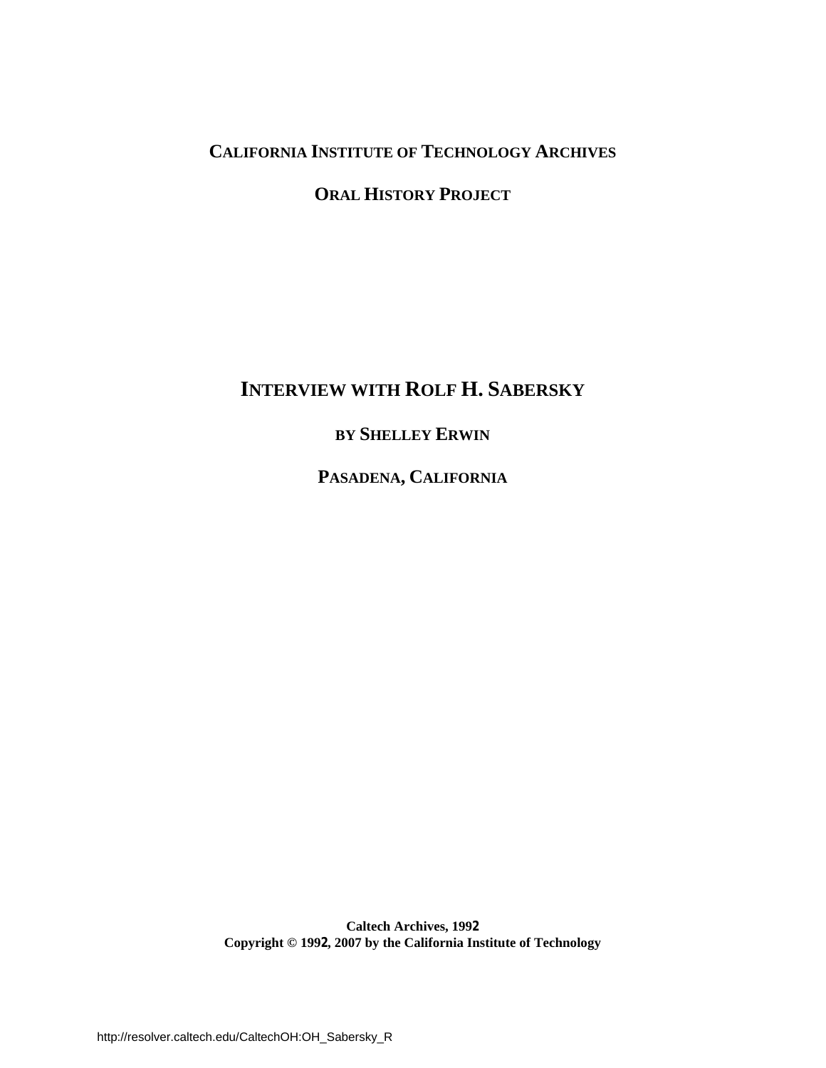**CALIFORNIA INSTITUTE OF TECHNOLOGY ARCHIVES**

**ORAL HISTORY PROJECT**

# INTERVIEW WITH ROLF H. SABERSKY

**BY SHELLEY ERWIN**

**PASADENA, CALIFORNIA**

**Caltech Archives, 1992**
**Copyright © 1992, 2007 by the California Institute of Technology**

http://resolver.caltech.edu/CaltechOH:OH_Sabersky_R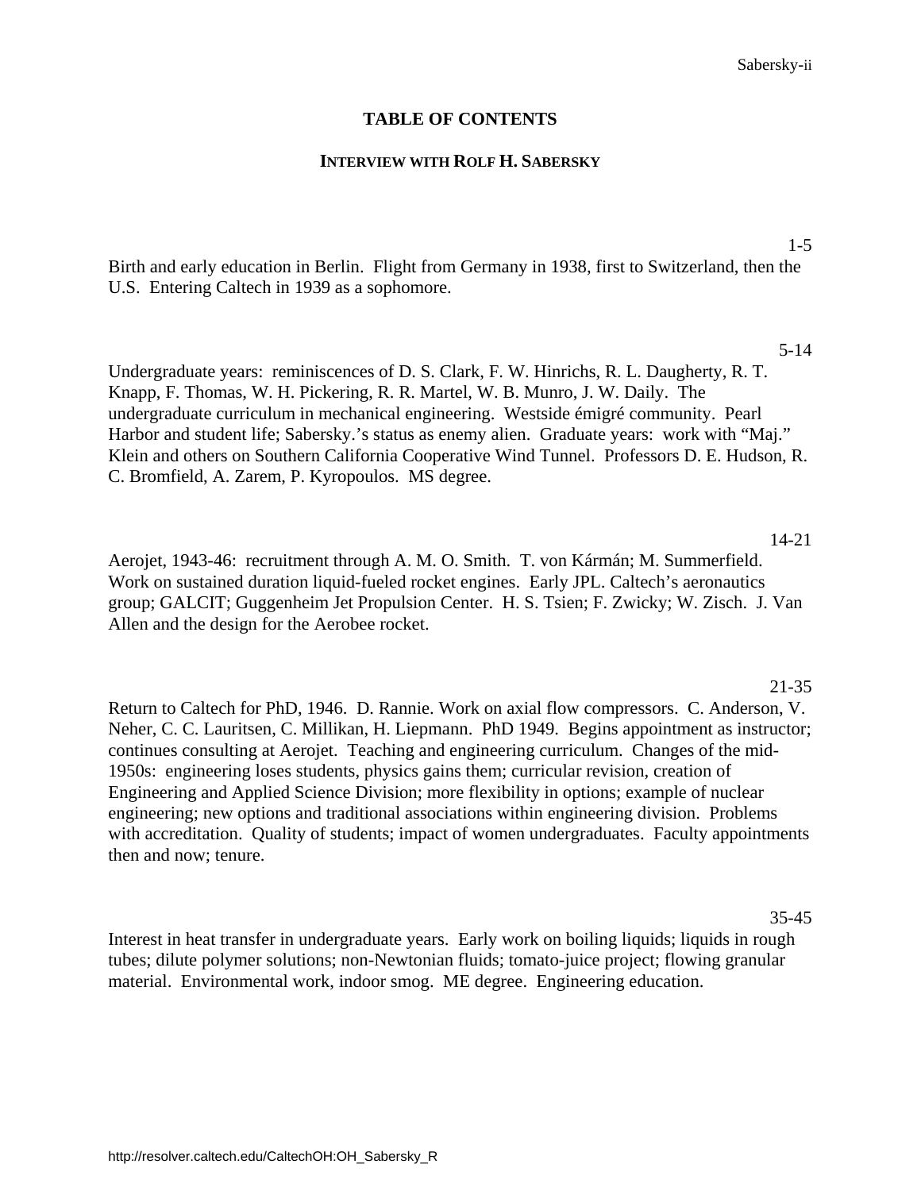# TABLE OF CONTENTS

## INTERVIEW WITH ROLF H. SABERSKY

1-5

Birth and early education in Berlin. Flight from Germany in 1938, first to Switzerland, then the U.S. Entering Caltech in 1939 as a sophomore.

5-14

Undergraduate years: reminiscences of D. S. Clark, F. W. Hinrichs, R. L. Daugherty, R. T. Knapp, F. Thomas, W. H. Pickering, R. R. Martel, W. B. Munro, J. W. Daily. The undergraduate curriculum in mechanical engineering. Westside émigré community. Pearl Harbor and student life; Sabersky.'s status as enemy alien. Graduate years: work with "Maj." Klein and others on Southern California Cooperative Wind Tunnel. Professors D. E. Hudson, R. C. Bromfield, A. Zarem, P. Kyropoulos. MS degree.

14-21

Aerojet, 1943-46: recruitment through A. M. O. Smith. T. von Kármán; M. Summerfield. Work on sustained duration liquid-fueled rocket engines. Early JPL. Caltech's aeronautics group; GALCIT; Guggenheim Jet Propulsion Center. H. S. Tsien; F. Zwicky; W. Zisch. J. Van Allen and the design for the Aerobee rocket.

21-35

Return to Caltech for PhD, 1946. D. Rannie. Work on axial flow compressors. C. Anderson, V. Neher, C. C. Lauritsen, C. Millikan, H. Liepmann. PhD 1949. Begins appointment as instructor; continues consulting at Aerojet. Teaching and engineering curriculum. Changes of the mid-1950s: engineering loses students, physics gains them; curricular revision, creation of Engineering and Applied Science Division; more flexibility in options; example of nuclear engineering; new options and traditional associations within engineering division. Problems with accreditation. Quality of students; impact of women undergraduates. Faculty appointments then and now; tenure.

35-45

Interest in heat transfer in undergraduate years. Early work on boiling liquids; liquids in rough tubes; dilute polymer solutions; non-Newtonian fluids; tomato-juice project; flowing granular material. Environmental work, indoor smog. ME degree. Engineering education.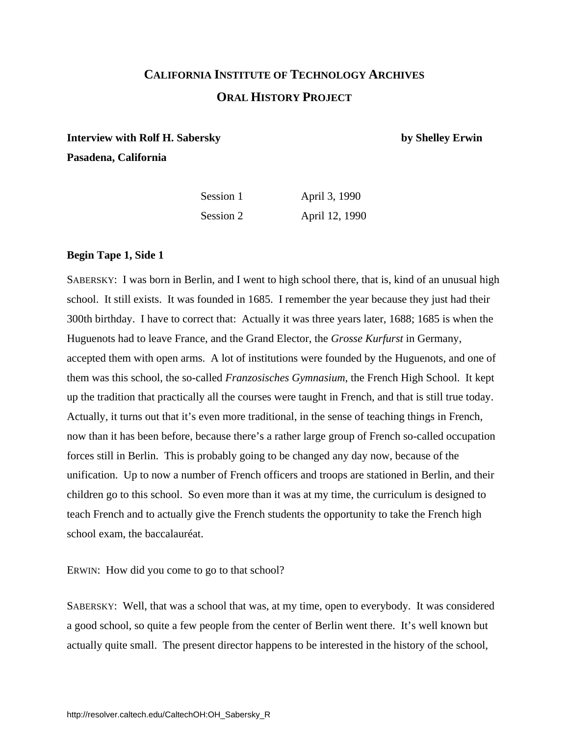# CALIFORNIA INSTITUTE OF TECHNOLOGY ARCHIVES

## ORAL HISTORY PROJECT

**Interview with Rolf H. Sabersky** **by Shelley Erwin**

**Pasadena, California**

| | |
|---|---|
| Session 1 | April 3, 1990 |
| Session 2 | April 12, 1990 |

**Begin Tape 1, Side 1**

SABERSKY: I was born in Berlin, and I went to high school there, that is, kind of an unusual high school. It still exists. It was founded in 1685. I remember the year because they just had their 300th birthday. I have to correct that: Actually it was three years later, 1688; 1685 is when the Huguenots had to leave France, and the Grand Elector, the *Grosse Kurfurst* in Germany, accepted them with open arms. A lot of institutions were founded by the Huguenots, and one of them was this school, the so-called *Franzosisches Gymnasium*, the French High School. It kept up the tradition that practically all the courses were taught in French, and that is still true today. Actually, it turns out that it's even more traditional, in the sense of teaching things in French, now than it has been before, because there's a rather large group of French so-called occupation forces still in Berlin. This is probably going to be changed any day now, because of the unification. Up to now a number of French officers and troops are stationed in Berlin, and their children go to this school. So even more than it was at my time, the curriculum is designed to teach French and to actually give the French students the opportunity to take the French high school exam, the baccalauréat.

ERWIN: How did you come to go to that school?

SABERSKY: Well, that was a school that was, at my time, open to everybody. It was considered a good school, so quite a few people from the center of Berlin went there. It's well known but actually quite small. The present director happens to be interested in the history of the school,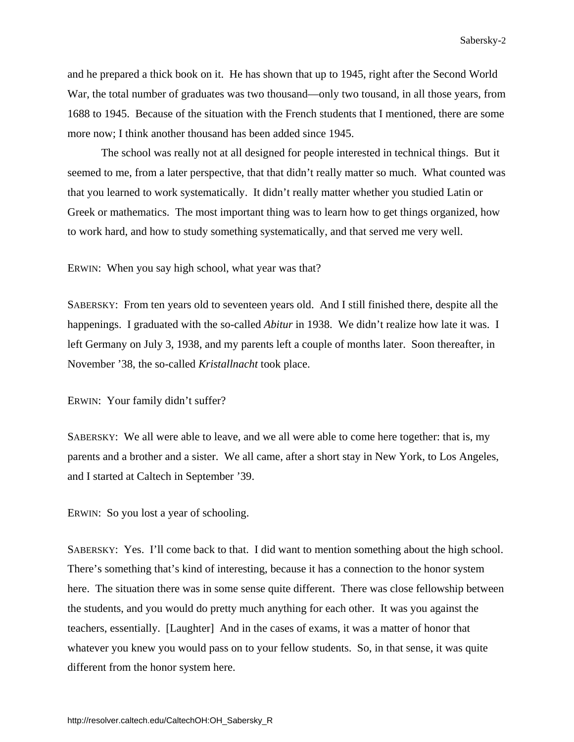and he prepared a thick book on it. He has shown that up to 1945, right after the Second World War, the total number of graduates was two thousand—only two tousand, in all those years, from 1688 to 1945. Because of the situation with the French students that I mentioned, there are some more now; I think another thousand has been added since 1945.

The school was really not at all designed for people interested in technical things. But it seemed to me, from a later perspective, that that didn't really matter so much. What counted was that you learned to work systematically. It didn't really matter whether you studied Latin or Greek or mathematics. The most important thing was to learn how to get things organized, how to work hard, and how to study something systematically, and that served me very well.

ERWIN: When you say high school, what year was that?

SABERSKY: From ten years old to seventeen years old. And I still finished there, despite all the happenings. I graduated with the so-called *Abitur* in 1938. We didn't realize how late it was. I left Germany on July 3, 1938, and my parents left a couple of months later. Soon thereafter, in November '38, the so-called *Kristallnacht* took place.

ERWIN: Your family didn't suffer?

SABERSKY: We all were able to leave, and we all were able to come here together: that is, my parents and a brother and a sister. We all came, after a short stay in New York, to Los Angeles, and I started at Caltech in September '39.

ERWIN: So you lost a year of schooling.

SABERSKY: Yes. I'll come back to that. I did want to mention something about the high school. There's something that's kind of interesting, because it has a connection to the honor system here. The situation there was in some sense quite different. There was close fellowship between the students, and you would do pretty much anything for each other. It was you against the teachers, essentially. [Laughter] And in the cases of exams, it was a matter of honor that whatever you knew you would pass on to your fellow students. So, in that sense, it was quite different from the honor system here.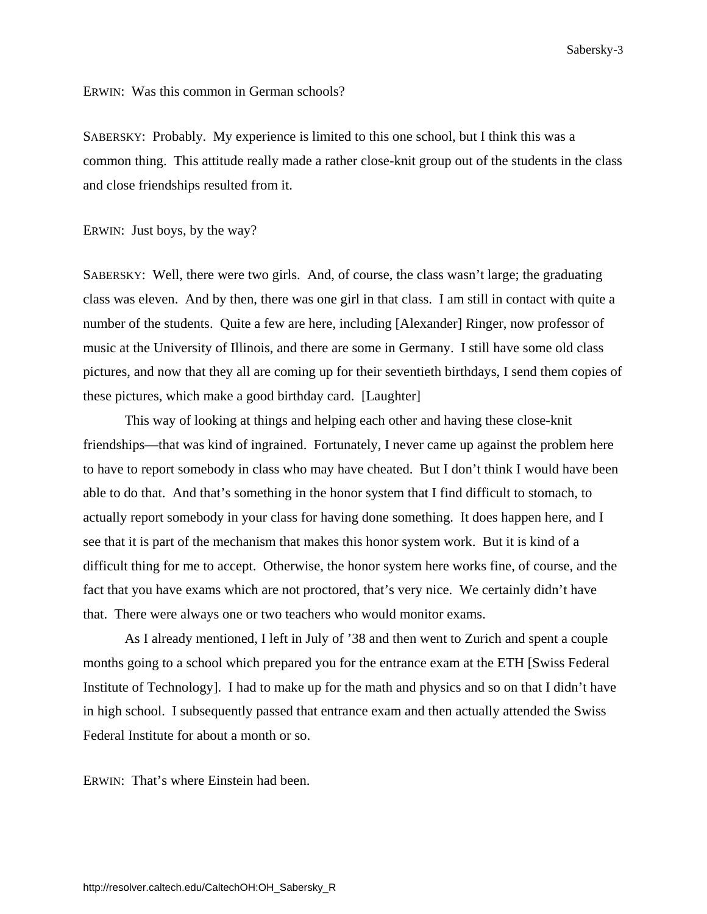ERWIN: Was this common in German schools?

SABERSKY: Probably. My experience is limited to this one school, but I think this was a common thing. This attitude really made a rather close-knit group out of the students in the class and close friendships resulted from it.

ERWIN: Just boys, by the way?

SABERSKY: Well, there were two girls. And, of course, the class wasn't large; the graduating class was eleven. And by then, there was one girl in that class. I am still in contact with quite a number of the students. Quite a few are here, including [Alexander] Ringer, now professor of music at the University of Illinois, and there are some in Germany. I still have some old class pictures, and now that they all are coming up for their seventieth birthdays, I send them copies of these pictures, which make a good birthday card. [Laughter]

This way of looking at things and helping each other and having these close-knit friendships—that was kind of ingrained. Fortunately, I never came up against the problem here to have to report somebody in class who may have cheated. But I don't think I would have been able to do that. And that's something in the honor system that I find difficult to stomach, to actually report somebody in your class for having done something. It does happen here, and I see that it is part of the mechanism that makes this honor system work. But it is kind of a difficult thing for me to accept. Otherwise, the honor system here works fine, of course, and the fact that you have exams which are not proctored, that's very nice. We certainly didn't have that. There were always one or two teachers who would monitor exams.

As I already mentioned, I left in July of '38 and then went to Zurich and spent a couple months going to a school which prepared you for the entrance exam at the ETH [Swiss Federal Institute of Technology]. I had to make up for the math and physics and so on that I didn't have in high school. I subsequently passed that entrance exam and then actually attended the Swiss Federal Institute for about a month or so.

ERWIN: That's where Einstein had been.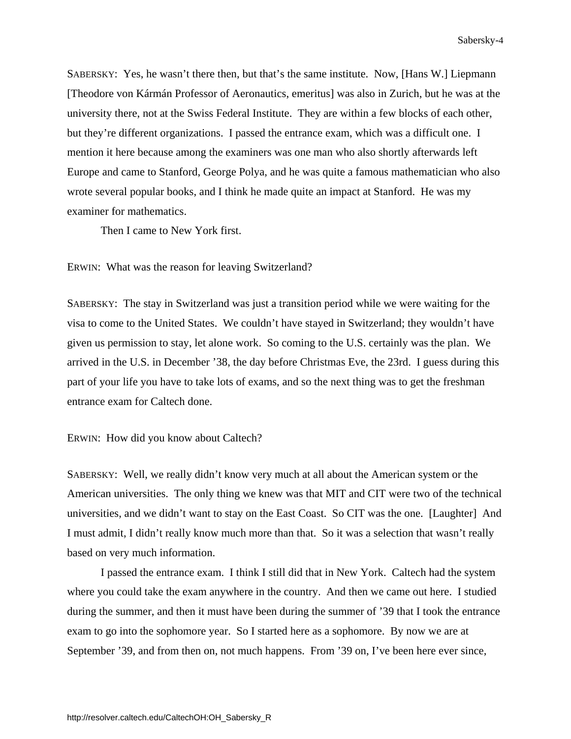SABERSKY: Yes, he wasn't there then, but that's the same institute. Now, [Hans W.] Liepmann [Theodore von Kármán Professor of Aeronautics, emeritus] was also in Zurich, but he was at the university there, not at the Swiss Federal Institute. They are within a few blocks of each other, but they're different organizations. I passed the entrance exam, which was a difficult one. I mention it here because among the examiners was one man who also shortly afterwards left Europe and came to Stanford, George Polya, and he was quite a famous mathematician who also wrote several popular books, and I think he made quite an impact at Stanford. He was my examiner for mathematics.

Then I came to New York first.

ERWIN: What was the reason for leaving Switzerland?

SABERSKY: The stay in Switzerland was just a transition period while we were waiting for the visa to come to the United States. We couldn't have stayed in Switzerland; they wouldn't have given us permission to stay, let alone work. So coming to the U.S. certainly was the plan. We arrived in the U.S. in December '38, the day before Christmas Eve, the 23rd. I guess during this part of your life you have to take lots of exams, and so the next thing was to get the freshman entrance exam for Caltech done.

ERWIN: How did you know about Caltech?

SABERSKY: Well, we really didn't know very much at all about the American system or the American universities. The only thing we knew was that MIT and CIT were two of the technical universities, and we didn't want to stay on the East Coast. So CIT was the one. [Laughter] And I must admit, I didn't really know much more than that. So it was a selection that wasn't really based on very much information.

I passed the entrance exam. I think I still did that in New York. Caltech had the system where you could take the exam anywhere in the country. And then we came out here. I studied during the summer, and then it must have been during the summer of '39 that I took the entrance exam to go into the sophomore year. So I started here as a sophomore. By now we are at September '39, and from then on, not much happens. From '39 on, I've been here ever since,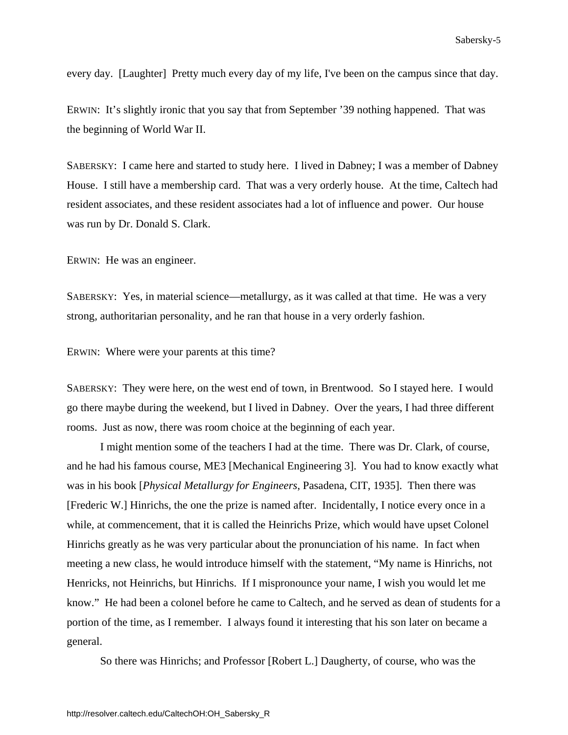every day. [Laughter] Pretty much every day of my life, I've been on the campus since that day.

ERWIN: It's slightly ironic that you say that from September '39 nothing happened. That was the beginning of World War II.

SABERSKY: I came here and started to study here. I lived in Dabney; I was a member of Dabney House. I still have a membership card. That was a very orderly house. At the time, Caltech had resident associates, and these resident associates had a lot of influence and power. Our house was run by Dr. Donald S. Clark.

ERWIN: He was an engineer.

SABERSKY: Yes, in material science—metallurgy, as it was called at that time. He was a very strong, authoritarian personality, and he ran that house in a very orderly fashion.

ERWIN: Where were your parents at this time?

SABERSKY: They were here, on the west end of town, in Brentwood. So I stayed here. I would go there maybe during the weekend, but I lived in Dabney. Over the years, I had three different rooms. Just as now, there was room choice at the beginning of each year.

I might mention some of the teachers I had at the time. There was Dr. Clark, of course, and he had his famous course, ME3 [Mechanical Engineering 3]. You had to know exactly what was in his book [*Physical Metallurgy for Engineers*, Pasadena, CIT, 1935]. Then there was [Frederic W.] Hinrichs, the one the prize is named after. Incidentally, I notice every once in a while, at commencement, that it is called the Heinrichs Prize, which would have upset Colonel Hinrichs greatly as he was very particular about the pronunciation of his name. In fact when meeting a new class, he would introduce himself with the statement, "My name is Hinrichs, not Henricks, not Heinrichs, but Hinrichs. If I mispronounce your name, I wish you would let me know." He had been a colonel before he came to Caltech, and he served as dean of students for a portion of the time, as I remember. I always found it interesting that his son later on became a general.

So there was Hinrichs; and Professor [Robert L.] Daugherty, of course, who was the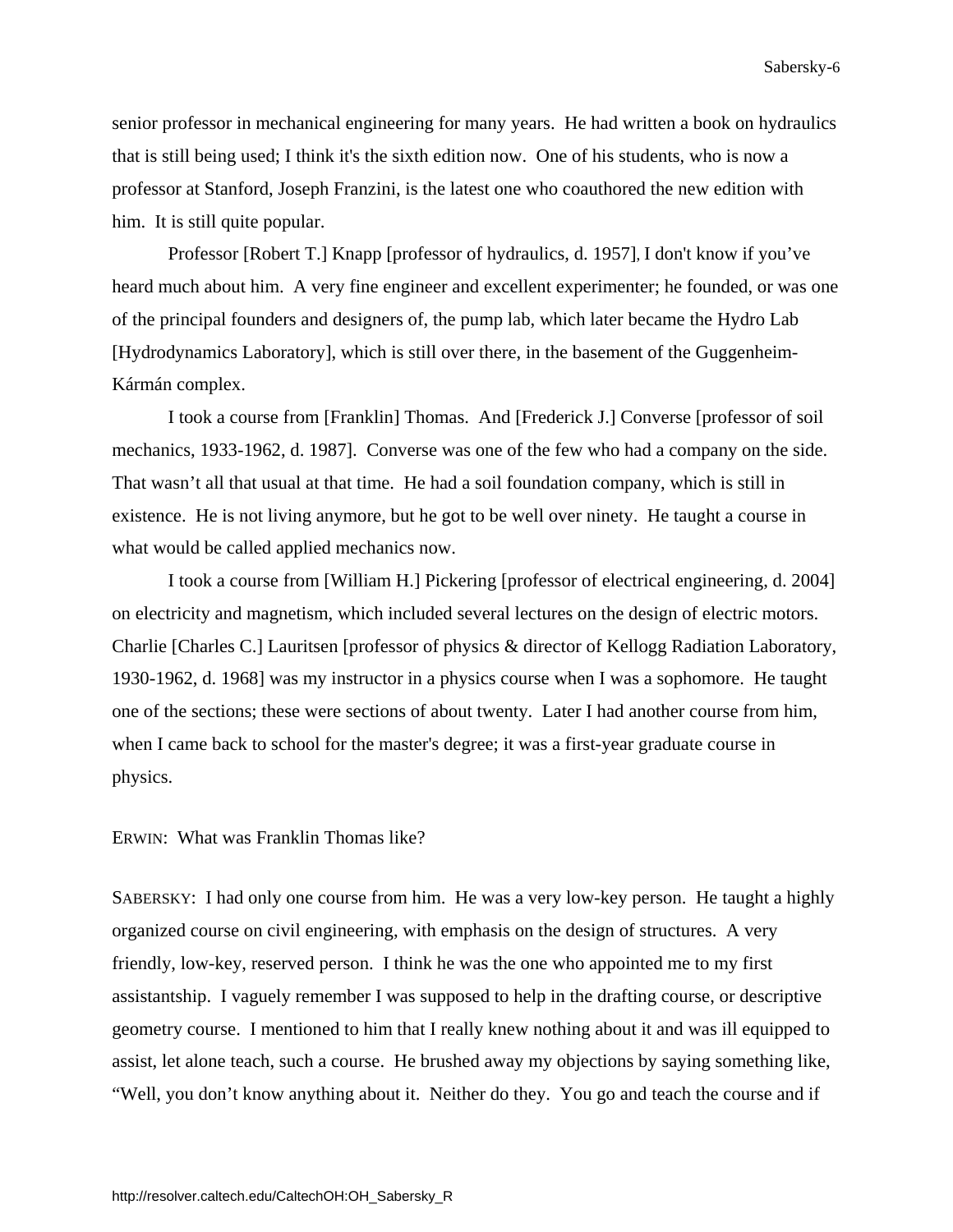senior professor in mechanical engineering for many years. He had written a book on hydraulics that is still being used; I think it's the sixth edition now. One of his students, who is now a professor at Stanford, Joseph Franzini, is the latest one who coauthored the new edition with him. It is still quite popular.

Professor [Robert T.] Knapp [professor of hydraulics, d. 1957], I don't know if you've heard much about him. A very fine engineer and excellent experimenter; he founded, or was one of the principal founders and designers of, the pump lab, which later became the Hydro Lab [Hydrodynamics Laboratory], which is still over there, in the basement of the Guggenheim-Kármán complex.

I took a course from [Franklin] Thomas. And [Frederick J.] Converse [professor of soil mechanics, 1933-1962, d. 1987]. Converse was one of the few who had a company on the side. That wasn't all that usual at that time. He had a soil foundation company, which is still in existence. He is not living anymore, but he got to be well over ninety. He taught a course in what would be called applied mechanics now.

I took a course from [William H.] Pickering [professor of electrical engineering, d. 2004] on electricity and magnetism, which included several lectures on the design of electric motors. Charlie [Charles C.] Lauritsen [professor of physics & director of Kellogg Radiation Laboratory, 1930-1962, d. 1968] was my instructor in a physics course when I was a sophomore. He taught one of the sections; these were sections of about twenty. Later I had another course from him, when I came back to school for the master's degree; it was a first-year graduate course in physics.

ERWIN: What was Franklin Thomas like?

SABERSKY: I had only one course from him. He was a very low-key person. He taught a highly organized course on civil engineering, with emphasis on the design of structures. A very friendly, low-key, reserved person. I think he was the one who appointed me to my first assistantship. I vaguely remember I was supposed to help in the drafting course, or descriptive geometry course. I mentioned to him that I really knew nothing about it and was ill equipped to assist, let alone teach, such a course. He brushed away my objections by saying something like, "Well, you don't know anything about it. Neither do they. You go and teach the course and if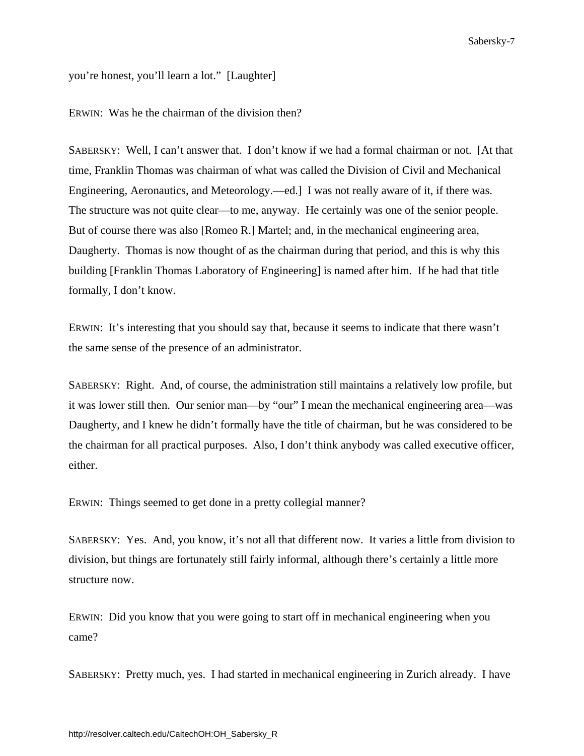you're honest, you'll learn a lot." [Laughter]

ERWIN: Was he the chairman of the division then?

SABERSKY: Well, I can't answer that. I don't know if we had a formal chairman or not. [At that time, Franklin Thomas was chairman of what was called the Division of Civil and Mechanical Engineering, Aeronautics, and Meteorology.—ed.] I was not really aware of it, if there was. The structure was not quite clear—to me, anyway. He certainly was one of the senior people. But of course there was also [Romeo R.] Martel; and, in the mechanical engineering area, Daugherty. Thomas is now thought of as the chairman during that period, and this is why this building [Franklin Thomas Laboratory of Engineering] is named after him. If he had that title formally, I don't know.

ERWIN: It's interesting that you should say that, because it seems to indicate that there wasn't the same sense of the presence of an administrator.

SABERSKY: Right. And, of course, the administration still maintains a relatively low profile, but it was lower still then. Our senior man—by "our" I mean the mechanical engineering area—was Daugherty, and I knew he didn't formally have the title of chairman, but he was considered to be the chairman for all practical purposes. Also, I don't think anybody was called executive officer, either.

ERWIN: Things seemed to get done in a pretty collegial manner?

SABERSKY: Yes. And, you know, it's not all that different now. It varies a little from division to division, but things are fortunately still fairly informal, although there's certainly a little more structure now.

ERWIN: Did you know that you were going to start off in mechanical engineering when you came?

SABERSKY: Pretty much, yes. I had started in mechanical engineering in Zurich already. I have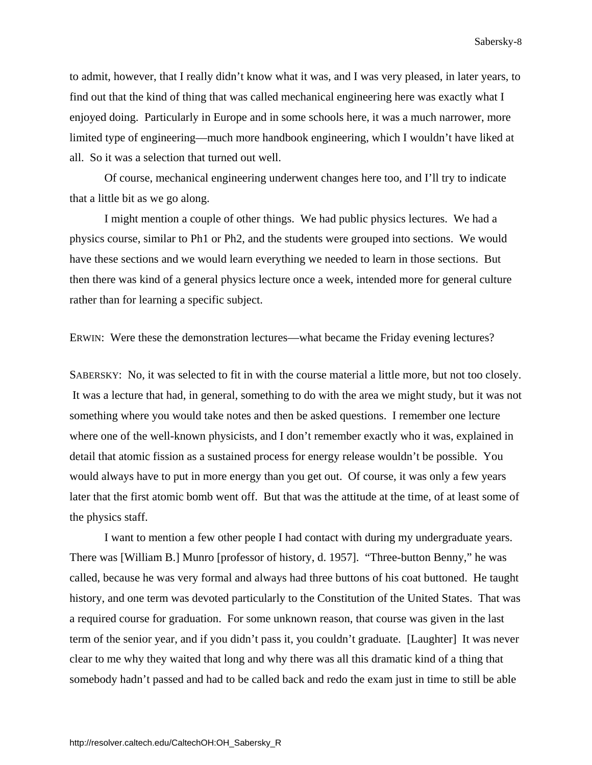to admit, however, that I really didn't know what it was, and I was very pleased, in later years, to find out that the kind of thing that was called mechanical engineering here was exactly what I enjoyed doing. Particularly in Europe and in some schools here, it was a much narrower, more limited type of engineering—much more handbook engineering, which I wouldn't have liked at all. So it was a selection that turned out well.

Of course, mechanical engineering underwent changes here too, and I'll try to indicate that a little bit as we go along.

I might mention a couple of other things. We had public physics lectures. We had a physics course, similar to Ph1 or Ph2, and the students were grouped into sections. We would have these sections and we would learn everything we needed to learn in those sections. But then there was kind of a general physics lecture once a week, intended more for general culture rather than for learning a specific subject.

ERWIN: Were these the demonstration lectures—what became the Friday evening lectures?

SABERSKY: No, it was selected to fit in with the course material a little more, but not too closely. It was a lecture that had, in general, something to do with the area we might study, but it was not something where you would take notes and then be asked questions. I remember one lecture where one of the well-known physicists, and I don't remember exactly who it was, explained in detail that atomic fission as a sustained process for energy release wouldn't be possible. You would always have to put in more energy than you get out. Of course, it was only a few years later that the first atomic bomb went off. But that was the attitude at the time, of at least some of the physics staff.

I want to mention a few other people I had contact with during my undergraduate years. There was [William B.] Munro [professor of history, d. 1957]. "Three-button Benny," he was called, because he was very formal and always had three buttons of his coat buttoned. He taught history, and one term was devoted particularly to the Constitution of the United States. That was a required course for graduation. For some unknown reason, that course was given in the last term of the senior year, and if you didn't pass it, you couldn't graduate. [Laughter] It was never clear to me why they waited that long and why there was all this dramatic kind of a thing that somebody hadn't passed and had to be called back and redo the exam just in time to still be able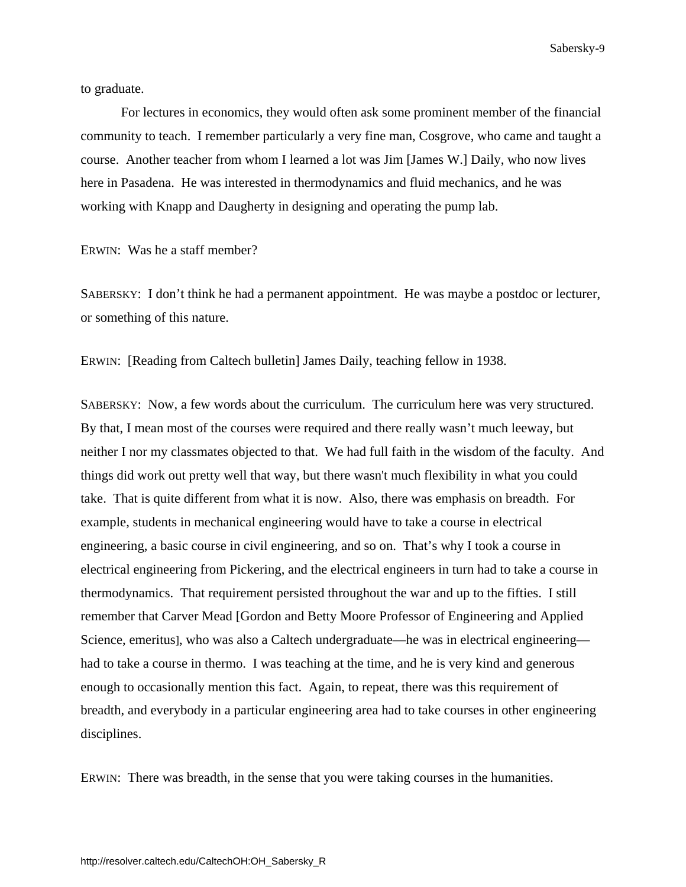to graduate.

For lectures in economics, they would often ask some prominent member of the financial community to teach. I remember particularly a very fine man, Cosgrove, who came and taught a course. Another teacher from whom I learned a lot was Jim [James W.] Daily, who now lives here in Pasadena. He was interested in thermodynamics and fluid mechanics, and he was working with Knapp and Daugherty in designing and operating the pump lab.

ERWIN: Was he a staff member?

SABERSKY: I don't think he had a permanent appointment. He was maybe a postdoc or lecturer, or something of this nature.

ERWIN: [Reading from Caltech bulletin] James Daily, teaching fellow in 1938.

SABERSKY: Now, a few words about the curriculum. The curriculum here was very structured. By that, I mean most of the courses were required and there really wasn't much leeway, but neither I nor my classmates objected to that. We had full faith in the wisdom of the faculty. And things did work out pretty well that way, but there wasn't much flexibility in what you could take. That is quite different from what it is now. Also, there was emphasis on breadth. For example, students in mechanical engineering would have to take a course in electrical engineering, a basic course in civil engineering, and so on. That's why I took a course in electrical engineering from Pickering, and the electrical engineers in turn had to take a course in thermodynamics. That requirement persisted throughout the war and up to the fifties. I still remember that Carver Mead [Gordon and Betty Moore Professor of Engineering and Applied Science, emeritus], who was also a Caltech undergraduate—he was in electrical engineering—had to take a course in thermo. I was teaching at the time, and he is very kind and generous enough to occasionally mention this fact. Again, to repeat, there was this requirement of breadth, and everybody in a particular engineering area had to take courses in other engineering disciplines.

ERWIN: There was breadth, in the sense that you were taking courses in the humanities.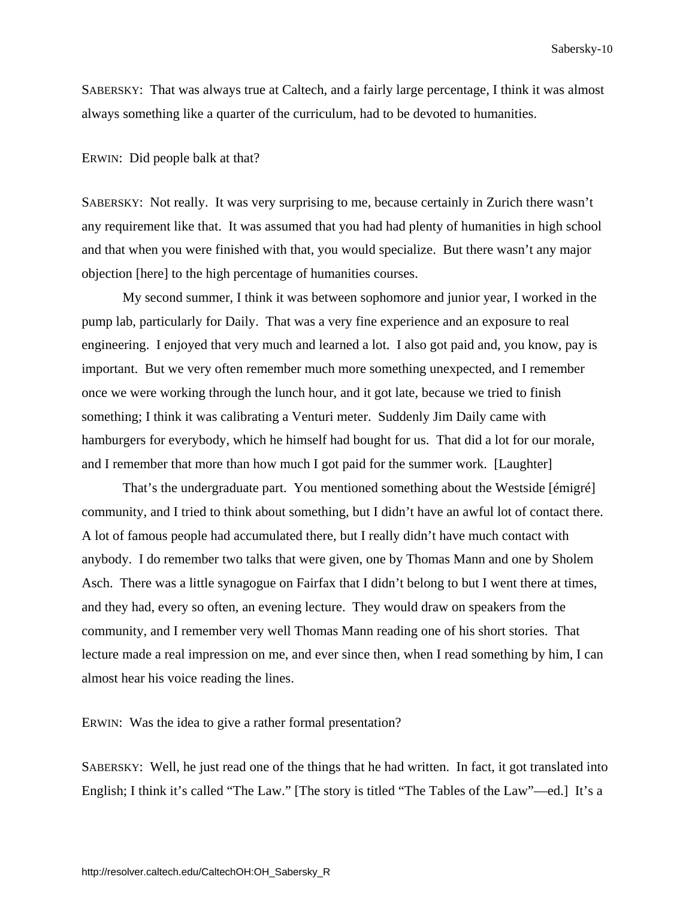SABERSKY: That was always true at Caltech, and a fairly large percentage, I think it was almost always something like a quarter of the curriculum, had to be devoted to humanities.

ERWIN: Did people balk at that?

SABERSKY: Not really. It was very surprising to me, because certainly in Zurich there wasn't any requirement like that. It was assumed that you had had plenty of humanities in high school and that when you were finished with that, you would specialize. But there wasn't any major objection [here] to the high percentage of humanities courses.

My second summer, I think it was between sophomore and junior year, I worked in the pump lab, particularly for Daily. That was a very fine experience and an exposure to real engineering. I enjoyed that very much and learned a lot. I also got paid and, you know, pay is important. But we very often remember much more something unexpected, and I remember once we were working through the lunch hour, and it got late, because we tried to finish something; I think it was calibrating a Venturi meter. Suddenly Jim Daily came with hamburgers for everybody, which he himself had bought for us. That did a lot for our morale, and I remember that more than how much I got paid for the summer work. [Laughter]

That's the undergraduate part. You mentioned something about the Westside [émigré] community, and I tried to think about something, but I didn't have an awful lot of contact there. A lot of famous people had accumulated there, but I really didn't have much contact with anybody. I do remember two talks that were given, one by Thomas Mann and one by Sholem Asch. There was a little synagogue on Fairfax that I didn't belong to but I went there at times, and they had, every so often, an evening lecture. They would draw on speakers from the community, and I remember very well Thomas Mann reading one of his short stories. That lecture made a real impression on me, and ever since then, when I read something by him, I can almost hear his voice reading the lines.

ERWIN: Was the idea to give a rather formal presentation?

SABERSKY: Well, he just read one of the things that he had written. In fact, it got translated into English; I think it's called "The Law." [The story is titled "The Tables of the Law"—ed.] It's a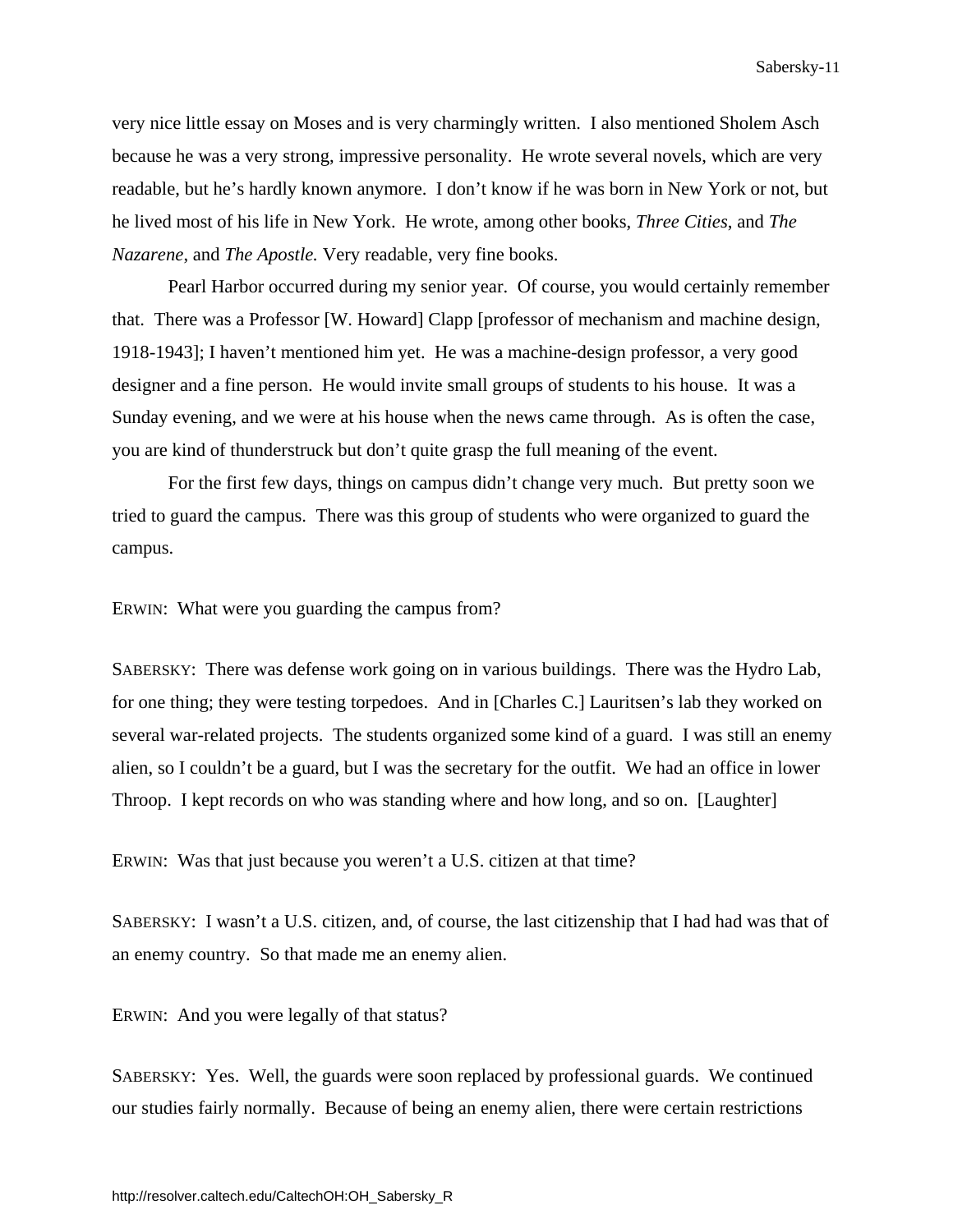very nice little essay on Moses and is very charmingly written. I also mentioned Sholem Asch because he was a very strong, impressive personality. He wrote several novels, which are very readable, but he's hardly known anymore. I don't know if he was born in New York or not, but he lived most of his life in New York. He wrote, among other books, *Three Cities*, and *The Nazarene*, and *The Apostle.* Very readable, very fine books.

Pearl Harbor occurred during my senior year. Of course, you would certainly remember that. There was a Professor [W. Howard] Clapp [professor of mechanism and machine design, 1918-1943]; I haven't mentioned him yet. He was a machine-design professor, a very good designer and a fine person. He would invite small groups of students to his house. It was a Sunday evening, and we were at his house when the news came through. As is often the case, you are kind of thunderstruck but don't quite grasp the full meaning of the event.

For the first few days, things on campus didn't change very much. But pretty soon we tried to guard the campus. There was this group of students who were organized to guard the campus.

ERWIN: What were you guarding the campus from?

SABERSKY: There was defense work going on in various buildings. There was the Hydro Lab, for one thing; they were testing torpedoes. And in [Charles C.] Lauritsen's lab they worked on several war-related projects. The students organized some kind of a guard. I was still an enemy alien, so I couldn't be a guard, but I was the secretary for the outfit. We had an office in lower Throop. I kept records on who was standing where and how long, and so on. [Laughter]

ERWIN: Was that just because you weren't a U.S. citizen at that time?

SABERSKY: I wasn't a U.S. citizen, and, of course, the last citizenship that I had had was that of an enemy country. So that made me an enemy alien.

ERWIN: And you were legally of that status?

SABERSKY: Yes. Well, the guards were soon replaced by professional guards. We continued our studies fairly normally. Because of being an enemy alien, there were certain restrictions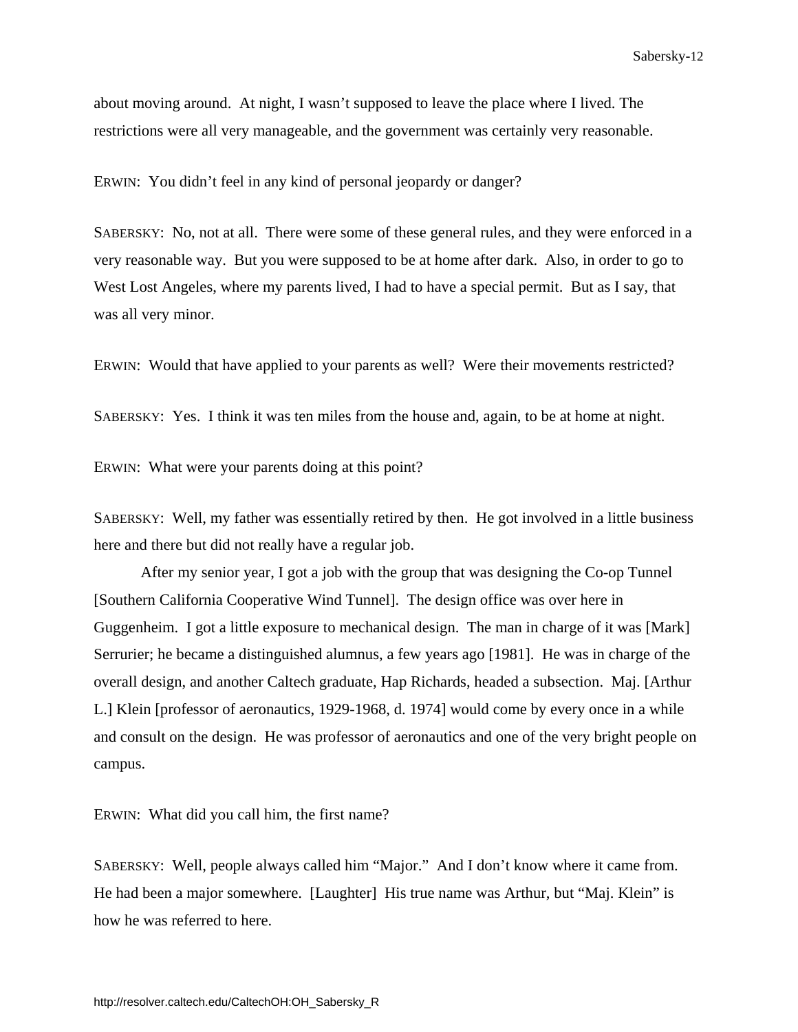about moving around. At night, I wasn't supposed to leave the place where I lived. The restrictions were all very manageable, and the government was certainly very reasonable.

ERWIN: You didn't feel in any kind of personal jeopardy or danger?

SABERSKY: No, not at all. There were some of these general rules, and they were enforced in a very reasonable way. But you were supposed to be at home after dark. Also, in order to go to West Lost Angeles, where my parents lived, I had to have a special permit. But as I say, that was all very minor.

ERWIN: Would that have applied to your parents as well? Were their movements restricted?

SABERSKY: Yes. I think it was ten miles from the house and, again, to be at home at night.

ERWIN: What were your parents doing at this point?

SABERSKY: Well, my father was essentially retired by then. He got involved in a little business here and there but did not really have a regular job.

After my senior year, I got a job with the group that was designing the Co-op Tunnel [Southern California Cooperative Wind Tunnel]. The design office was over here in Guggenheim. I got a little exposure to mechanical design. The man in charge of it was [Mark] Serrurier; he became a distinguished alumnus, a few years ago [1981]. He was in charge of the overall design, and another Caltech graduate, Hap Richards, headed a subsection. Maj. [Arthur L.] Klein [professor of aeronautics, 1929-1968, d. 1974] would come by every once in a while and consult on the design. He was professor of aeronautics and one of the very bright people on campus.

ERWIN: What did you call him, the first name?

SABERSKY: Well, people always called him "Major." And I don't know where it came from. He had been a major somewhere. [Laughter] His true name was Arthur, but "Maj. Klein" is how he was referred to here.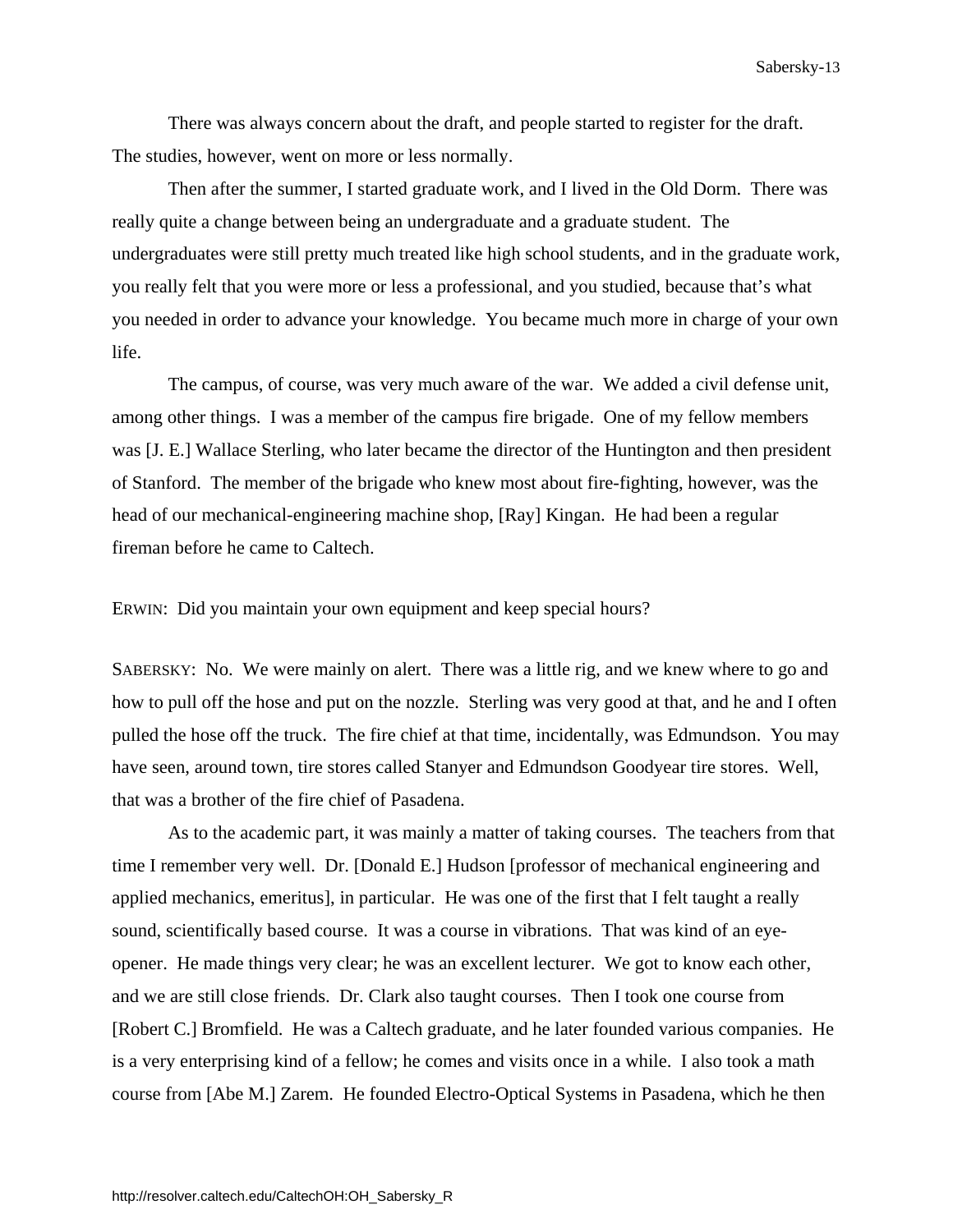There was always concern about the draft, and people started to register for the draft. The studies, however, went on more or less normally.

Then after the summer, I started graduate work, and I lived in the Old Dorm. There was really quite a change between being an undergraduate and a graduate student. The undergraduates were still pretty much treated like high school students, and in the graduate work, you really felt that you were more or less a professional, and you studied, because that's what you needed in order to advance your knowledge. You became much more in charge of your own life.

The campus, of course, was very much aware of the war. We added a civil defense unit, among other things. I was a member of the campus fire brigade. One of my fellow members was [J. E.] Wallace Sterling, who later became the director of the Huntington and then president of Stanford. The member of the brigade who knew most about fire-fighting, however, was the head of our mechanical-engineering machine shop, [Ray] Kingan. He had been a regular fireman before he came to Caltech.

ERWIN: Did you maintain your own equipment and keep special hours?

SABERSKY: No. We were mainly on alert. There was a little rig, and we knew where to go and how to pull off the hose and put on the nozzle. Sterling was very good at that, and he and I often pulled the hose off the truck. The fire chief at that time, incidentally, was Edmundson. You may have seen, around town, tire stores called Stanyer and Edmundson Goodyear tire stores. Well, that was a brother of the fire chief of Pasadena.

As to the academic part, it was mainly a matter of taking courses. The teachers from that time I remember very well. Dr. [Donald E.] Hudson [professor of mechanical engineering and applied mechanics, emeritus], in particular. He was one of the first that I felt taught a really sound, scientifically based course. It was a course in vibrations. That was kind of an eye-opener. He made things very clear; he was an excellent lecturer. We got to know each other, and we are still close friends. Dr. Clark also taught courses. Then I took one course from [Robert C.] Bromfield. He was a Caltech graduate, and he later founded various companies. He is a very enterprising kind of a fellow; he comes and visits once in a while. I also took a math course from [Abe M.] Zarem. He founded Electro-Optical Systems in Pasadena, which he then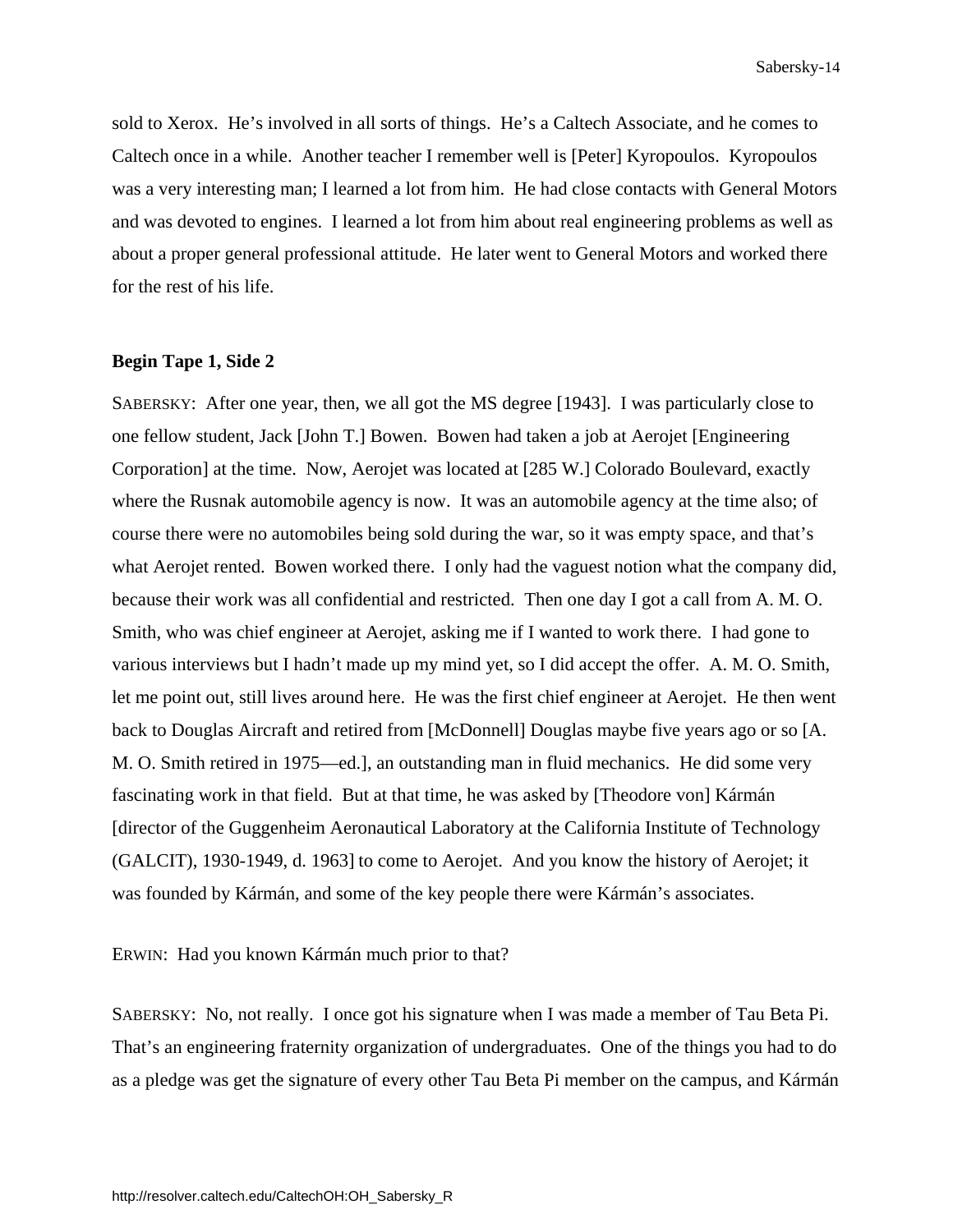sold to Xerox. He's involved in all sorts of things. He's a Caltech Associate, and he comes to Caltech once in a while. Another teacher I remember well is [Peter] Kyropoulos. Kyropoulos was a very interesting man; I learned a lot from him. He had close contacts with General Motors and was devoted to engines. I learned a lot from him about real engineering problems as well as about a proper general professional attitude. He later went to General Motors and worked there for the rest of his life.

**Begin Tape 1, Side 2**

SABERSKY: After one year, then, we all got the MS degree [1943]. I was particularly close to one fellow student, Jack [John T.] Bowen. Bowen had taken a job at Aerojet [Engineering Corporation] at the time. Now, Aerojet was located at [285 W.] Colorado Boulevard, exactly where the Rusnak automobile agency is now. It was an automobile agency at the time also; of course there were no automobiles being sold during the war, so it was empty space, and that's what Aerojet rented. Bowen worked there. I only had the vaguest notion what the company did, because their work was all confidential and restricted. Then one day I got a call from A. M. O. Smith, who was chief engineer at Aerojet, asking me if I wanted to work there. I had gone to various interviews but I hadn't made up my mind yet, so I did accept the offer. A. M. O. Smith, let me point out, still lives around here. He was the first chief engineer at Aerojet. He then went back to Douglas Aircraft and retired from [McDonnell] Douglas maybe five years ago or so [A. M. O. Smith retired in 1975—ed.], an outstanding man in fluid mechanics. He did some very fascinating work in that field. But at that time, he was asked by [Theodore von] Kármán [director of the Guggenheim Aeronautical Laboratory at the California Institute of Technology (GALCIT), 1930-1949, d. 1963] to come to Aerojet. And you know the history of Aerojet; it was founded by Kármán, and some of the key people there were Kármán's associates.

ERWIN: Had you known Kármán much prior to that?

SABERSKY: No, not really. I once got his signature when I was made a member of Tau Beta Pi. That's an engineering fraternity organization of undergraduates. One of the things you had to do as a pledge was get the signature of every other Tau Beta Pi member on the campus, and Kármán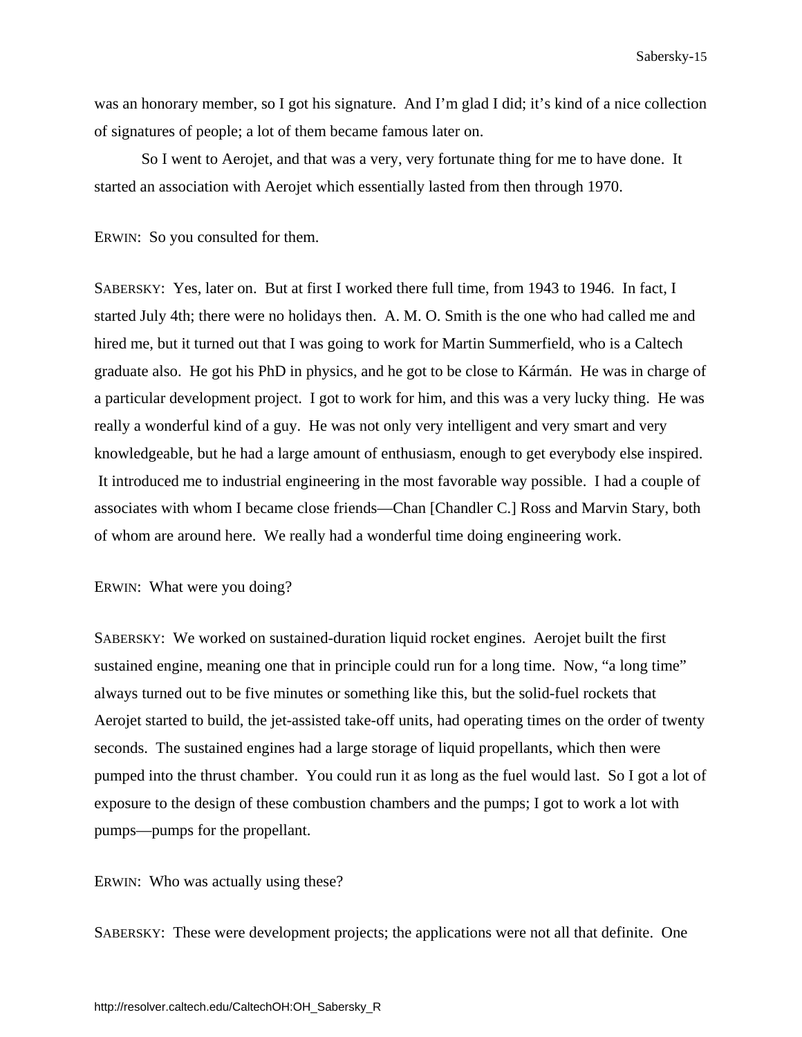was an honorary member, so I got his signature.  And I'm glad I did; it's kind of a nice collection of signatures of people; a lot of them became famous later on.

So I went to Aerojet, and that was a very, very fortunate thing for me to have done.  It started an association with Aerojet which essentially lasted from then through 1970.

ERWIN:  So you consulted for them.

SABERSKY:  Yes, later on.  But at first I worked there full time, from 1943 to 1946.  In fact, I started July 4th; there were no holidays then.  A. M. O. Smith is the one who had called me and hired me, but it turned out that I was going to work for Martin Summerfield, who is a Caltech graduate also.  He got his PhD in physics, and he got to be close to Kármán.  He was in charge of a particular development project.  I got to work for him, and this was a very lucky thing.  He was really a wonderful kind of a guy.  He was not only very intelligent and very smart and very knowledgeable, but he had a large amount of enthusiasm, enough to get everybody else inspired.  It introduced me to industrial engineering in the most favorable way possible.  I had a couple of associates with whom I became close friends—Chan [Chandler C.] Ross and Marvin Stary, both of whom are around here.  We really had a wonderful time doing engineering work.

ERWIN:  What were you doing?

SABERSKY:  We worked on sustained-duration liquid rocket engines.  Aerojet built the first sustained engine, meaning one that in principle could run for a long time.  Now, "a long time" always turned out to be five minutes or something like this, but the solid-fuel rockets that Aerojet started to build, the jet-assisted take-off units, had operating times on the order of twenty seconds.  The sustained engines had a large storage of liquid propellants, which then were pumped into the thrust chamber.  You could run it as long as the fuel would last.  So I got a lot of exposure to the design of these combustion chambers and the pumps; I got to work a lot with pumps—pumps for the propellant.

ERWIN:  Who was actually using these?

SABERSKY:  These were development projects; the applications were not all that definite.  One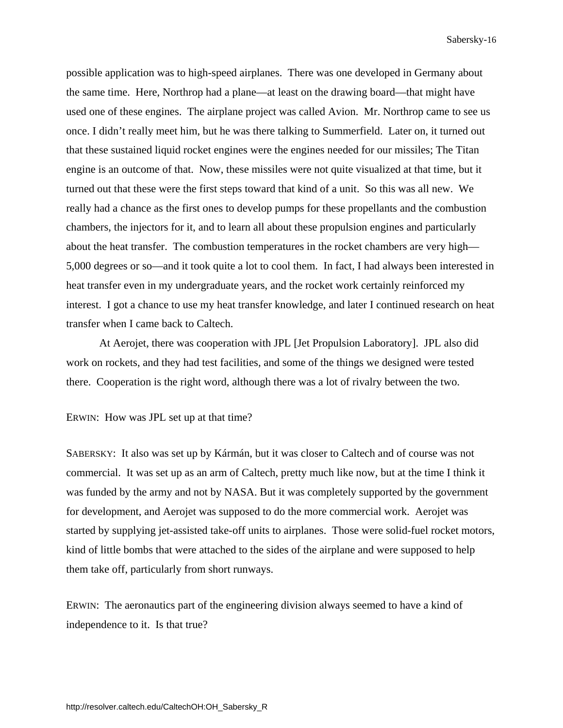possible application was to high-speed airplanes. There was one developed in Germany about the same time. Here, Northrop had a plane—at least on the drawing board—that might have used one of these engines. The airplane project was called Avion. Mr. Northrop came to see us once. I didn't really meet him, but he was there talking to Summerfield. Later on, it turned out that these sustained liquid rocket engines were the engines needed for our missiles; The Titan engine is an outcome of that. Now, these missiles were not quite visualized at that time, but it turned out that these were the first steps toward that kind of a unit. So this was all new. We really had a chance as the first ones to develop pumps for these propellants and the combustion chambers, the injectors for it, and to learn all about these propulsion engines and particularly about the heat transfer. The combustion temperatures in the rocket chambers are very high—5,000 degrees or so—and it took quite a lot to cool them. In fact, I had always been interested in heat transfer even in my undergraduate years, and the rocket work certainly reinforced my interest. I got a chance to use my heat transfer knowledge, and later I continued research on heat transfer when I came back to Caltech.

At Aerojet, there was cooperation with JPL [Jet Propulsion Laboratory]. JPL also did work on rockets, and they had test facilities, and some of the things we designed were tested there. Cooperation is the right word, although there was a lot of rivalry between the two.

ERWIN: How was JPL set up at that time?

SABERSKY: It also was set up by Kármán, but it was closer to Caltech and of course was not commercial. It was set up as an arm of Caltech, pretty much like now, but at the time I think it was funded by the army and not by NASA. But it was completely supported by the government for development, and Aerojet was supposed to do the more commercial work. Aerojet was started by supplying jet-assisted take-off units to airplanes. Those were solid-fuel rocket motors, kind of little bombs that were attached to the sides of the airplane and were supposed to help them take off, particularly from short runways.

ERWIN: The aeronautics part of the engineering division always seemed to have a kind of independence to it. Is that true?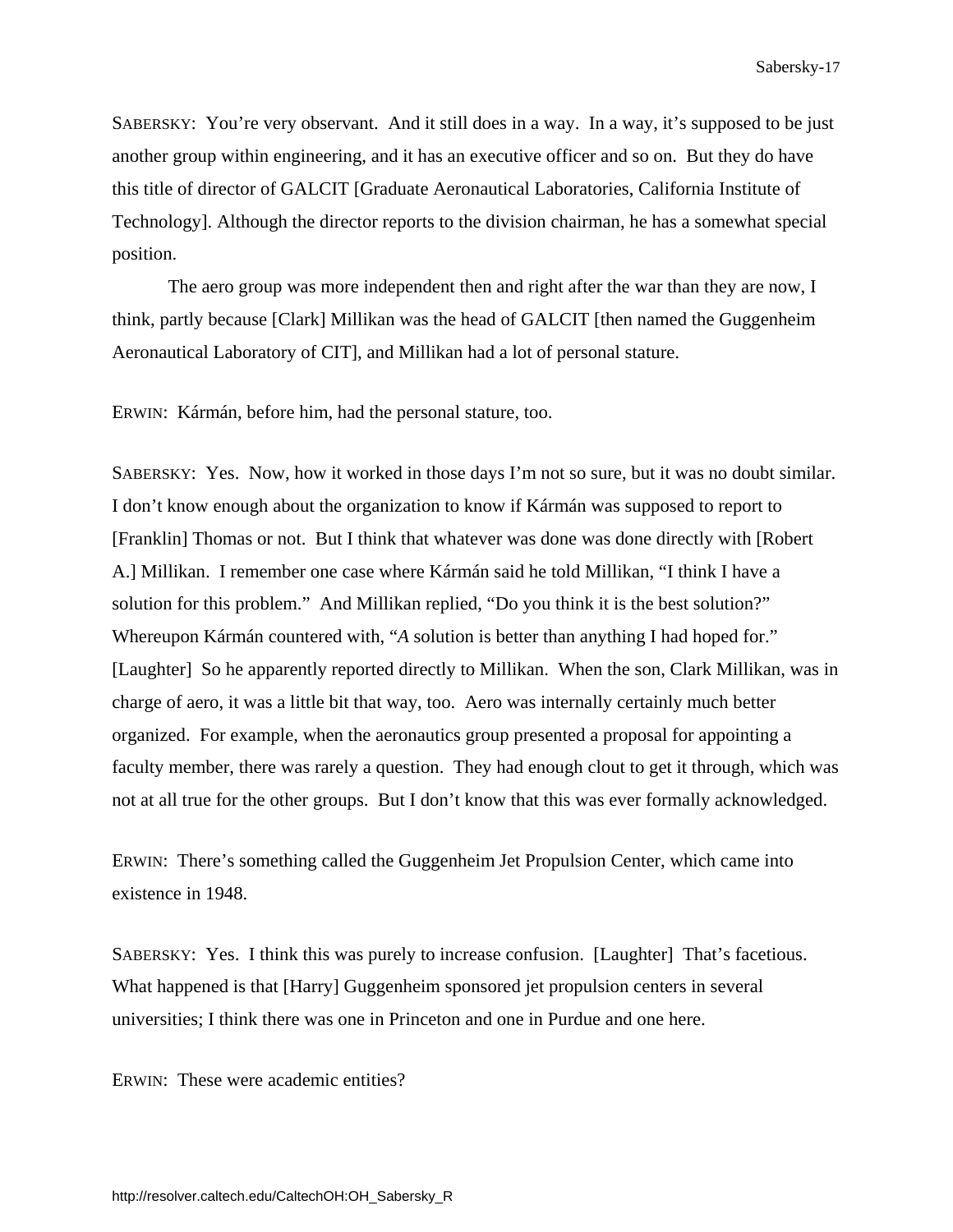SABERSKY: You're very observant. And it still does in a way. In a way, it's supposed to be just another group within engineering, and it has an executive officer and so on. But they do have this title of director of GALCIT [Graduate Aeronautical Laboratories, California Institute of Technology]. Although the director reports to the division chairman, he has a somewhat special position.

The aero group was more independent then and right after the war than they are now, I think, partly because [Clark] Millikan was the head of GALCIT [then named the Guggenheim Aeronautical Laboratory of CIT], and Millikan had a lot of personal stature.

ERWIN: Kármán, before him, had the personal stature, too.

SABERSKY: Yes. Now, how it worked in those days I'm not so sure, but it was no doubt similar. I don't know enough about the organization to know if Kármán was supposed to report to [Franklin] Thomas or not. But I think that whatever was done was done directly with [Robert A.] Millikan. I remember one case where Kármán said he told Millikan, "I think I have a solution for this problem." And Millikan replied, "Do you think it is the best solution?" Whereupon Kármán countered with, "*A* solution is better than anything I had hoped for." [Laughter] So he apparently reported directly to Millikan. When the son, Clark Millikan, was in charge of aero, it was a little bit that way, too. Aero was internally certainly much better organized. For example, when the aeronautics group presented a proposal for appointing a faculty member, there was rarely a question. They had enough clout to get it through, which was not at all true for the other groups. But I don't know that this was ever formally acknowledged.

ERWIN: There's something called the Guggenheim Jet Propulsion Center, which came into existence in 1948.

SABERSKY: Yes. I think this was purely to increase confusion. [Laughter] That's facetious. What happened is that [Harry] Guggenheim sponsored jet propulsion centers in several universities; I think there was one in Princeton and one in Purdue and one here.

ERWIN: These were academic entities?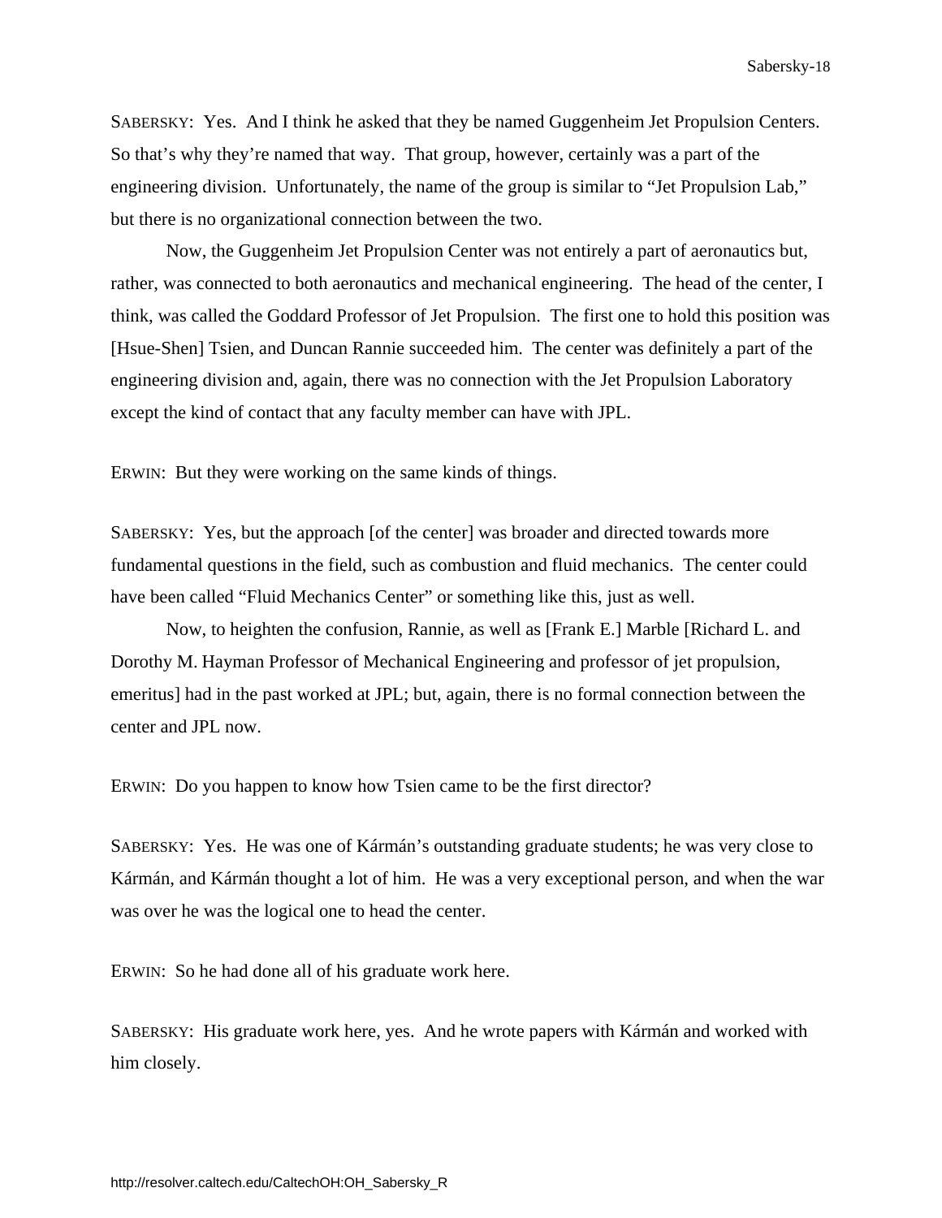SABERSKY: Yes. And I think he asked that they be named Guggenheim Jet Propulsion Centers. So that's why they're named that way. That group, however, certainly was a part of the engineering division. Unfortunately, the name of the group is similar to "Jet Propulsion Lab," but there is no organizational connection between the two.

Now, the Guggenheim Jet Propulsion Center was not entirely a part of aeronautics but, rather, was connected to both aeronautics and mechanical engineering. The head of the center, I think, was called the Goddard Professor of Jet Propulsion. The first one to hold this position was [Hsue-Shen] Tsien, and Duncan Rannie succeeded him. The center was definitely a part of the engineering division and, again, there was no connection with the Jet Propulsion Laboratory except the kind of contact that any faculty member can have with JPL.

ERWIN: But they were working on the same kinds of things.

SABERSKY: Yes, but the approach [of the center] was broader and directed towards more fundamental questions in the field, such as combustion and fluid mechanics. The center could have been called "Fluid Mechanics Center" or something like this, just as well.

Now, to heighten the confusion, Rannie, as well as [Frank E.] Marble [Richard L. and Dorothy M. Hayman Professor of Mechanical Engineering and professor of jet propulsion, emeritus] had in the past worked at JPL; but, again, there is no formal connection between the center and JPL now.

ERWIN: Do you happen to know how Tsien came to be the first director?

SABERSKY: Yes. He was one of Kármán's outstanding graduate students; he was very close to Kármán, and Kármán thought a lot of him. He was a very exceptional person, and when the war was over he was the logical one to head the center.

ERWIN: So he had done all of his graduate work here.

SABERSKY: His graduate work here, yes. And he wrote papers with Kármán and worked with him closely.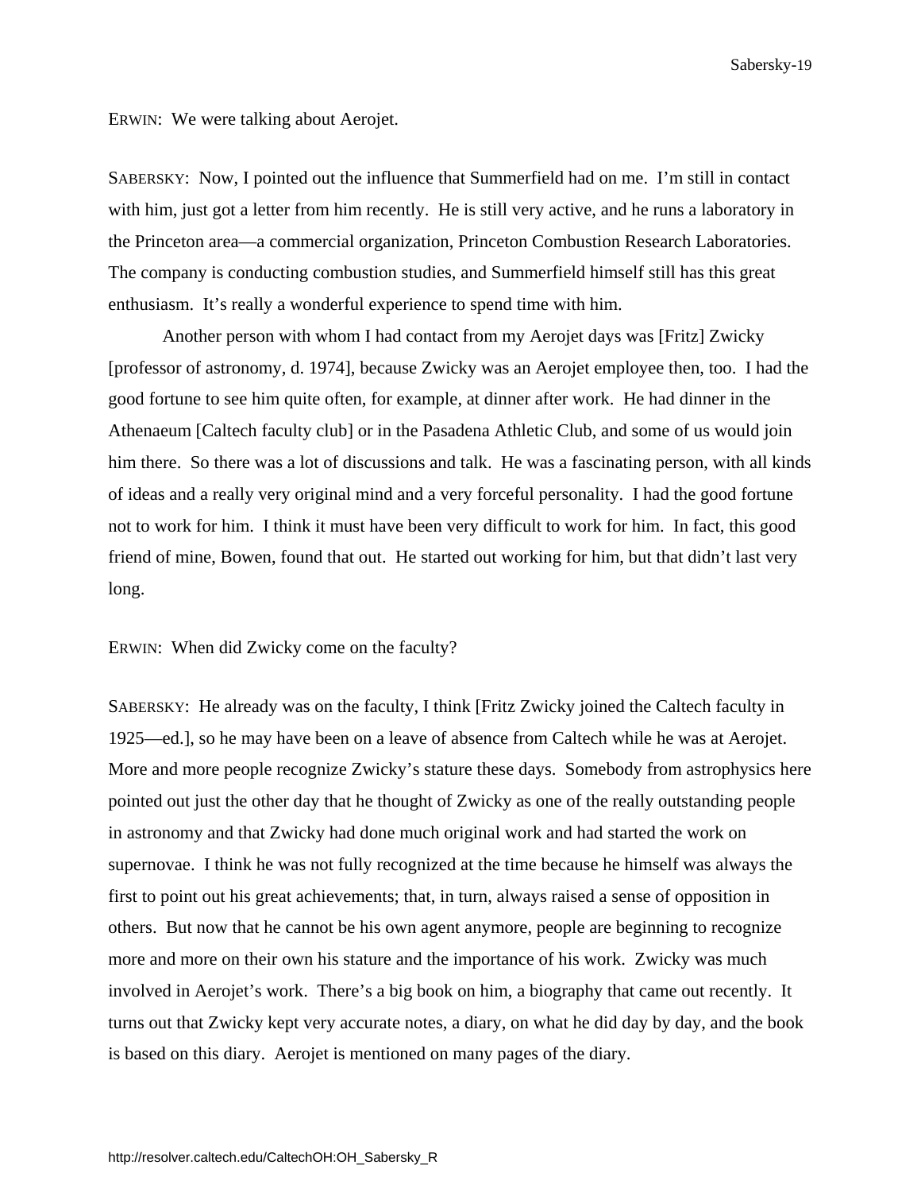ERWIN: We were talking about Aerojet.

SABERSKY: Now, I pointed out the influence that Summerfield had on me. I'm still in contact with him, just got a letter from him recently. He is still very active, and he runs a laboratory in the Princeton area—a commercial organization, Princeton Combustion Research Laboratories. The company is conducting combustion studies, and Summerfield himself still has this great enthusiasm. It's really a wonderful experience to spend time with him.

Another person with whom I had contact from my Aerojet days was [Fritz] Zwicky [professor of astronomy, d. 1974], because Zwicky was an Aerojet employee then, too. I had the good fortune to see him quite often, for example, at dinner after work. He had dinner in the Athenaeum [Caltech faculty club] or in the Pasadena Athletic Club, and some of us would join him there. So there was a lot of discussions and talk. He was a fascinating person, with all kinds of ideas and a really very original mind and a very forceful personality. I had the good fortune not to work for him. I think it must have been very difficult to work for him. In fact, this good friend of mine, Bowen, found that out. He started out working for him, but that didn't last very long.

ERWIN: When did Zwicky come on the faculty?

SABERSKY: He already was on the faculty, I think [Fritz Zwicky joined the Caltech faculty in 1925—ed.], so he may have been on a leave of absence from Caltech while he was at Aerojet. More and more people recognize Zwicky's stature these days. Somebody from astrophysics here pointed out just the other day that he thought of Zwicky as one of the really outstanding people in astronomy and that Zwicky had done much original work and had started the work on supernovae. I think he was not fully recognized at the time because he himself was always the first to point out his great achievements; that, in turn, always raised a sense of opposition in others. But now that he cannot be his own agent anymore, people are beginning to recognize more and more on their own his stature and the importance of his work. Zwicky was much involved in Aerojet's work. There's a big book on him, a biography that came out recently. It turns out that Zwicky kept very accurate notes, a diary, on what he did day by day, and the book is based on this diary. Aerojet is mentioned on many pages of the diary.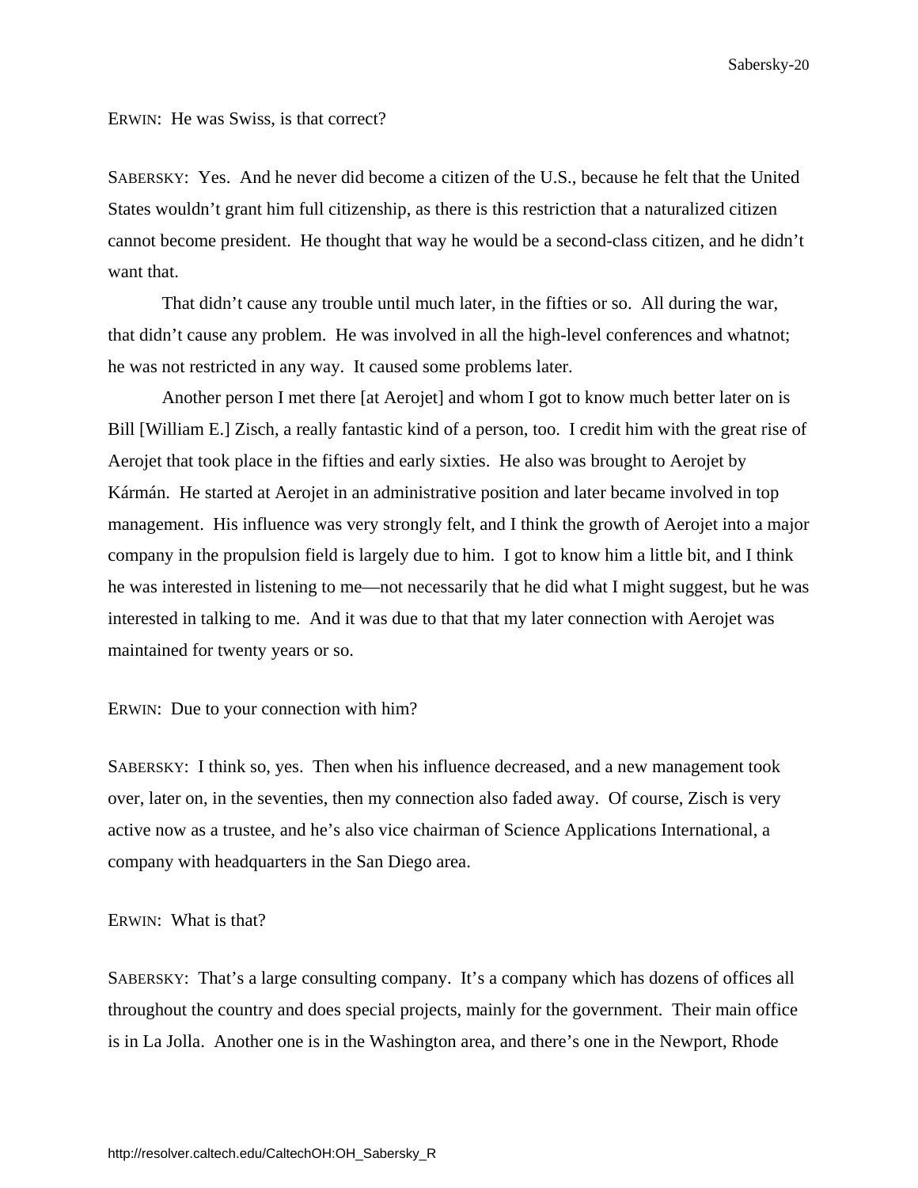ERWIN: He was Swiss, is that correct?

SABERSKY: Yes. And he never did become a citizen of the U.S., because he felt that the United States wouldn't grant him full citizenship, as there is this restriction that a naturalized citizen cannot become president. He thought that way he would be a second-class citizen, and he didn't want that.

That didn't cause any trouble until much later, in the fifties or so. All during the war, that didn't cause any problem. He was involved in all the high-level conferences and whatnot; he was not restricted in any way. It caused some problems later.

Another person I met there [at Aerojet] and whom I got to know much better later on is Bill [William E.] Zisch, a really fantastic kind of a person, too. I credit him with the great rise of Aerojet that took place in the fifties and early sixties. He also was brought to Aerojet by Kármán. He started at Aerojet in an administrative position and later became involved in top management. His influence was very strongly felt, and I think the growth of Aerojet into a major company in the propulsion field is largely due to him. I got to know him a little bit, and I think he was interested in listening to me—not necessarily that he did what I might suggest, but he was interested in talking to me. And it was due to that that my later connection with Aerojet was maintained for twenty years or so.

ERWIN: Due to your connection with him?

SABERSKY: I think so, yes. Then when his influence decreased, and a new management took over, later on, in the seventies, then my connection also faded away. Of course, Zisch is very active now as a trustee, and he's also vice chairman of Science Applications International, a company with headquarters in the San Diego area.

ERWIN: What is that?

SABERSKY: That's a large consulting company. It's a company which has dozens of offices all throughout the country and does special projects, mainly for the government. Their main office is in La Jolla. Another one is in the Washington area, and there's one in the Newport, Rhode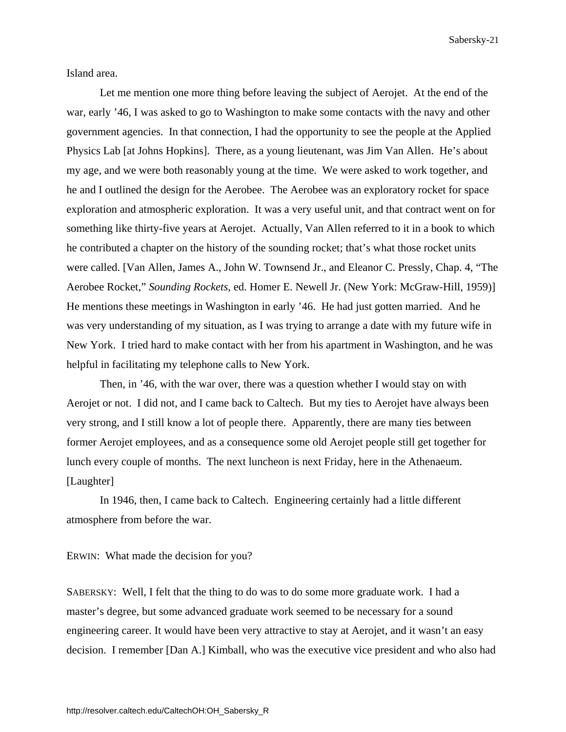Island area.

Let me mention one more thing before leaving the subject of Aerojet. At the end of the war, early ’46, I was asked to go to Washington to make some contacts with the navy and other government agencies. In that connection, I had the opportunity to see the people at the Applied Physics Lab [at Johns Hopkins]. There, as a young lieutenant, was Jim Van Allen. He’s about my age, and we were both reasonably young at the time. We were asked to work together, and he and I outlined the design for the Aerobee. The Aerobee was an exploratory rocket for space exploration and atmospheric exploration. It was a very useful unit, and that contract went on for something like thirty-five years at Aerojet. Actually, Van Allen referred to it in a book to which he contributed a chapter on the history of the sounding rocket; that’s what those rocket units were called. [Van Allen, James A., John W. Townsend Jr., and Eleanor C. Pressly, Chap. 4, “The Aerobee Rocket,” *Sounding Rockets*, ed. Homer E. Newell Jr. (New York: McGraw-Hill, 1959)] He mentions these meetings in Washington in early ’46. He had just gotten married. And he was very understanding of my situation, as I was trying to arrange a date with my future wife in New York. I tried hard to make contact with her from his apartment in Washington, and he was helpful in facilitating my telephone calls to New York.

Then, in ’46, with the war over, there was a question whether I would stay on with Aerojet or not. I did not, and I came back to Caltech. But my ties to Aerojet have always been very strong, and I still know a lot of people there. Apparently, there are many ties between former Aerojet employees, and as a consequence some old Aerojet people still get together for lunch every couple of months. The next luncheon is next Friday, here in the Athenaeum. [Laughter]

In 1946, then, I came back to Caltech. Engineering certainly had a little different atmosphere from before the war.

ERWIN: What made the decision for you?

SABERSKY: Well, I felt that the thing to do was to do some more graduate work. I had a master’s degree, but some advanced graduate work seemed to be necessary for a sound engineering career. It would have been very attractive to stay at Aerojet, and it wasn’t an easy decision. I remember [Dan A.] Kimball, who was the executive vice president and who also had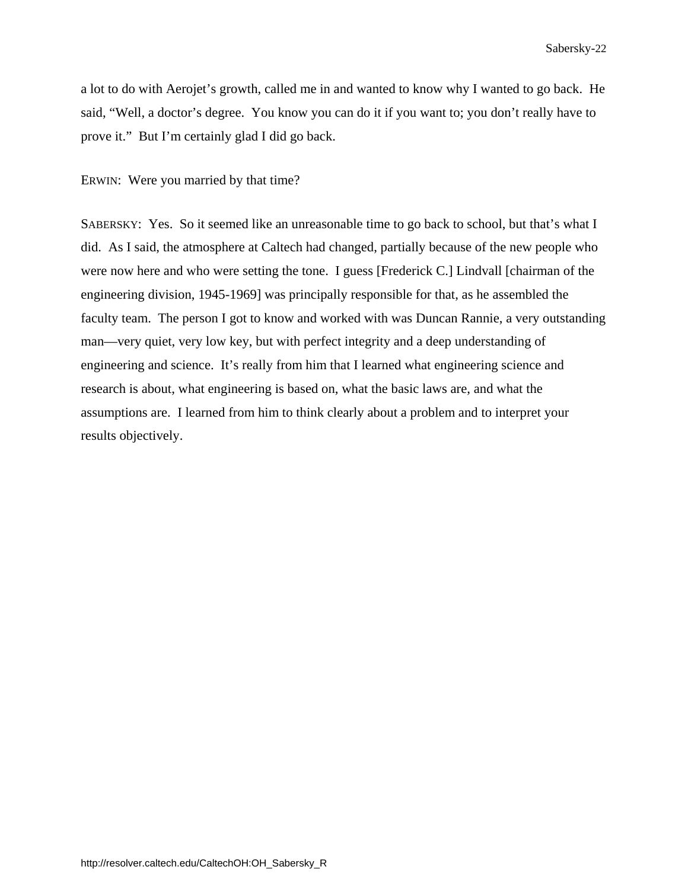a lot to do with Aerojet's growth, called me in and wanted to know why I wanted to go back. He said, "Well, a doctor's degree. You know you can do it if you want to; you don't really have to prove it." But I'm certainly glad I did go back.

ERWIN: Were you married by that time?

SABERSKY: Yes. So it seemed like an unreasonable time to go back to school, but that's what I did. As I said, the atmosphere at Caltech had changed, partially because of the new people who were now here and who were setting the tone. I guess [Frederick C.] Lindvall [chairman of the engineering division, 1945-1969] was principally responsible for that, as he assembled the faculty team. The person I got to know and worked with was Duncan Rannie, a very outstanding man—very quiet, very low key, but with perfect integrity and a deep understanding of engineering and science. It's really from him that I learned what engineering science and research is about, what engineering is based on, what the basic laws are, and what the assumptions are. I learned from him to think clearly about a problem and to interpret your results objectively.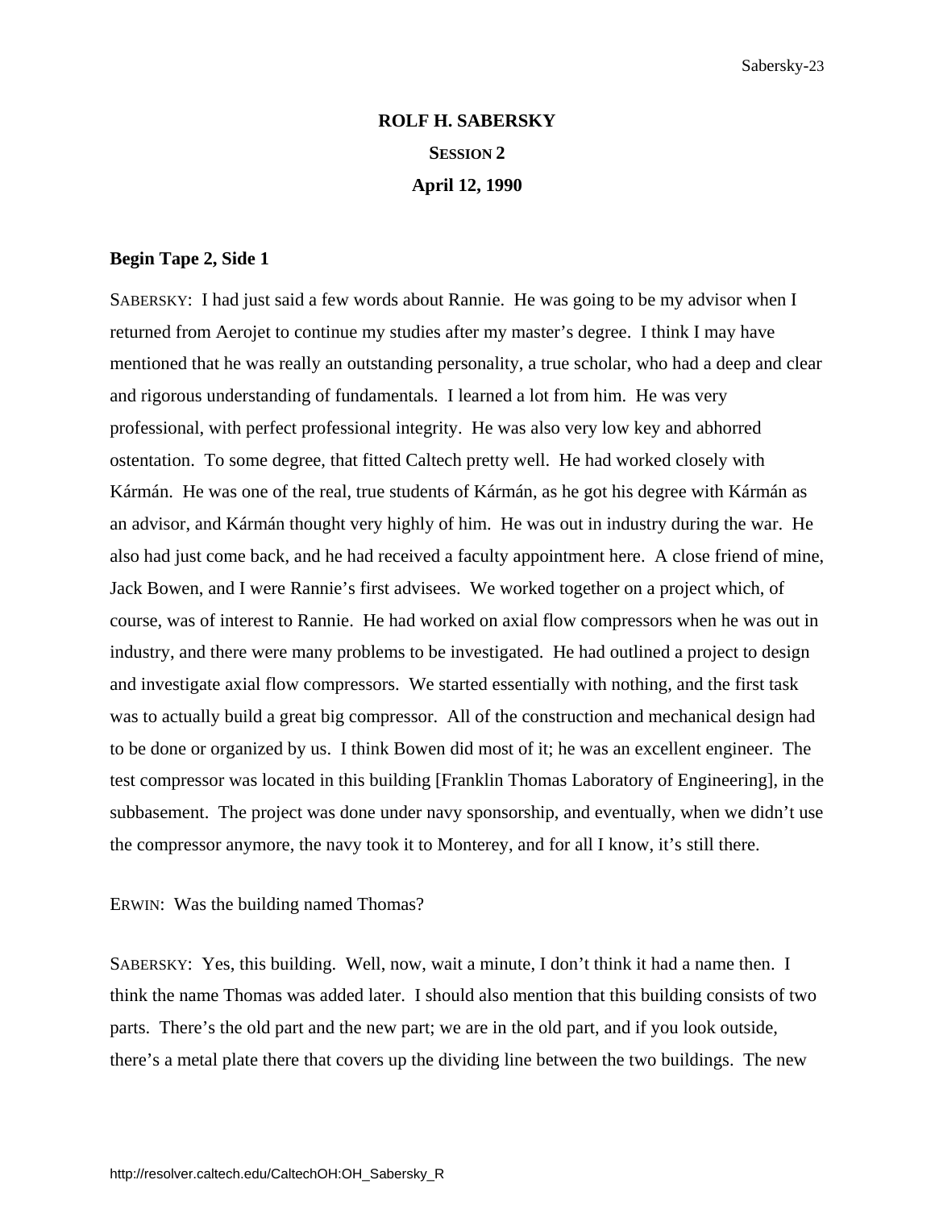# ROLF H. SABERSKY

## SESSION 2

### April 12, 1990

**Begin Tape 2, Side 1**

SABERSKY: I had just said a few words about Rannie. He was going to be my advisor when I returned from Aerojet to continue my studies after my master's degree. I think I may have mentioned that he was really an outstanding personality, a true scholar, who had a deep and clear and rigorous understanding of fundamentals. I learned a lot from him. He was very professional, with perfect professional integrity. He was also very low key and abhorred ostentation. To some degree, that fitted Caltech pretty well. He had worked closely with Kármán. He was one of the real, true students of Kármán, as he got his degree with Kármán as an advisor, and Kármán thought very highly of him. He was out in industry during the war. He also had just come back, and he had received a faculty appointment here. A close friend of mine, Jack Bowen, and I were Rannie's first advisees. We worked together on a project which, of course, was of interest to Rannie. He had worked on axial flow compressors when he was out in industry, and there were many problems to be investigated. He had outlined a project to design and investigate axial flow compressors. We started essentially with nothing, and the first task was to actually build a great big compressor. All of the construction and mechanical design had to be done or organized by us. I think Bowen did most of it; he was an excellent engineer. The test compressor was located in this building [Franklin Thomas Laboratory of Engineering], in the subbasement. The project was done under navy sponsorship, and eventually, when we didn't use the compressor anymore, the navy took it to Monterey, and for all I know, it's still there.

ERWIN: Was the building named Thomas?

SABERSKY: Yes, this building. Well, now, wait a minute, I don't think it had a name then. I think the name Thomas was added later. I should also mention that this building consists of two parts. There's the old part and the new part; we are in the old part, and if you look outside, there's a metal plate there that covers up the dividing line between the two buildings. The new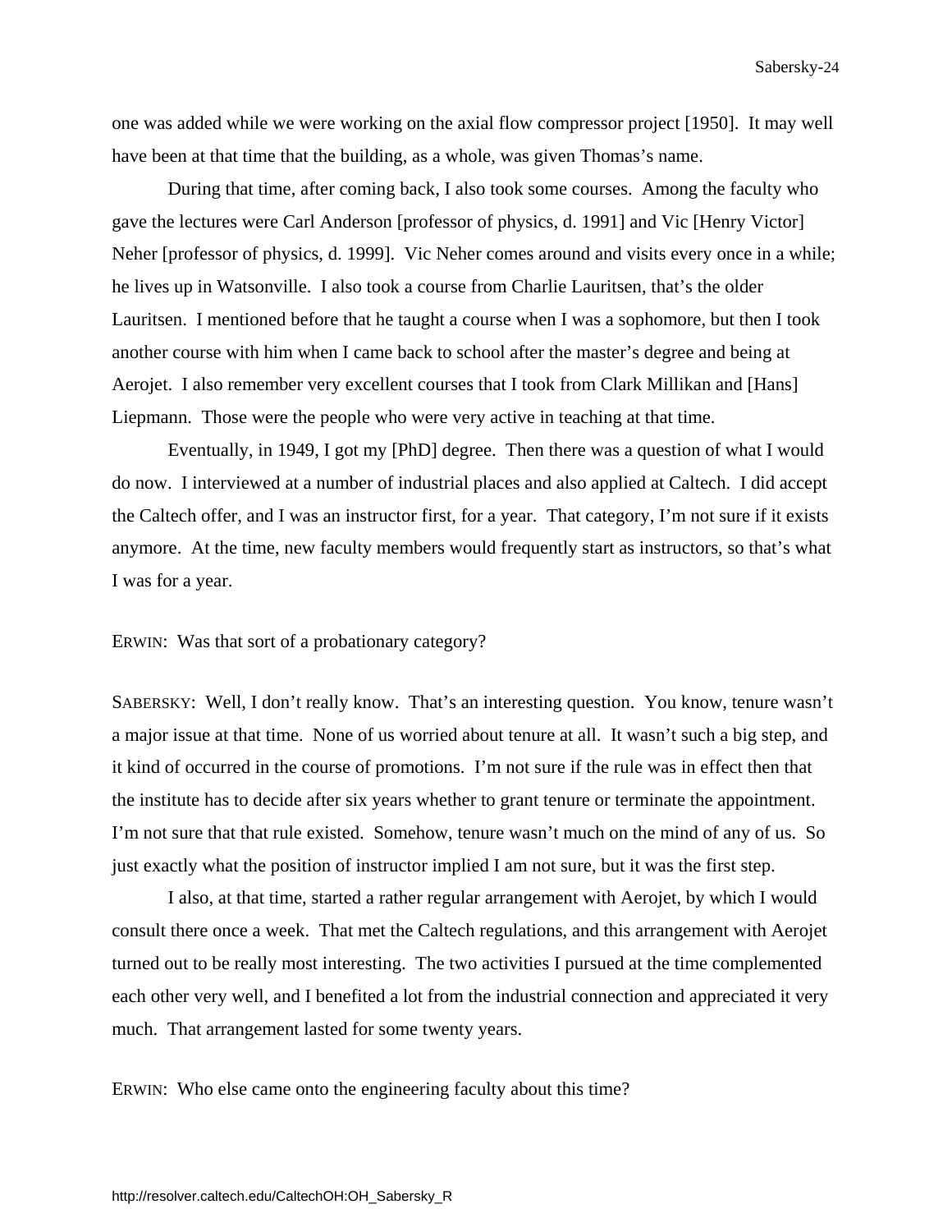one was added while we were working on the axial flow compressor project [1950]. It may well have been at that time that the building, as a whole, was given Thomas's name.

During that time, after coming back, I also took some courses. Among the faculty who gave the lectures were Carl Anderson [professor of physics, d. 1991] and Vic [Henry Victor] Neher [professor of physics, d. 1999]. Vic Neher comes around and visits every once in a while; he lives up in Watsonville. I also took a course from Charlie Lauritsen, that's the older Lauritsen. I mentioned before that he taught a course when I was a sophomore, but then I took another course with him when I came back to school after the master's degree and being at Aerojet. I also remember very excellent courses that I took from Clark Millikan and [Hans] Liepmann. Those were the people who were very active in teaching at that time.

Eventually, in 1949, I got my [PhD] degree. Then there was a question of what I would do now. I interviewed at a number of industrial places and also applied at Caltech. I did accept the Caltech offer, and I was an instructor first, for a year. That category, I'm not sure if it exists anymore. At the time, new faculty members would frequently start as instructors, so that's what I was for a year.

ERWIN: Was that sort of a probationary category?

SABERSKY: Well, I don't really know. That's an interesting question. You know, tenure wasn't a major issue at that time. None of us worried about tenure at all. It wasn't such a big step, and it kind of occurred in the course of promotions. I'm not sure if the rule was in effect then that the institute has to decide after six years whether to grant tenure or terminate the appointment. I'm not sure that that rule existed. Somehow, tenure wasn't much on the mind of any of us. So just exactly what the position of instructor implied I am not sure, but it was the first step.

I also, at that time, started a rather regular arrangement with Aerojet, by which I would consult there once a week. That met the Caltech regulations, and this arrangement with Aerojet turned out to be really most interesting. The two activities I pursued at the time complemented each other very well, and I benefited a lot from the industrial connection and appreciated it very much. That arrangement lasted for some twenty years.

ERWIN: Who else came onto the engineering faculty about this time?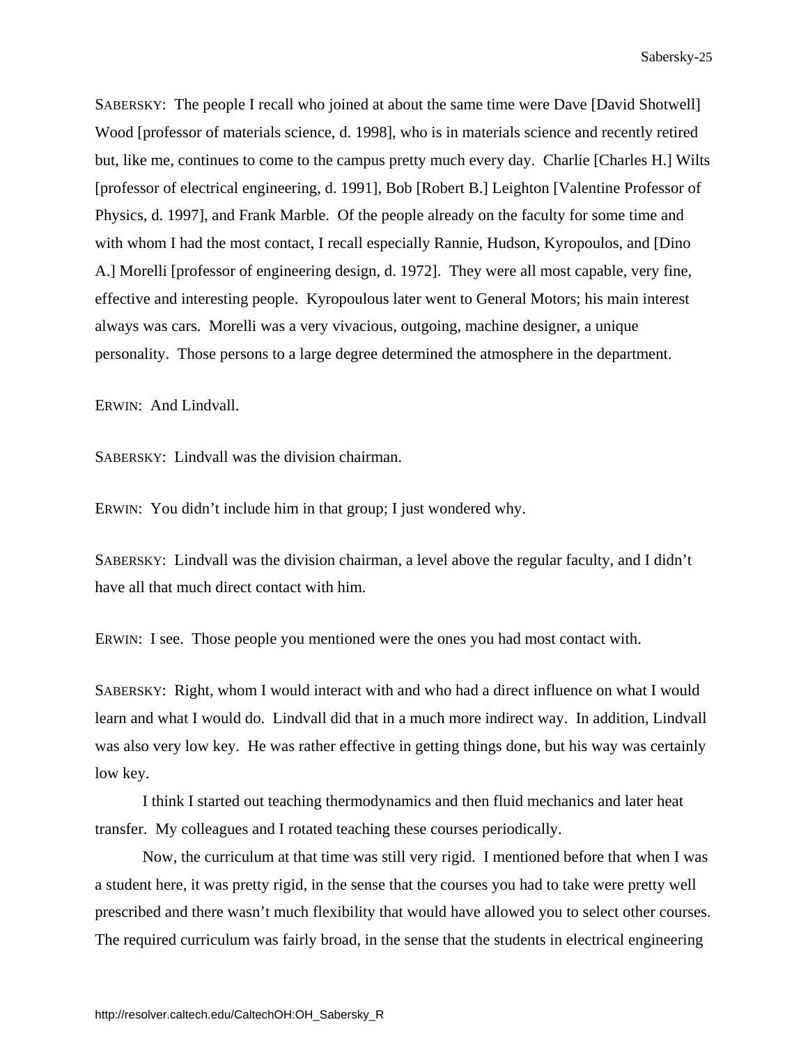SABERSKY: The people I recall who joined at about the same time were Dave [David Shotwell] Wood [professor of materials science, d. 1998], who is in materials science and recently retired but, like me, continues to come to the campus pretty much every day. Charlie [Charles H.] Wilts [professor of electrical engineering, d. 1991], Bob [Robert B.] Leighton [Valentine Professor of Physics, d. 1997], and Frank Marble. Of the people already on the faculty for some time and with whom I had the most contact, I recall especially Rannie, Hudson, Kyropoulos, and [Dino A.] Morelli [professor of engineering design, d. 1972]. They were all most capable, very fine, effective and interesting people. Kyropoulous later went to General Motors; his main interest always was cars. Morelli was a very vivacious, outgoing, machine designer, a unique personality. Those persons to a large degree determined the atmosphere in the department.

ERWIN: And Lindvall.

SABERSKY: Lindvall was the division chairman.

ERWIN: You didn't include him in that group; I just wondered why.

SABERSKY: Lindvall was the division chairman, a level above the regular faculty, and I didn't have all that much direct contact with him.

ERWIN: I see. Those people you mentioned were the ones you had most contact with.

SABERSKY: Right, whom I would interact with and who had a direct influence on what I would learn and what I would do. Lindvall did that in a much more indirect way. In addition, Lindvall was also very low key. He was rather effective in getting things done, but his way was certainly low key.

I think I started out teaching thermodynamics and then fluid mechanics and later heat transfer. My colleagues and I rotated teaching these courses periodically.

Now, the curriculum at that time was still very rigid. I mentioned before that when I was a student here, it was pretty rigid, in the sense that the courses you had to take were pretty well prescribed and there wasn't much flexibility that would have allowed you to select other courses. The required curriculum was fairly broad, in the sense that the students in electrical engineering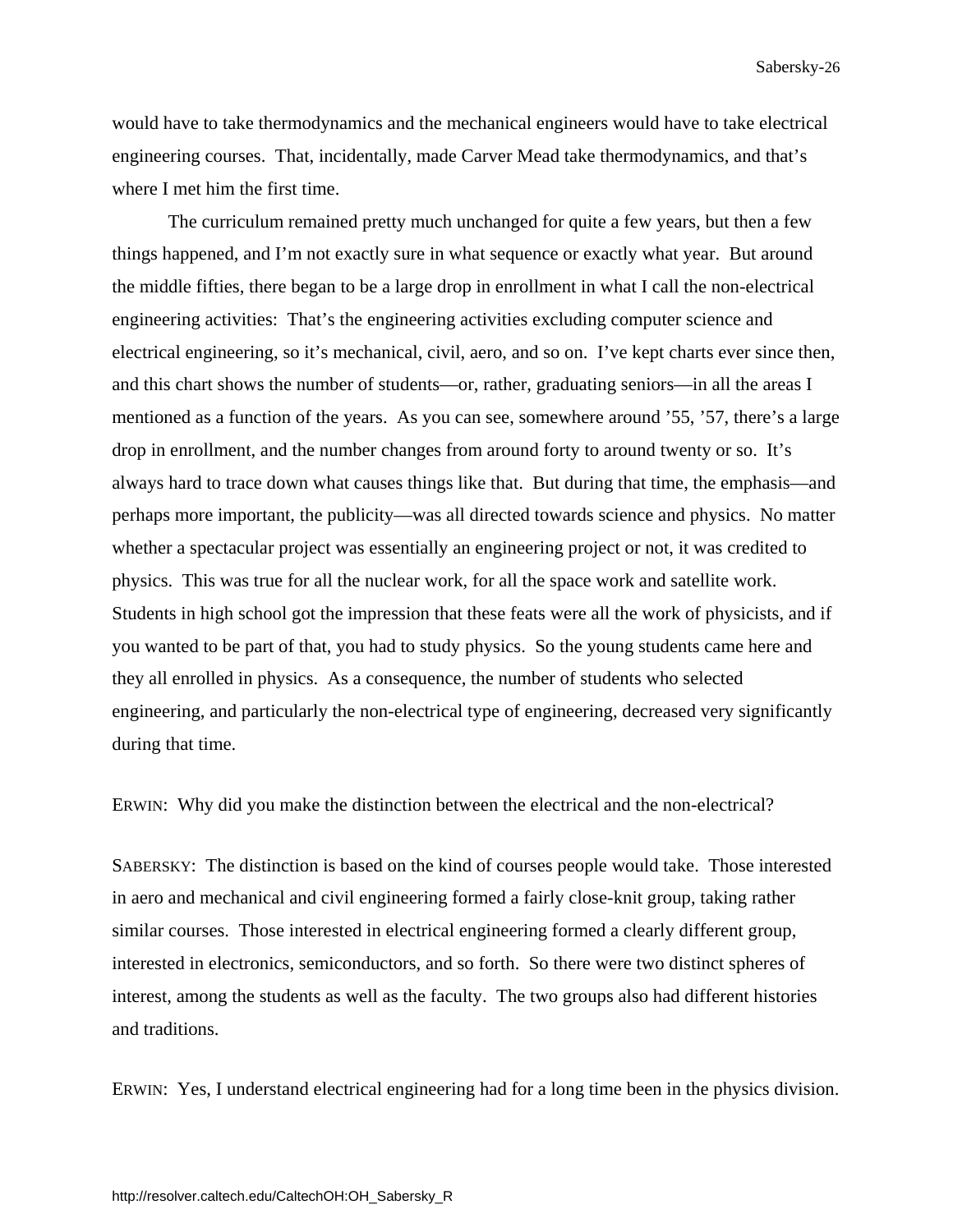would have to take thermodynamics and the mechanical engineers would have to take electrical engineering courses. That, incidentally, made Carver Mead take thermodynamics, and that's where I met him the first time.

The curriculum remained pretty much unchanged for quite a few years, but then a few things happened, and I'm not exactly sure in what sequence or exactly what year. But around the middle fifties, there began to be a large drop in enrollment in what I call the non-electrical engineering activities: That's the engineering activities excluding computer science and electrical engineering, so it's mechanical, civil, aero, and so on. I've kept charts ever since then, and this chart shows the number of students—or, rather, graduating seniors—in all the areas I mentioned as a function of the years. As you can see, somewhere around '55, '57, there's a large drop in enrollment, and the number changes from around forty to around twenty or so. It's always hard to trace down what causes things like that. But during that time, the emphasis—and perhaps more important, the publicity—was all directed towards science and physics. No matter whether a spectacular project was essentially an engineering project or not, it was credited to physics. This was true for all the nuclear work, for all the space work and satellite work. Students in high school got the impression that these feats were all the work of physicists, and if you wanted to be part of that, you had to study physics. So the young students came here and they all enrolled in physics. As a consequence, the number of students who selected engineering, and particularly the non-electrical type of engineering, decreased very significantly during that time.

ERWIN: Why did you make the distinction between the electrical and the non-electrical?

SABERSKY: The distinction is based on the kind of courses people would take. Those interested in aero and mechanical and civil engineering formed a fairly close-knit group, taking rather similar courses. Those interested in electrical engineering formed a clearly different group, interested in electronics, semiconductors, and so forth. So there were two distinct spheres of interest, among the students as well as the faculty. The two groups also had different histories and traditions.

ERWIN: Yes, I understand electrical engineering had for a long time been in the physics division.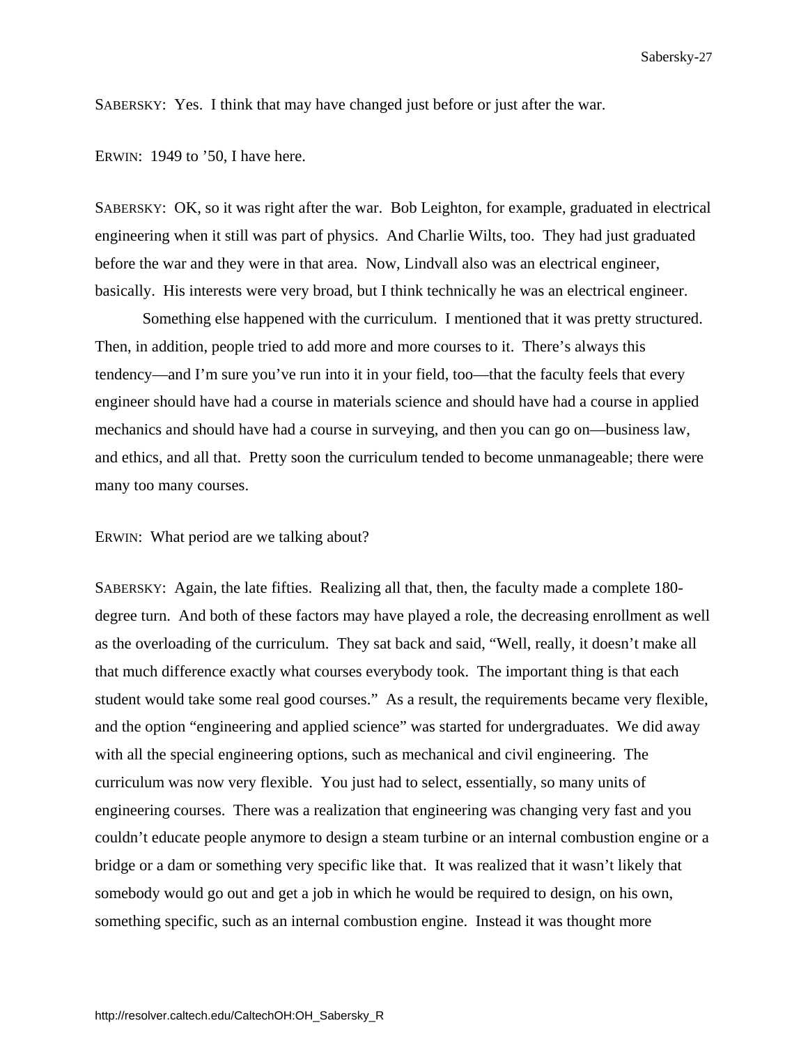SABERSKY: Yes. I think that may have changed just before or just after the war.

ERWIN: 1949 to ’50, I have here.

SABERSKY: OK, so it was right after the war. Bob Leighton, for example, graduated in electrical engineering when it still was part of physics. And Charlie Wilts, too. They had just graduated before the war and they were in that area. Now, Lindvall also was an electrical engineer, basically. His interests were very broad, but I think technically he was an electrical engineer.

Something else happened with the curriculum. I mentioned that it was pretty structured. Then, in addition, people tried to add more and more courses to it. There’s always this tendency—and I’m sure you’ve run into it in your field, too—that the faculty feels that every engineer should have had a course in materials science and should have had a course in applied mechanics and should have had a course in surveying, and then you can go on—business law, and ethics, and all that. Pretty soon the curriculum tended to become unmanageable; there were many too many courses.

ERWIN: What period are we talking about?

SABERSKY: Again, the late fifties. Realizing all that, then, the faculty made a complete 180-degree turn. And both of these factors may have played a role, the decreasing enrollment as well as the overloading of the curriculum. They sat back and said, “Well, really, it doesn’t make all that much difference exactly what courses everybody took. The important thing is that each student would take some real good courses.” As a result, the requirements became very flexible, and the option “engineering and applied science” was started for undergraduates. We did away with all the special engineering options, such as mechanical and civil engineering. The curriculum was now very flexible. You just had to select, essentially, so many units of engineering courses. There was a realization that engineering was changing very fast and you couldn’t educate people anymore to design a steam turbine or an internal combustion engine or a bridge or a dam or something very specific like that. It was realized that it wasn’t likely that somebody would go out and get a job in which he would be required to design, on his own, something specific, such as an internal combustion engine. Instead it was thought more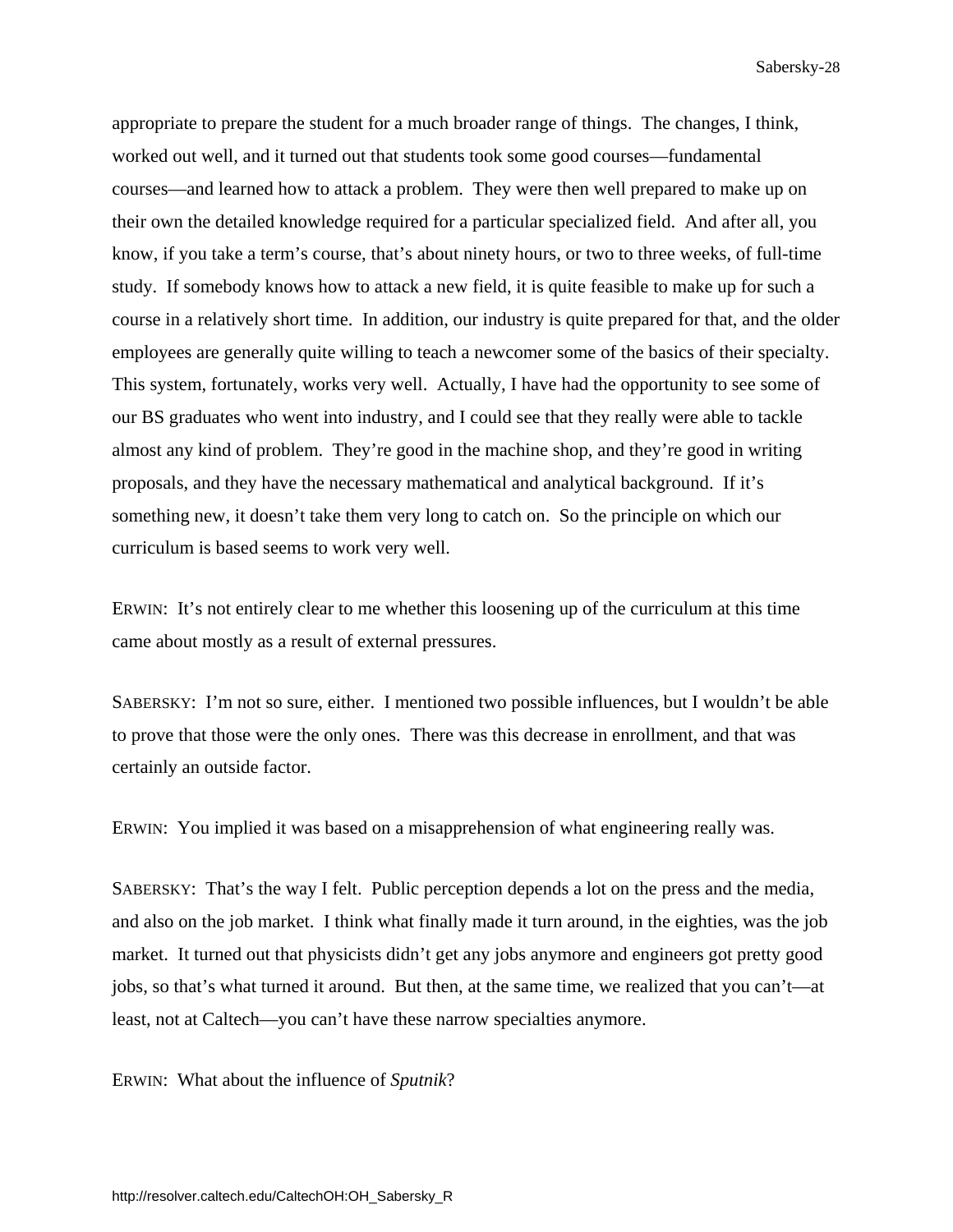appropriate to prepare the student for a much broader range of things. The changes, I think, worked out well, and it turned out that students took some good courses—fundamental courses—and learned how to attack a problem. They were then well prepared to make up on their own the detailed knowledge required for a particular specialized field. And after all, you know, if you take a term's course, that's about ninety hours, or two to three weeks, of full-time study. If somebody knows how to attack a new field, it is quite feasible to make up for such a course in a relatively short time. In addition, our industry is quite prepared for that, and the older employees are generally quite willing to teach a newcomer some of the basics of their specialty. This system, fortunately, works very well. Actually, I have had the opportunity to see some of our BS graduates who went into industry, and I could see that they really were able to tackle almost any kind of problem. They're good in the machine shop, and they're good in writing proposals, and they have the necessary mathematical and analytical background. If it's something new, it doesn't take them very long to catch on. So the principle on which our curriculum is based seems to work very well.

ERWIN: It's not entirely clear to me whether this loosening up of the curriculum at this time came about mostly as a result of external pressures.

SABERSKY: I'm not so sure, either. I mentioned two possible influences, but I wouldn't be able to prove that those were the only ones. There was this decrease in enrollment, and that was certainly an outside factor.

ERWIN: You implied it was based on a misapprehension of what engineering really was.

SABERSKY: That's the way I felt. Public perception depends a lot on the press and the media, and also on the job market. I think what finally made it turn around, in the eighties, was the job market. It turned out that physicists didn't get any jobs anymore and engineers got pretty good jobs, so that's what turned it around. But then, at the same time, we realized that you can't—at least, not at Caltech—you can't have these narrow specialties anymore.

ERWIN: What about the influence of *Sputnik*?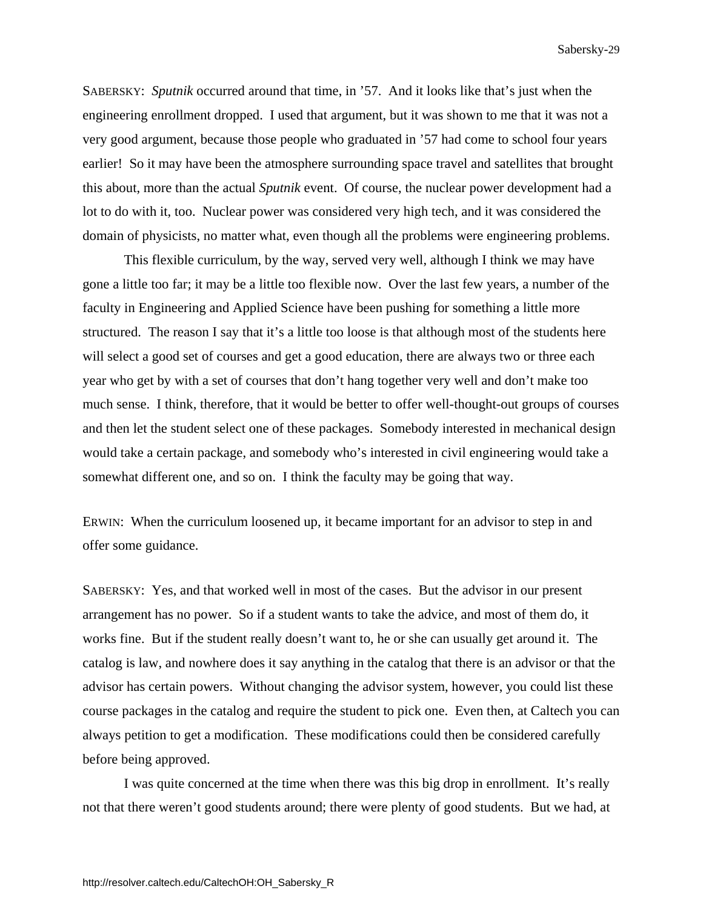SABERSKY: *Sputnik* occurred around that time, in '57. And it looks like that's just when the engineering enrollment dropped. I used that argument, but it was shown to me that it was not a very good argument, because those people who graduated in '57 had come to school four years earlier! So it may have been the atmosphere surrounding space travel and satellites that brought this about, more than the actual *Sputnik* event. Of course, the nuclear power development had a lot to do with it, too. Nuclear power was considered very high tech, and it was considered the domain of physicists, no matter what, even though all the problems were engineering problems.

This flexible curriculum, by the way, served very well, although I think we may have gone a little too far; it may be a little too flexible now. Over the last few years, a number of the faculty in Engineering and Applied Science have been pushing for something a little more structured. The reason I say that it's a little too loose is that although most of the students here will select a good set of courses and get a good education, there are always two or three each year who get by with a set of courses that don't hang together very well and don't make too much sense. I think, therefore, that it would be better to offer well-thought-out groups of courses and then let the student select one of these packages. Somebody interested in mechanical design would take a certain package, and somebody who's interested in civil engineering would take a somewhat different one, and so on. I think the faculty may be going that way.

ERWIN: When the curriculum loosened up, it became important for an advisor to step in and offer some guidance.

SABERSKY: Yes, and that worked well in most of the cases. But the advisor in our present arrangement has no power. So if a student wants to take the advice, and most of them do, it works fine. But if the student really doesn't want to, he or she can usually get around it. The catalog is law, and nowhere does it say anything in the catalog that there is an advisor or that the advisor has certain powers. Without changing the advisor system, however, you could list these course packages in the catalog and require the student to pick one. Even then, at Caltech you can always petition to get a modification. These modifications could then be considered carefully before being approved.

I was quite concerned at the time when there was this big drop in enrollment. It's really not that there weren't good students around; there were plenty of good students. But we had, at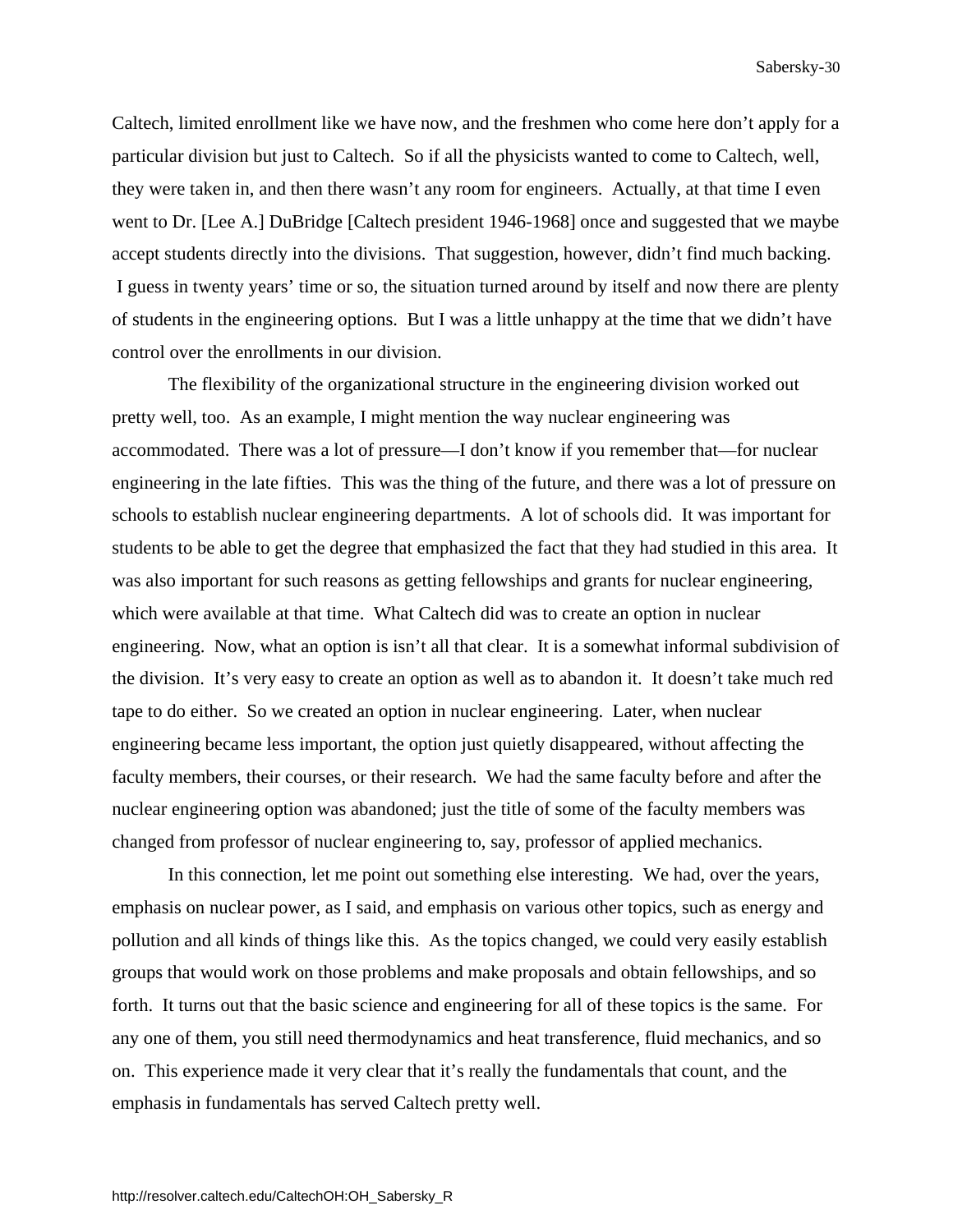Caltech, limited enrollment like we have now, and the freshmen who come here don't apply for a particular division but just to Caltech. So if all the physicists wanted to come to Caltech, well, they were taken in, and then there wasn't any room for engineers. Actually, at that time I even went to Dr. [Lee A.] DuBridge [Caltech president 1946-1968] once and suggested that we maybe accept students directly into the divisions. That suggestion, however, didn't find much backing. I guess in twenty years' time or so, the situation turned around by itself and now there are plenty of students in the engineering options. But I was a little unhappy at the time that we didn't have control over the enrollments in our division.

The flexibility of the organizational structure in the engineering division worked out pretty well, too. As an example, I might mention the way nuclear engineering was accommodated. There was a lot of pressure—I don't know if you remember that—for nuclear engineering in the late fifties. This was the thing of the future, and there was a lot of pressure on schools to establish nuclear engineering departments. A lot of schools did. It was important for students to be able to get the degree that emphasized the fact that they had studied in this area. It was also important for such reasons as getting fellowships and grants for nuclear engineering, which were available at that time. What Caltech did was to create an option in nuclear engineering. Now, what an option is isn't all that clear. It is a somewhat informal subdivision of the division. It's very easy to create an option as well as to abandon it. It doesn't take much red tape to do either. So we created an option in nuclear engineering. Later, when nuclear engineering became less important, the option just quietly disappeared, without affecting the faculty members, their courses, or their research. We had the same faculty before and after the nuclear engineering option was abandoned; just the title of some of the faculty members was changed from professor of nuclear engineering to, say, professor of applied mechanics.

In this connection, let me point out something else interesting. We had, over the years, emphasis on nuclear power, as I said, and emphasis on various other topics, such as energy and pollution and all kinds of things like this. As the topics changed, we could very easily establish groups that would work on those problems and make proposals and obtain fellowships, and so forth. It turns out that the basic science and engineering for all of these topics is the same. For any one of them, you still need thermodynamics and heat transference, fluid mechanics, and so on. This experience made it very clear that it's really the fundamentals that count, and the emphasis in fundamentals has served Caltech pretty well.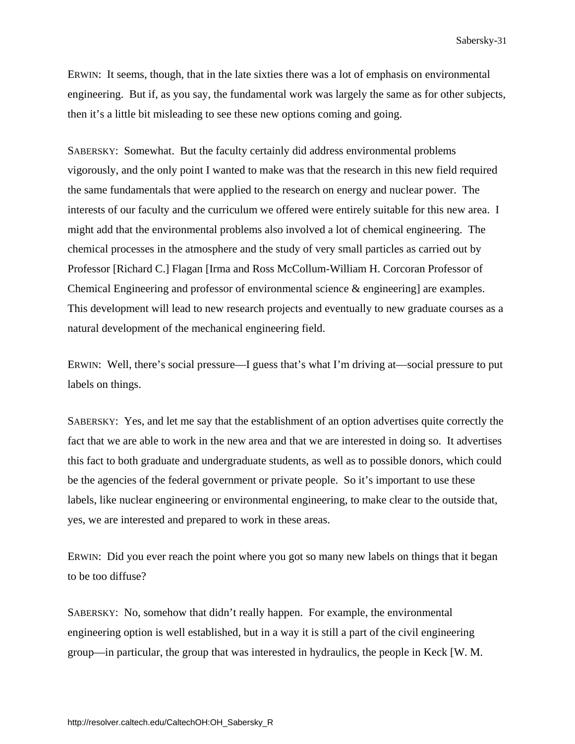ERWIN: It seems, though, that in the late sixties there was a lot of emphasis on environmental engineering. But if, as you say, the fundamental work was largely the same as for other subjects, then it's a little bit misleading to see these new options coming and going.

SABERSKY: Somewhat. But the faculty certainly did address environmental problems vigorously, and the only point I wanted to make was that the research in this new field required the same fundamentals that were applied to the research on energy and nuclear power. The interests of our faculty and the curriculum we offered were entirely suitable for this new area. I might add that the environmental problems also involved a lot of chemical engineering. The chemical processes in the atmosphere and the study of very small particles as carried out by Professor [Richard C.] Flagan [Irma and Ross McCollum-William H. Corcoran Professor of Chemical Engineering and professor of environmental science & engineering] are examples. This development will lead to new research projects and eventually to new graduate courses as a natural development of the mechanical engineering field.

ERWIN: Well, there's social pressure—I guess that's what I'm driving at—social pressure to put labels on things.

SABERSKY: Yes, and let me say that the establishment of an option advertises quite correctly the fact that we are able to work in the new area and that we are interested in doing so. It advertises this fact to both graduate and undergraduate students, as well as to possible donors, which could be the agencies of the federal government or private people. So it's important to use these labels, like nuclear engineering or environmental engineering, to make clear to the outside that, yes, we are interested and prepared to work in these areas.

ERWIN: Did you ever reach the point where you got so many new labels on things that it began to be too diffuse?

SABERSKY: No, somehow that didn't really happen. For example, the environmental engineering option is well established, but in a way it is still a part of the civil engineering group—in particular, the group that was interested in hydraulics, the people in Keck [W. M.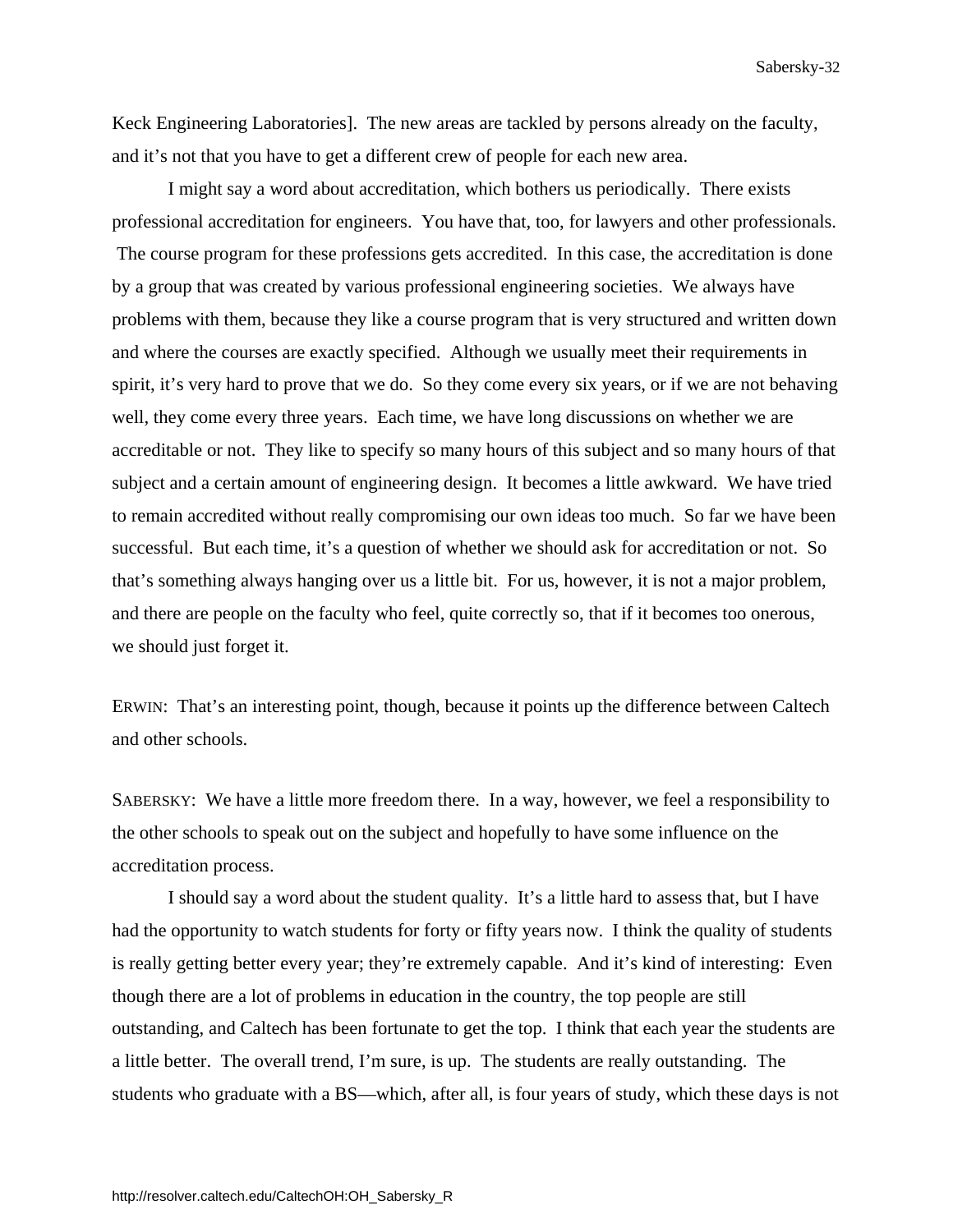Keck Engineering Laboratories]. The new areas are tackled by persons already on the faculty, and it's not that you have to get a different crew of people for each new area.

I might say a word about accreditation, which bothers us periodically. There exists professional accreditation for engineers. You have that, too, for lawyers and other professionals. The course program for these professions gets accredited. In this case, the accreditation is done by a group that was created by various professional engineering societies. We always have problems with them, because they like a course program that is very structured and written down and where the courses are exactly specified. Although we usually meet their requirements in spirit, it's very hard to prove that we do. So they come every six years, or if we are not behaving well, they come every three years. Each time, we have long discussions on whether we are accreditable or not. They like to specify so many hours of this subject and so many hours of that subject and a certain amount of engineering design. It becomes a little awkward. We have tried to remain accredited without really compromising our own ideas too much. So far we have been successful. But each time, it's a question of whether we should ask for accreditation or not. So that's something always hanging over us a little bit. For us, however, it is not a major problem, and there are people on the faculty who feel, quite correctly so, that if it becomes too onerous, we should just forget it.

ERWIN: That's an interesting point, though, because it points up the difference between Caltech and other schools.

SABERSKY: We have a little more freedom there. In a way, however, we feel a responsibility to the other schools to speak out on the subject and hopefully to have some influence on the accreditation process.

I should say a word about the student quality. It's a little hard to assess that, but I have had the opportunity to watch students for forty or fifty years now. I think the quality of students is really getting better every year; they're extremely capable. And it's kind of interesting: Even though there are a lot of problems in education in the country, the top people are still outstanding, and Caltech has been fortunate to get the top. I think that each year the students are a little better. The overall trend, I'm sure, is up. The students are really outstanding. The students who graduate with a BS—which, after all, is four years of study, which these days is not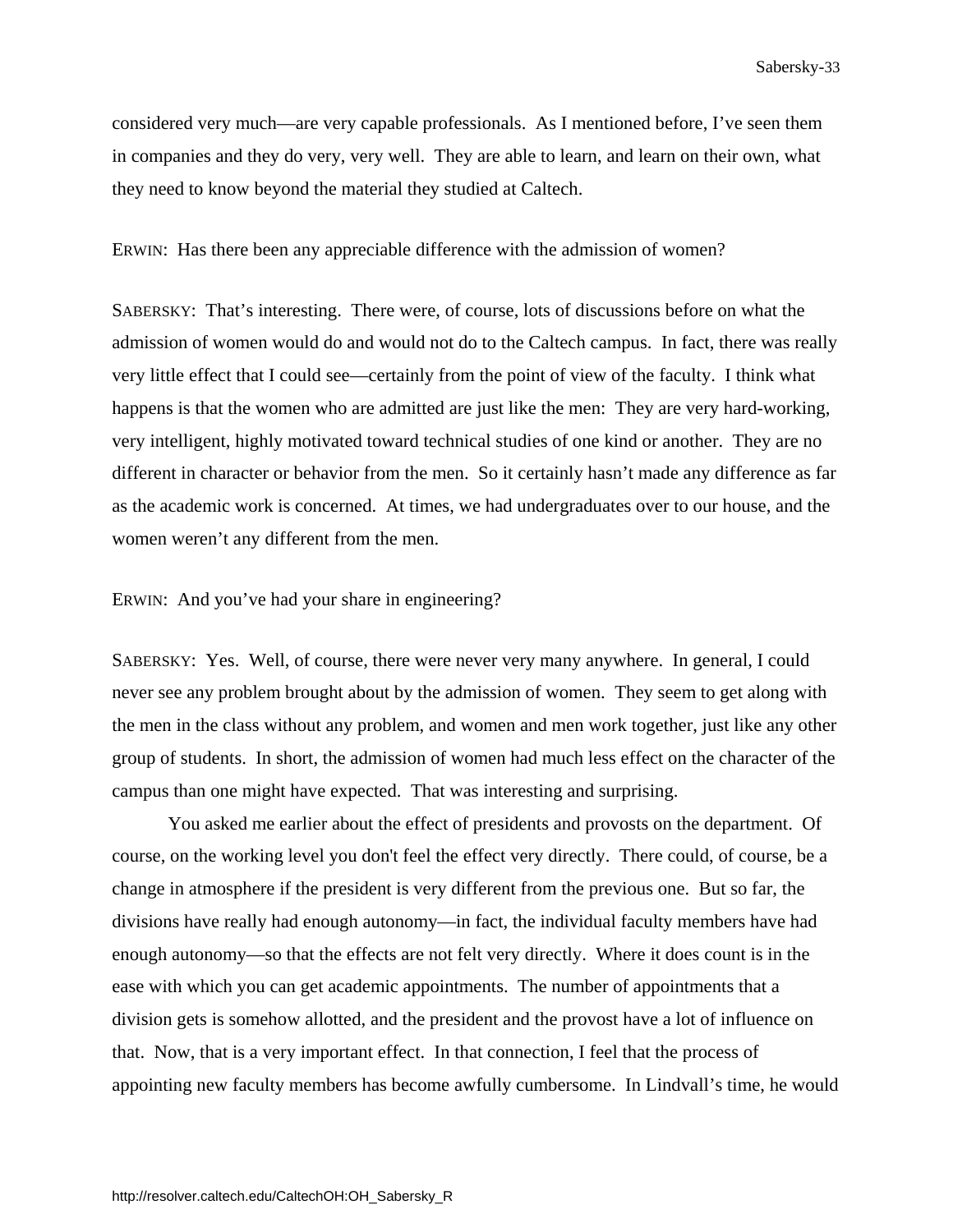considered very much—are very capable professionals. As I mentioned before, I've seen them in companies and they do very, very well. They are able to learn, and learn on their own, what they need to know beyond the material they studied at Caltech.

ERWIN: Has there been any appreciable difference with the admission of women?

SABERSKY: That's interesting. There were, of course, lots of discussions before on what the admission of women would do and would not do to the Caltech campus. In fact, there was really very little effect that I could see—certainly from the point of view of the faculty. I think what happens is that the women who are admitted are just like the men: They are very hard-working, very intelligent, highly motivated toward technical studies of one kind or another. They are no different in character or behavior from the men. So it certainly hasn't made any difference as far as the academic work is concerned. At times, we had undergraduates over to our house, and the women weren't any different from the men.

ERWIN: And you've had your share in engineering?

SABERSKY: Yes. Well, of course, there were never very many anywhere. In general, I could never see any problem brought about by the admission of women. They seem to get along with the men in the class without any problem, and women and men work together, just like any other group of students. In short, the admission of women had much less effect on the character of the campus than one might have expected. That was interesting and surprising.

You asked me earlier about the effect of presidents and provosts on the department. Of course, on the working level you don't feel the effect very directly. There could, of course, be a change in atmosphere if the president is very different from the previous one. But so far, the divisions have really had enough autonomy—in fact, the individual faculty members have had enough autonomy—so that the effects are not felt very directly. Where it does count is in the ease with which you can get academic appointments. The number of appointments that a division gets is somehow allotted, and the president and the provost have a lot of influence on that. Now, that is a very important effect. In that connection, I feel that the process of appointing new faculty members has become awfully cumbersome. In Lindvall's time, he would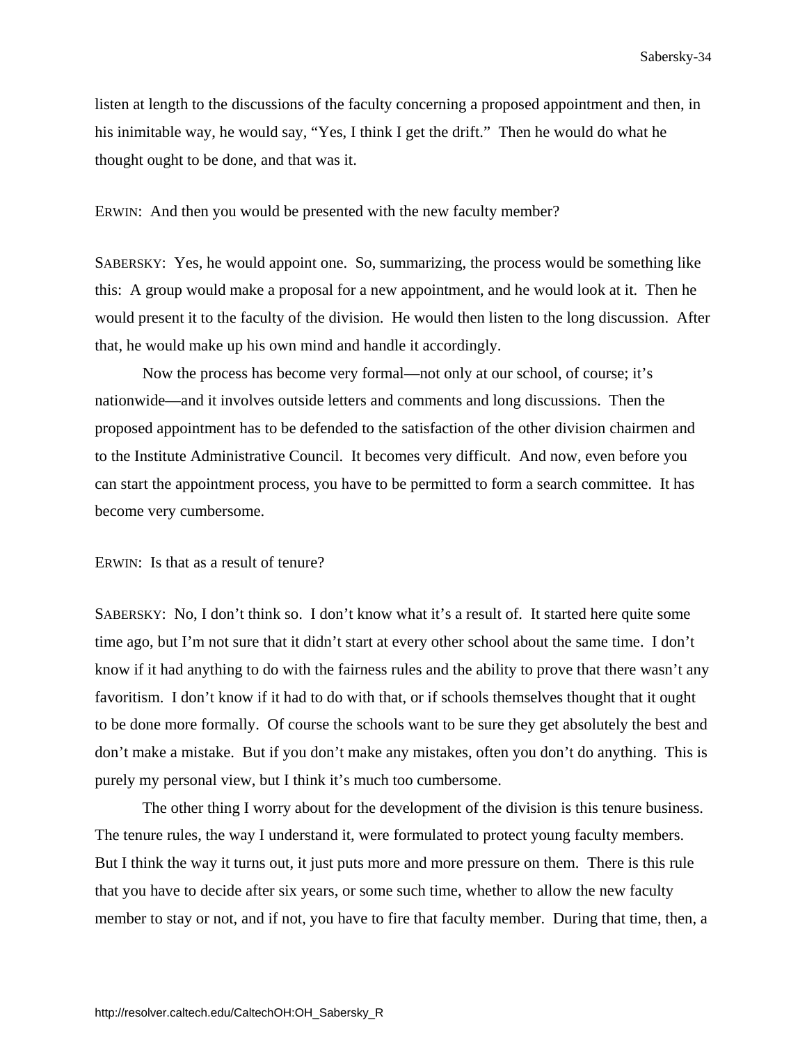listen at length to the discussions of the faculty concerning a proposed appointment and then, in his inimitable way, he would say, "Yes, I think I get the drift." Then he would do what he thought ought to be done, and that was it.

ERWIN: And then you would be presented with the new faculty member?

SABERSKY: Yes, he would appoint one. So, summarizing, the process would be something like this: A group would make a proposal for a new appointment, and he would look at it. Then he would present it to the faculty of the division. He would then listen to the long discussion. After that, he would make up his own mind and handle it accordingly.

Now the process has become very formal—not only at our school, of course; it's nationwide—and it involves outside letters and comments and long discussions. Then the proposed appointment has to be defended to the satisfaction of the other division chairmen and to the Institute Administrative Council. It becomes very difficult. And now, even before you can start the appointment process, you have to be permitted to form a search committee. It has become very cumbersome.

ERWIN: Is that as a result of tenure?

SABERSKY: No, I don't think so. I don't know what it's a result of. It started here quite some time ago, but I'm not sure that it didn't start at every other school about the same time. I don't know if it had anything to do with the fairness rules and the ability to prove that there wasn't any favoritism. I don't know if it had to do with that, or if schools themselves thought that it ought to be done more formally. Of course the schools want to be sure they get absolutely the best and don't make a mistake. But if you don't make any mistakes, often you don't do anything. This is purely my personal view, but I think it's much too cumbersome.

The other thing I worry about for the development of the division is this tenure business. The tenure rules, the way I understand it, were formulated to protect young faculty members. But I think the way it turns out, it just puts more and more pressure on them. There is this rule that you have to decide after six years, or some such time, whether to allow the new faculty member to stay or not, and if not, you have to fire that faculty member. During that time, then, a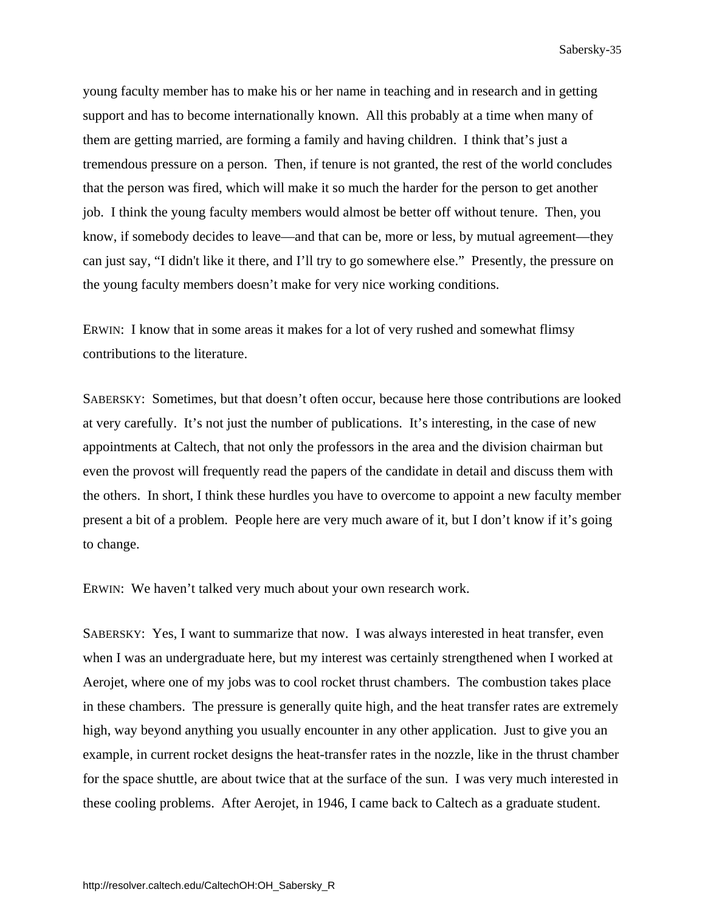young faculty member has to make his or her name in teaching and in research and in getting support and has to become internationally known. All this probably at a time when many of them are getting married, are forming a family and having children. I think that's just a tremendous pressure on a person. Then, if tenure is not granted, the rest of the world concludes that the person was fired, which will make it so much the harder for the person to get another job. I think the young faculty members would almost be better off without tenure. Then, you know, if somebody decides to leave—and that can be, more or less, by mutual agreement—they can just say, "I didn't like it there, and I'll try to go somewhere else." Presently, the pressure on the young faculty members doesn't make for very nice working conditions.

ERWIN: I know that in some areas it makes for a lot of very rushed and somewhat flimsy contributions to the literature.

SABERSKY: Sometimes, but that doesn't often occur, because here those contributions are looked at very carefully. It's not just the number of publications. It's interesting, in the case of new appointments at Caltech, that not only the professors in the area and the division chairman but even the provost will frequently read the papers of the candidate in detail and discuss them with the others. In short, I think these hurdles you have to overcome to appoint a new faculty member present a bit of a problem. People here are very much aware of it, but I don't know if it's going to change.

ERWIN: We haven't talked very much about your own research work.

SABERSKY: Yes, I want to summarize that now. I was always interested in heat transfer, even when I was an undergraduate here, but my interest was certainly strengthened when I worked at Aerojet, where one of my jobs was to cool rocket thrust chambers. The combustion takes place in these chambers. The pressure is generally quite high, and the heat transfer rates are extremely high, way beyond anything you usually encounter in any other application. Just to give you an example, in current rocket designs the heat-transfer rates in the nozzle, like in the thrust chamber for the space shuttle, are about twice that at the surface of the sun. I was very much interested in these cooling problems. After Aerojet, in 1946, I came back to Caltech as a graduate student.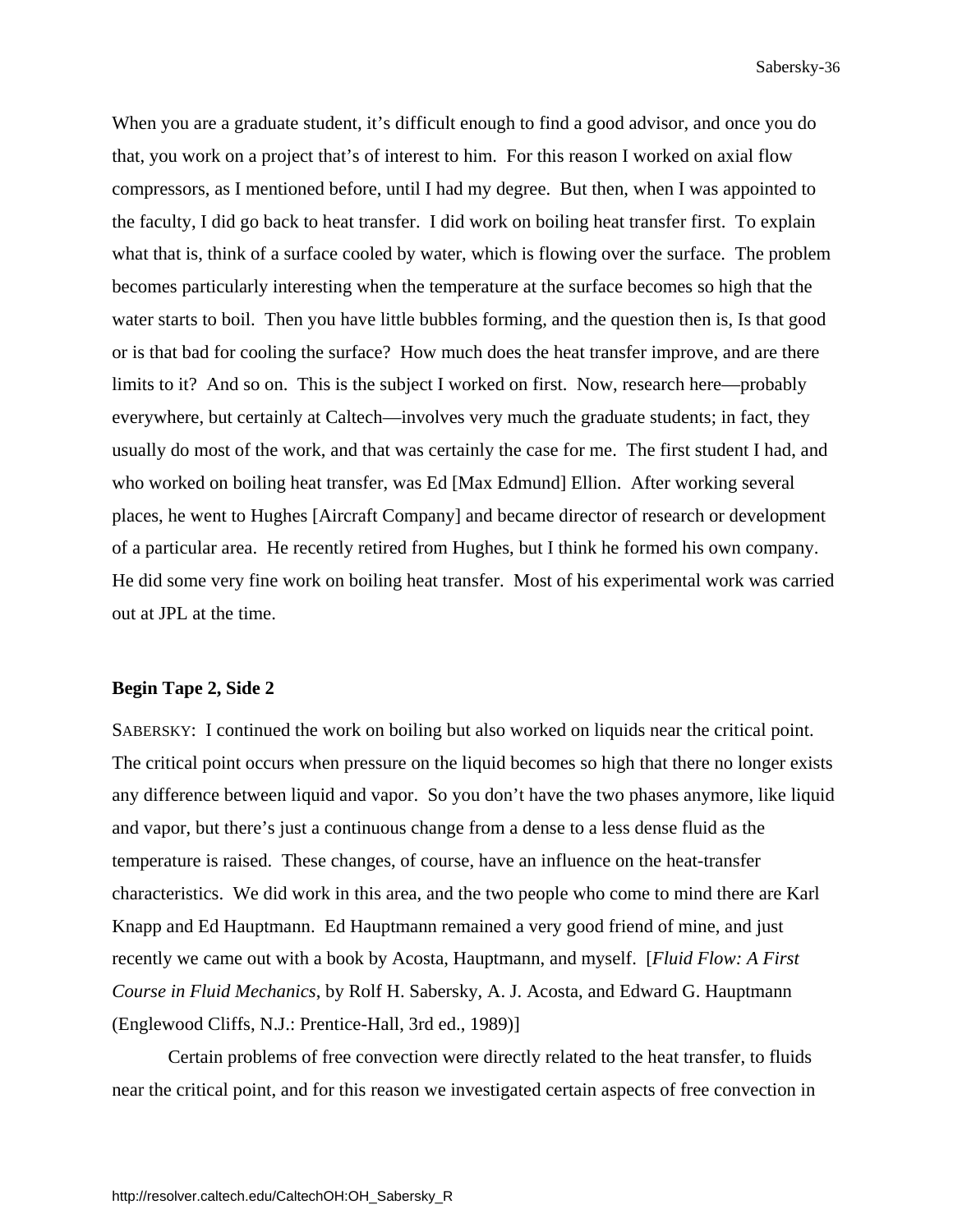When you are a graduate student, it's difficult enough to find a good advisor, and once you do that, you work on a project that's of interest to him. For this reason I worked on axial flow compressors, as I mentioned before, until I had my degree. But then, when I was appointed to the faculty, I did go back to heat transfer. I did work on boiling heat transfer first. To explain what that is, think of a surface cooled by water, which is flowing over the surface. The problem becomes particularly interesting when the temperature at the surface becomes so high that the water starts to boil. Then you have little bubbles forming, and the question then is, Is that good or is that bad for cooling the surface? How much does the heat transfer improve, and are there limits to it? And so on. This is the subject I worked on first. Now, research here—probably everywhere, but certainly at Caltech—involves very much the graduate students; in fact, they usually do most of the work, and that was certainly the case for me. The first student I had, and who worked on boiling heat transfer, was Ed [Max Edmund] Ellion. After working several places, he went to Hughes [Aircraft Company] and became director of research or development of a particular area. He recently retired from Hughes, but I think he formed his own company. He did some very fine work on boiling heat transfer. Most of his experimental work was carried out at JPL at the time.

**Begin Tape 2, Side 2**

SABERSKY: I continued the work on boiling but also worked on liquids near the critical point. The critical point occurs when pressure on the liquid becomes so high that there no longer exists any difference between liquid and vapor. So you don't have the two phases anymore, like liquid and vapor, but there's just a continuous change from a dense to a less dense fluid as the temperature is raised. These changes, of course, have an influence on the heat-transfer characteristics. We did work in this area, and the two people who come to mind there are Karl Knapp and Ed Hauptmann. Ed Hauptmann remained a very good friend of mine, and just recently we came out with a book by Acosta, Hauptmann, and myself. [*Fluid Flow: A First Course in Fluid Mechanics*, by Rolf H. Sabersky, A. J. Acosta, and Edward G. Hauptmann (Englewood Cliffs, N.J.: Prentice-Hall, 3rd ed., 1989)]

Certain problems of free convection were directly related to the heat transfer, to fluids near the critical point, and for this reason we investigated certain aspects of free convection in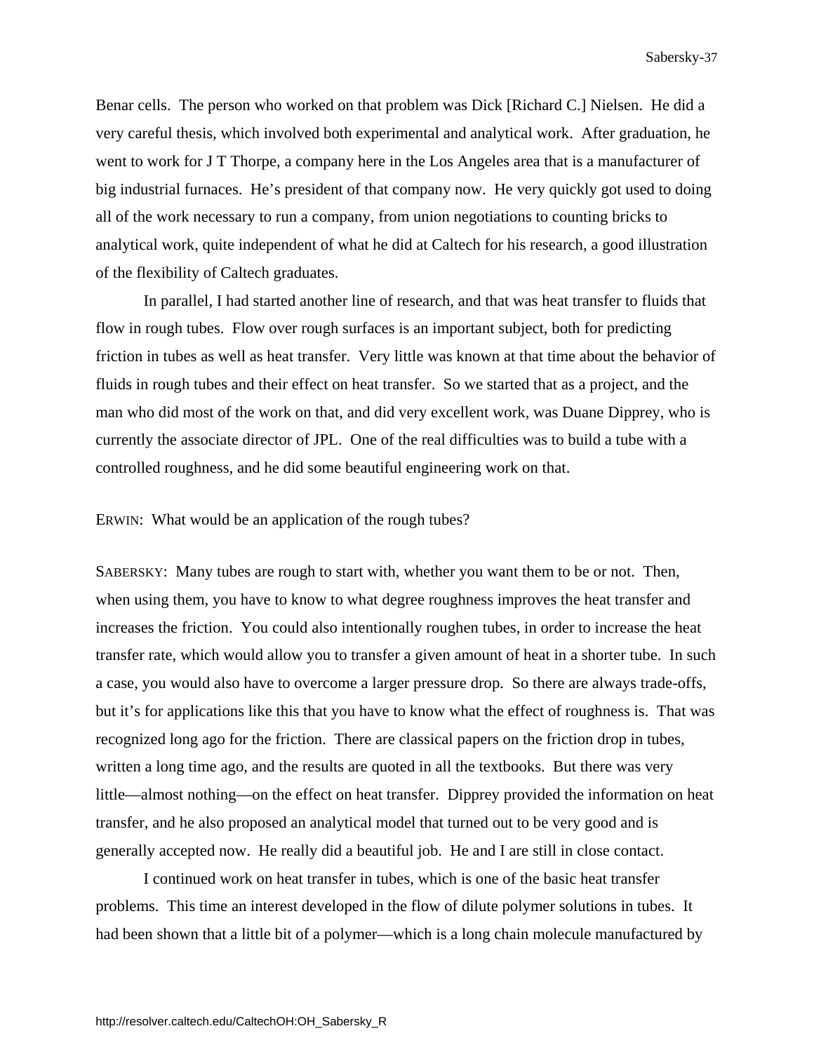Benar cells. The person who worked on that problem was Dick [Richard C.] Nielsen. He did a very careful thesis, which involved both experimental and analytical work. After graduation, he went to work for J T Thorpe, a company here in the Los Angeles area that is a manufacturer of big industrial furnaces. He's president of that company now. He very quickly got used to doing all of the work necessary to run a company, from union negotiations to counting bricks to analytical work, quite independent of what he did at Caltech for his research, a good illustration of the flexibility of Caltech graduates.

In parallel, I had started another line of research, and that was heat transfer to fluids that flow in rough tubes. Flow over rough surfaces is an important subject, both for predicting friction in tubes as well as heat transfer. Very little was known at that time about the behavior of fluids in rough tubes and their effect on heat transfer. So we started that as a project, and the man who did most of the work on that, and did very excellent work, was Duane Dipprey, who is currently the associate director of JPL. One of the real difficulties was to build a tube with a controlled roughness, and he did some beautiful engineering work on that.

ERWIN: What would be an application of the rough tubes?

SABERSKY: Many tubes are rough to start with, whether you want them to be or not. Then, when using them, you have to know to what degree roughness improves the heat transfer and increases the friction. You could also intentionally roughen tubes, in order to increase the heat transfer rate, which would allow you to transfer a given amount of heat in a shorter tube. In such a case, you would also have to overcome a larger pressure drop. So there are always trade-offs, but it's for applications like this that you have to know what the effect of roughness is. That was recognized long ago for the friction. There are classical papers on the friction drop in tubes, written a long time ago, and the results are quoted in all the textbooks. But there was very little—almost nothing—on the effect on heat transfer. Dipprey provided the information on heat transfer, and he also proposed an analytical model that turned out to be very good and is generally accepted now. He really did a beautiful job. He and I are still in close contact.

I continued work on heat transfer in tubes, which is one of the basic heat transfer problems. This time an interest developed in the flow of dilute polymer solutions in tubes. It had been shown that a little bit of a polymer—which is a long chain molecule manufactured by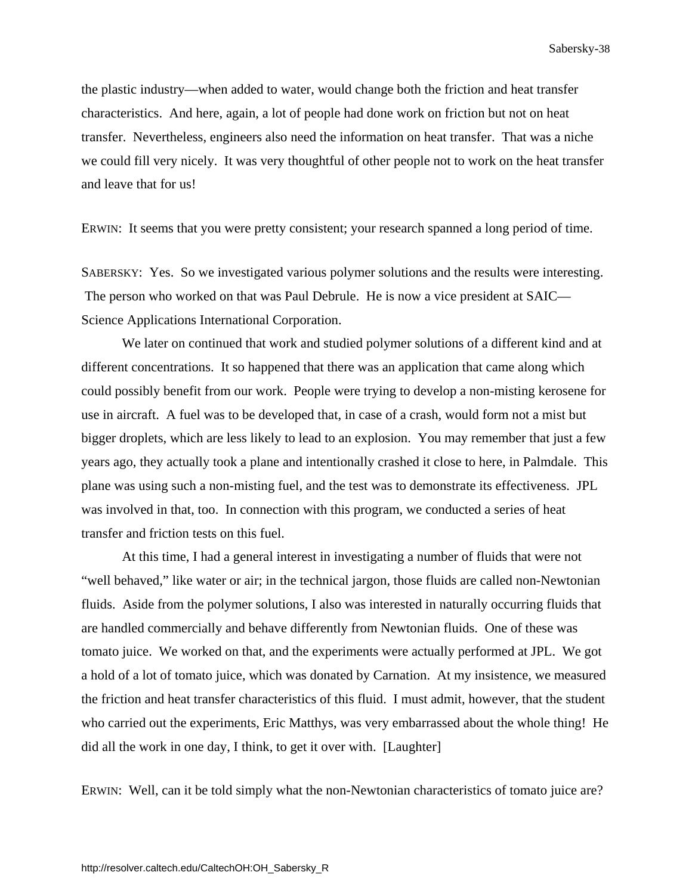the plastic industry—when added to water, would change both the friction and heat transfer characteristics. And here, again, a lot of people had done work on friction but not on heat transfer. Nevertheless, engineers also need the information on heat transfer. That was a niche we could fill very nicely. It was very thoughtful of other people not to work on the heat transfer and leave that for us!

ERWIN: It seems that you were pretty consistent; your research spanned a long period of time.

SABERSKY: Yes. So we investigated various polymer solutions and the results were interesting. The person who worked on that was Paul Debrule. He is now a vice president at SAIC—Science Applications International Corporation.

We later on continued that work and studied polymer solutions of a different kind and at different concentrations. It so happened that there was an application that came along which could possibly benefit from our work. People were trying to develop a non-misting kerosene for use in aircraft. A fuel was to be developed that, in case of a crash, would form not a mist but bigger droplets, which are less likely to lead to an explosion. You may remember that just a few years ago, they actually took a plane and intentionally crashed it close to here, in Palmdale. This plane was using such a non-misting fuel, and the test was to demonstrate its effectiveness. JPL was involved in that, too. In connection with this program, we conducted a series of heat transfer and friction tests on this fuel.

At this time, I had a general interest in investigating a number of fluids that were not "well behaved," like water or air; in the technical jargon, those fluids are called non-Newtonian fluids. Aside from the polymer solutions, I also was interested in naturally occurring fluids that are handled commercially and behave differently from Newtonian fluids. One of these was tomato juice. We worked on that, and the experiments were actually performed at JPL. We got a hold of a lot of tomato juice, which was donated by Carnation. At my insistence, we measured the friction and heat transfer characteristics of this fluid. I must admit, however, that the student who carried out the experiments, Eric Matthys, was very embarrassed about the whole thing! He did all the work in one day, I think, to get it over with. [Laughter]

ERWIN: Well, can it be told simply what the non-Newtonian characteristics of tomato juice are?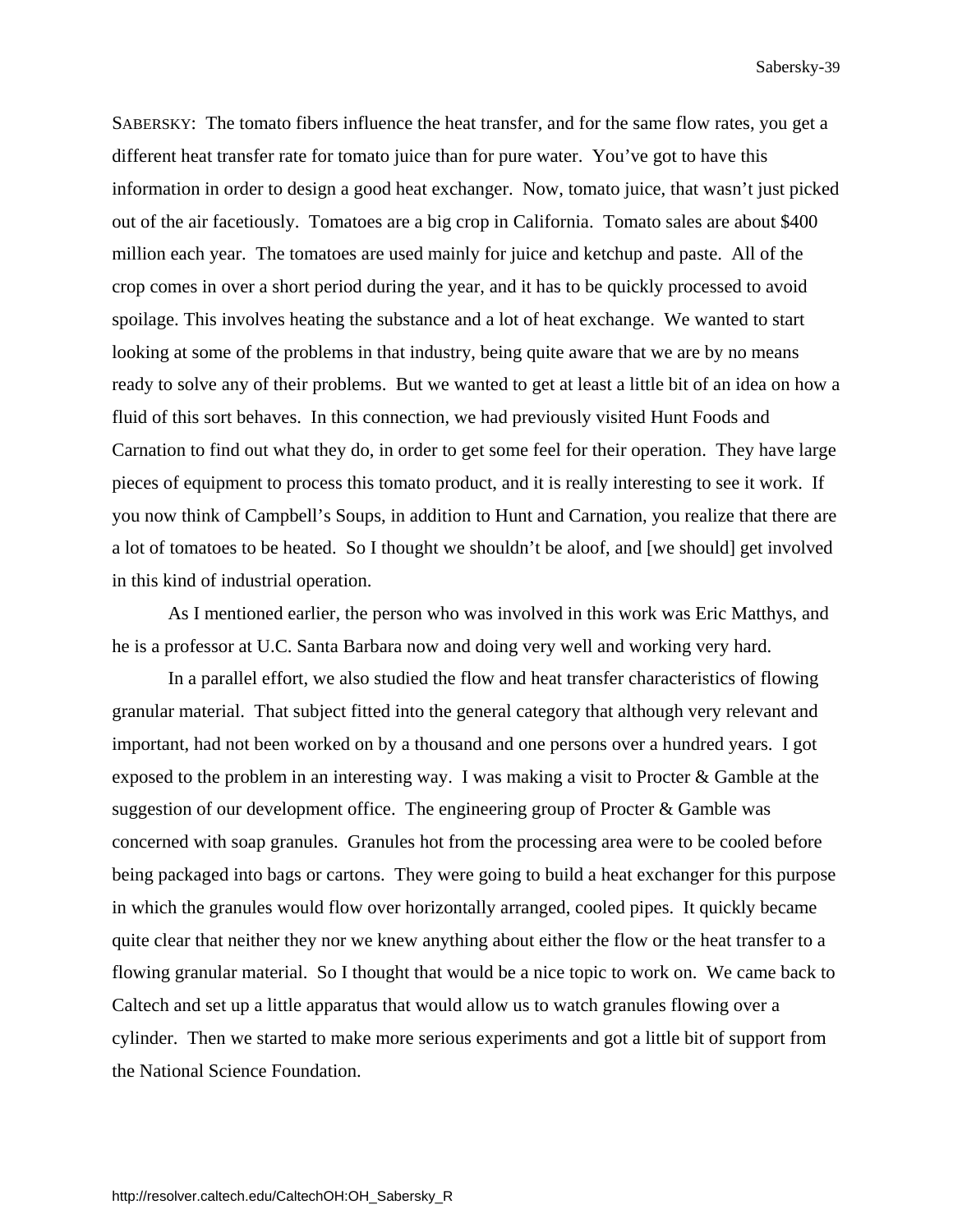SABERSKY: The tomato fibers influence the heat transfer, and for the same flow rates, you get a different heat transfer rate for tomato juice than for pure water. You've got to have this information in order to design a good heat exchanger. Now, tomato juice, that wasn't just picked out of the air facetiously. Tomatoes are a big crop in California. Tomato sales are about $400 million each year. The tomatoes are used mainly for juice and ketchup and paste. All of the crop comes in over a short period during the year, and it has to be quickly processed to avoid spoilage. This involves heating the substance and a lot of heat exchange. We wanted to start looking at some of the problems in that industry, being quite aware that we are by no means ready to solve any of their problems. But we wanted to get at least a little bit of an idea on how a fluid of this sort behaves. In this connection, we had previously visited Hunt Foods and Carnation to find out what they do, in order to get some feel for their operation. They have large pieces of equipment to process this tomato product, and it is really interesting to see it work. If you now think of Campbell's Soups, in addition to Hunt and Carnation, you realize that there are a lot of tomatoes to be heated. So I thought we shouldn't be aloof, and [we should] get involved in this kind of industrial operation.

As I mentioned earlier, the person who was involved in this work was Eric Matthys, and he is a professor at U.C. Santa Barbara now and doing very well and working very hard.

In a parallel effort, we also studied the flow and heat transfer characteristics of flowing granular material. That subject fitted into the general category that although very relevant and important, had not been worked on by a thousand and one persons over a hundred years. I got exposed to the problem in an interesting way. I was making a visit to Procter & Gamble at the suggestion of our development office. The engineering group of Procter & Gamble was concerned with soap granules. Granules hot from the processing area were to be cooled before being packaged into bags or cartons. They were going to build a heat exchanger for this purpose in which the granules would flow over horizontally arranged, cooled pipes. It quickly became quite clear that neither they nor we knew anything about either the flow or the heat transfer to a flowing granular material. So I thought that would be a nice topic to work on. We came back to Caltech and set up a little apparatus that would allow us to watch granules flowing over a cylinder. Then we started to make more serious experiments and got a little bit of support from the National Science Foundation.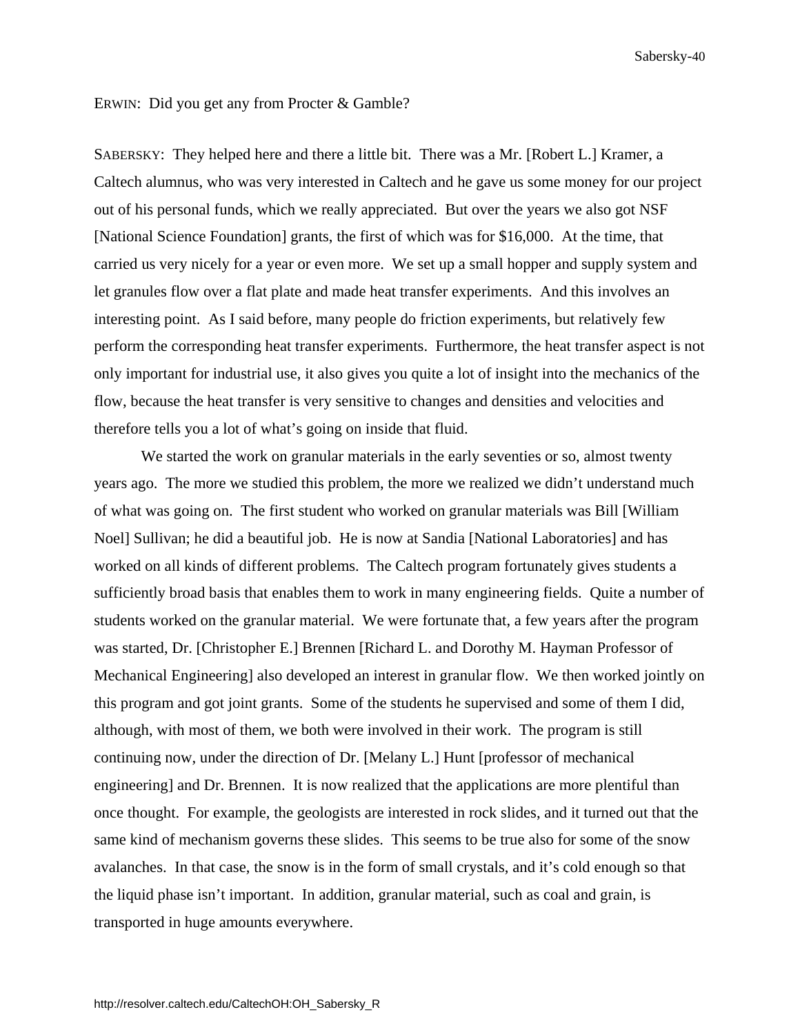ERWIN: Did you get any from Procter & Gamble?

SABERSKY: They helped here and there a little bit. There was a Mr. [Robert L.] Kramer, a Caltech alumnus, who was very interested in Caltech and he gave us some money for our project out of his personal funds, which we really appreciated. But over the years we also got NSF [National Science Foundation] grants, the first of which was for $16,000. At the time, that carried us very nicely for a year or even more. We set up a small hopper and supply system and let granules flow over a flat plate and made heat transfer experiments. And this involves an interesting point. As I said before, many people do friction experiments, but relatively few perform the corresponding heat transfer experiments. Furthermore, the heat transfer aspect is not only important for industrial use, it also gives you quite a lot of insight into the mechanics of the flow, because the heat transfer is very sensitive to changes and densities and velocities and therefore tells you a lot of what's going on inside that fluid.

We started the work on granular materials in the early seventies or so, almost twenty years ago. The more we studied this problem, the more we realized we didn't understand much of what was going on. The first student who worked on granular materials was Bill [William Noel] Sullivan; he did a beautiful job. He is now at Sandia [National Laboratories] and has worked on all kinds of different problems. The Caltech program fortunately gives students a sufficiently broad basis that enables them to work in many engineering fields. Quite a number of students worked on the granular material. We were fortunate that, a few years after the program was started, Dr. [Christopher E.] Brennen [Richard L. and Dorothy M. Hayman Professor of Mechanical Engineering] also developed an interest in granular flow. We then worked jointly on this program and got joint grants. Some of the students he supervised and some of them I did, although, with most of them, we both were involved in their work. The program is still continuing now, under the direction of Dr. [Melany L.] Hunt [professor of mechanical engineering] and Dr. Brennen. It is now realized that the applications are more plentiful than once thought. For example, the geologists are interested in rock slides, and it turned out that the same kind of mechanism governs these slides. This seems to be true also for some of the snow avalanches. In that case, the snow is in the form of small crystals, and it's cold enough so that the liquid phase isn't important. In addition, granular material, such as coal and grain, is transported in huge amounts everywhere.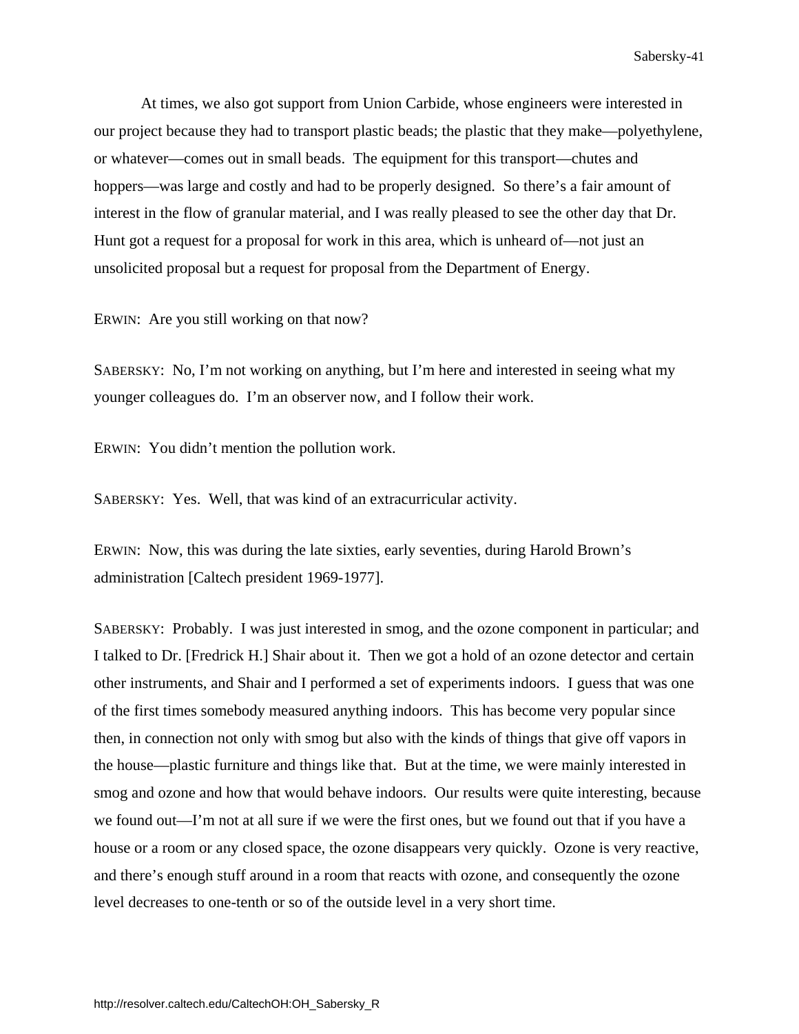At times, we also got support from Union Carbide, whose engineers were interested in our project because they had to transport plastic beads; the plastic that they make—polyethylene, or whatever—comes out in small beads. The equipment for this transport—chutes and hoppers—was large and costly and had to be properly designed. So there's a fair amount of interest in the flow of granular material, and I was really pleased to see the other day that Dr. Hunt got a request for a proposal for work in this area, which is unheard of—not just an unsolicited proposal but a request for proposal from the Department of Energy.

ERWIN: Are you still working on that now?

SABERSKY: No, I'm not working on anything, but I'm here and interested in seeing what my younger colleagues do. I'm an observer now, and I follow their work.

ERWIN: You didn't mention the pollution work.

SABERSKY: Yes. Well, that was kind of an extracurricular activity.

ERWIN: Now, this was during the late sixties, early seventies, during Harold Brown's administration [Caltech president 1969-1977].

SABERSKY: Probably. I was just interested in smog, and the ozone component in particular; and I talked to Dr. [Fredrick H.] Shair about it. Then we got a hold of an ozone detector and certain other instruments, and Shair and I performed a set of experiments indoors. I guess that was one of the first times somebody measured anything indoors. This has become very popular since then, in connection not only with smog but also with the kinds of things that give off vapors in the house—plastic furniture and things like that. But at the time, we were mainly interested in smog and ozone and how that would behave indoors. Our results were quite interesting, because we found out—I'm not at all sure if we were the first ones, but we found out that if you have a house or a room or any closed space, the ozone disappears very quickly. Ozone is very reactive, and there's enough stuff around in a room that reacts with ozone, and consequently the ozone level decreases to one-tenth or so of the outside level in a very short time.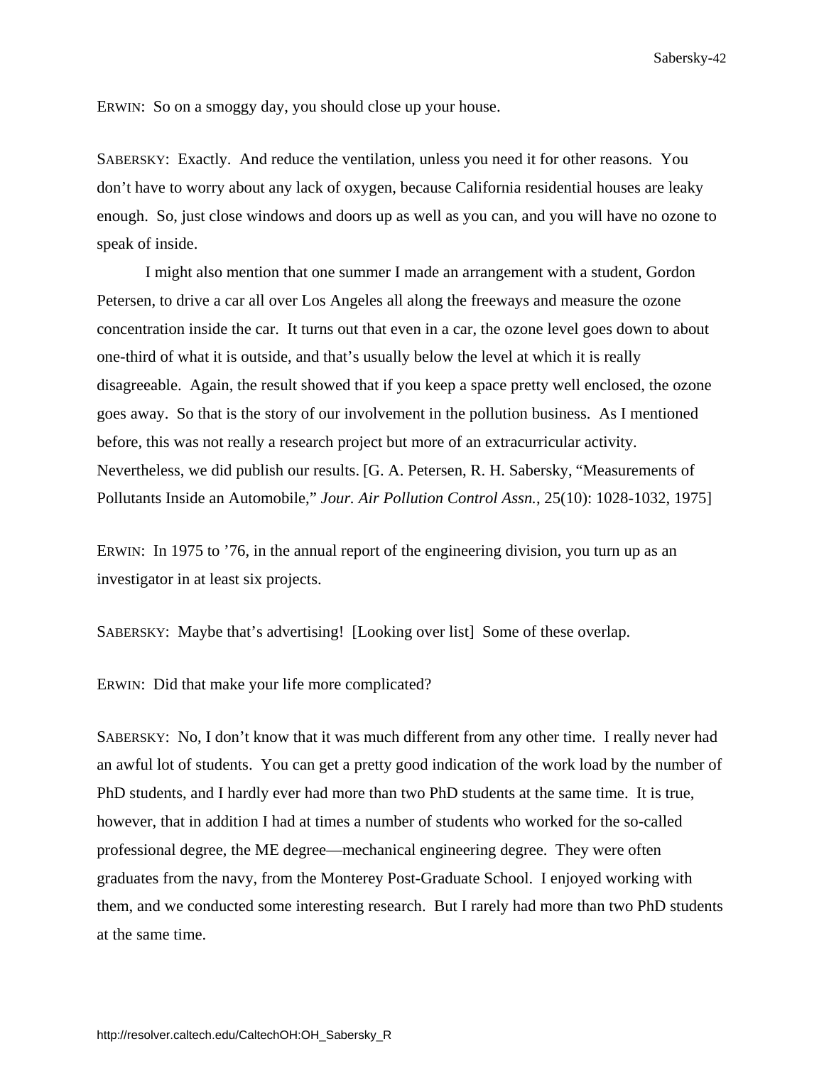ERWIN: So on a smoggy day, you should close up your house.

SABERSKY: Exactly. And reduce the ventilation, unless you need it for other reasons. You don't have to worry about any lack of oxygen, because California residential houses are leaky enough. So, just close windows and doors up as well as you can, and you will have no ozone to speak of inside.

I might also mention that one summer I made an arrangement with a student, Gordon Petersen, to drive a car all over Los Angeles all along the freeways and measure the ozone concentration inside the car. It turns out that even in a car, the ozone level goes down to about one-third of what it is outside, and that's usually below the level at which it is really disagreeable. Again, the result showed that if you keep a space pretty well enclosed, the ozone goes away. So that is the story of our involvement in the pollution business. As I mentioned before, this was not really a research project but more of an extracurricular activity. Nevertheless, we did publish our results. [G. A. Petersen, R. H. Sabersky, "Measurements of Pollutants Inside an Automobile," *Jour. Air Pollution Control Assn.*, 25(10): 1028-1032, 1975]

ERWIN: In 1975 to '76, in the annual report of the engineering division, you turn up as an investigator in at least six projects.

SABERSKY: Maybe that's advertising! [Looking over list] Some of these overlap.

ERWIN: Did that make your life more complicated?

SABERSKY: No, I don't know that it was much different from any other time. I really never had an awful lot of students. You can get a pretty good indication of the work load by the number of PhD students, and I hardly ever had more than two PhD students at the same time. It is true, however, that in addition I had at times a number of students who worked for the so-called professional degree, the ME degree—mechanical engineering degree. They were often graduates from the navy, from the Monterey Post-Graduate School. I enjoyed working with them, and we conducted some interesting research. But I rarely had more than two PhD students at the same time.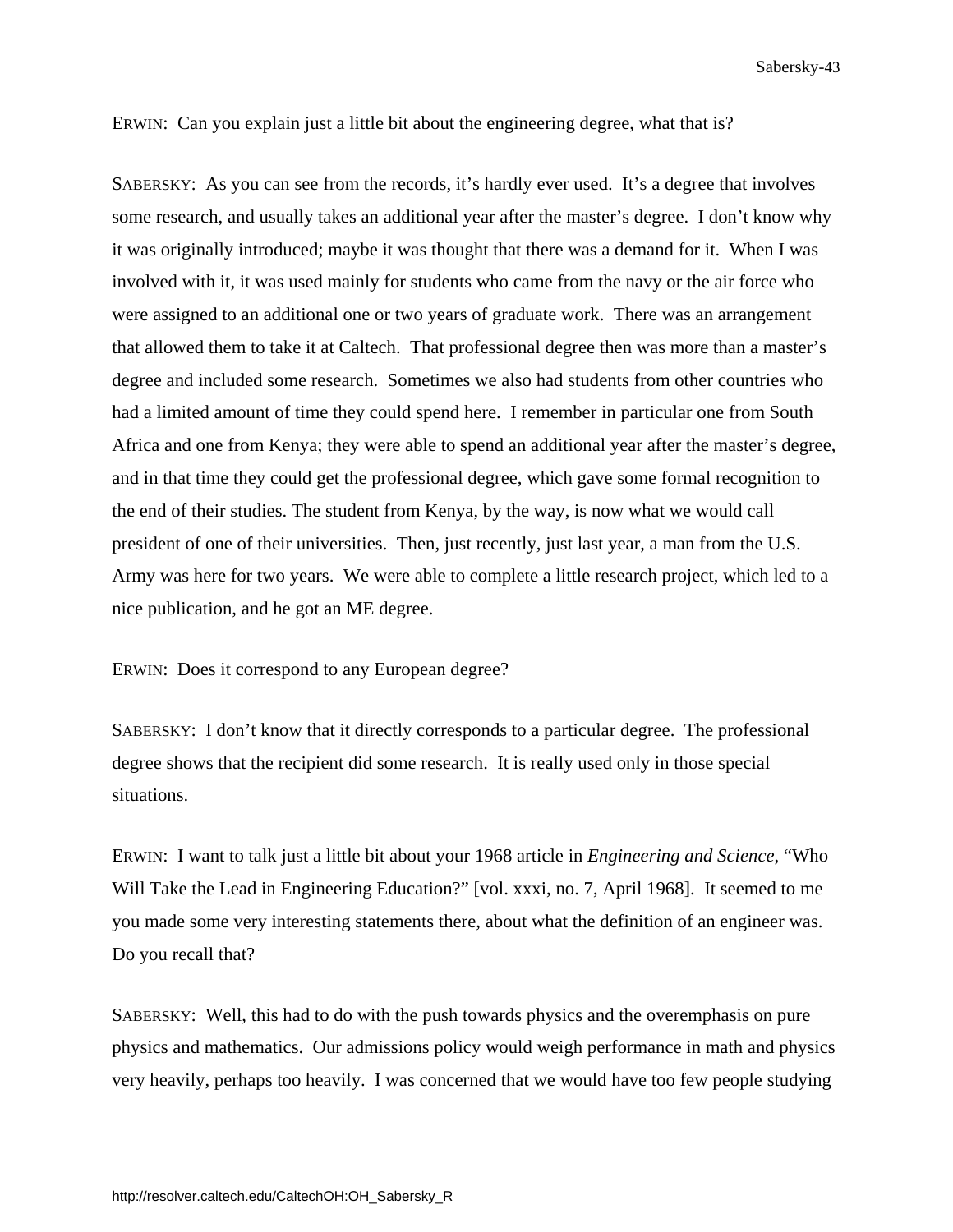ERWIN: Can you explain just a little bit about the engineering degree, what that is?

SABERSKY: As you can see from the records, it's hardly ever used. It's a degree that involves some research, and usually takes an additional year after the master's degree. I don't know why it was originally introduced; maybe it was thought that there was a demand for it. When I was involved with it, it was used mainly for students who came from the navy or the air force who were assigned to an additional one or two years of graduate work. There was an arrangement that allowed them to take it at Caltech. That professional degree then was more than a master's degree and included some research. Sometimes we also had students from other countries who had a limited amount of time they could spend here. I remember in particular one from South Africa and one from Kenya; they were able to spend an additional year after the master's degree, and in that time they could get the professional degree, which gave some formal recognition to the end of their studies. The student from Kenya, by the way, is now what we would call president of one of their universities. Then, just recently, just last year, a man from the U.S. Army was here for two years. We were able to complete a little research project, which led to a nice publication, and he got an ME degree.

ERWIN: Does it correspond to any European degree?

SABERSKY: I don't know that it directly corresponds to a particular degree. The professional degree shows that the recipient did some research. It is really used only in those special situations.

ERWIN: I want to talk just a little bit about your 1968 article in *Engineering and Science*, "Who Will Take the Lead in Engineering Education?" [vol. xxxi, no. 7, April 1968]. It seemed to me you made some very interesting statements there, about what the definition of an engineer was. Do you recall that?

SABERSKY: Well, this had to do with the push towards physics and the overemphasis on pure physics and mathematics. Our admissions policy would weigh performance in math and physics very heavily, perhaps too heavily. I was concerned that we would have too few people studying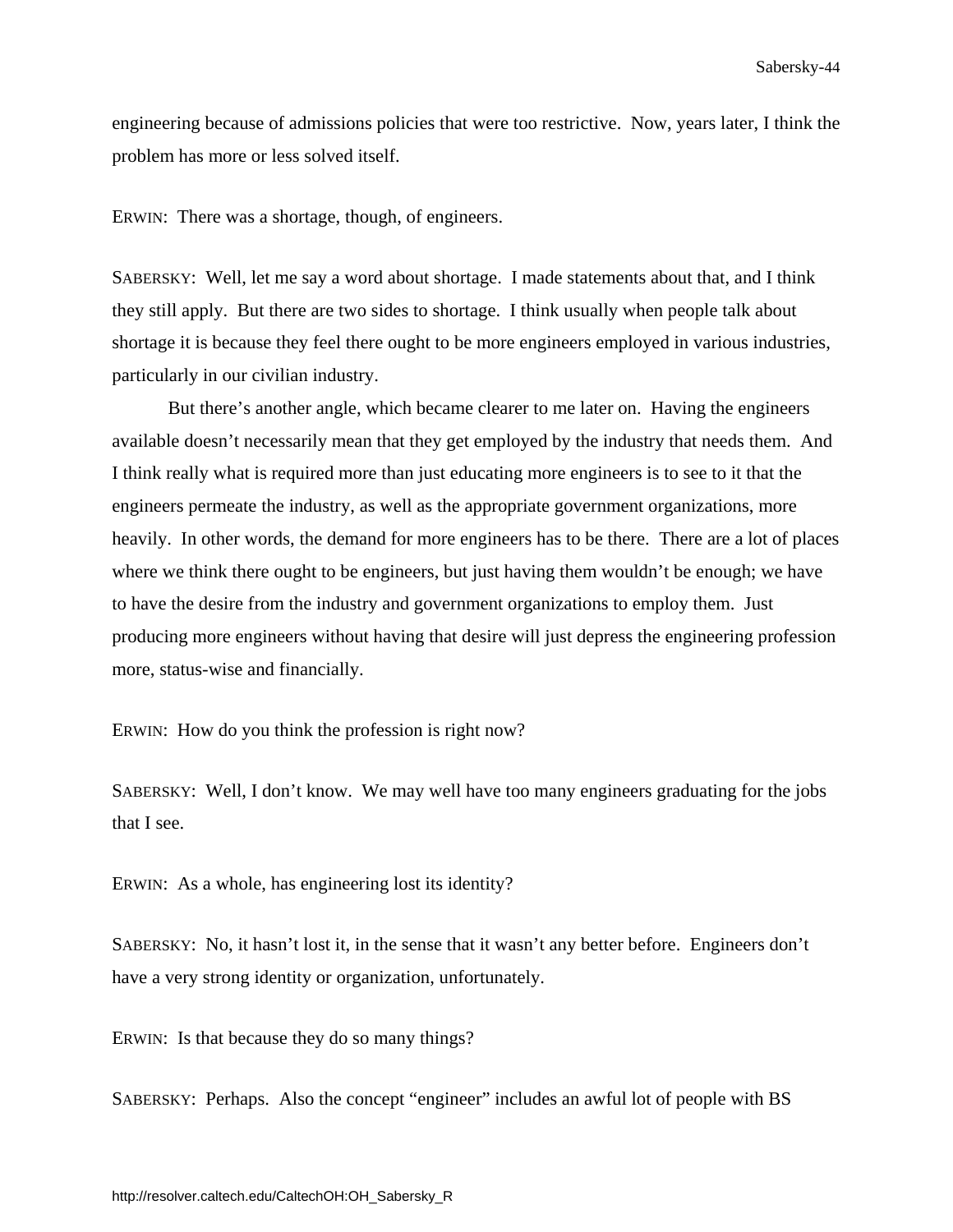engineering because of admissions policies that were too restrictive. Now, years later, I think the problem has more or less solved itself.

ERWIN: There was a shortage, though, of engineers.

SABERSKY: Well, let me say a word about shortage. I made statements about that, and I think they still apply. But there are two sides to shortage. I think usually when people talk about shortage it is because they feel there ought to be more engineers employed in various industries, particularly in our civilian industry.

But there's another angle, which became clearer to me later on. Having the engineers available doesn't necessarily mean that they get employed by the industry that needs them. And I think really what is required more than just educating more engineers is to see to it that the engineers permeate the industry, as well as the appropriate government organizations, more heavily. In other words, the demand for more engineers has to be there. There are a lot of places where we think there ought to be engineers, but just having them wouldn't be enough; we have to have the desire from the industry and government organizations to employ them. Just producing more engineers without having that desire will just depress the engineering profession more, status-wise and financially.

ERWIN: How do you think the profession is right now?

SABERSKY: Well, I don't know. We may well have too many engineers graduating for the jobs that I see.

ERWIN: As a whole, has engineering lost its identity?

SABERSKY: No, it hasn't lost it, in the sense that it wasn't any better before. Engineers don't have a very strong identity or organization, unfortunately.

ERWIN: Is that because they do so many things?

SABERSKY: Perhaps. Also the concept "engineer" includes an awful lot of people with BS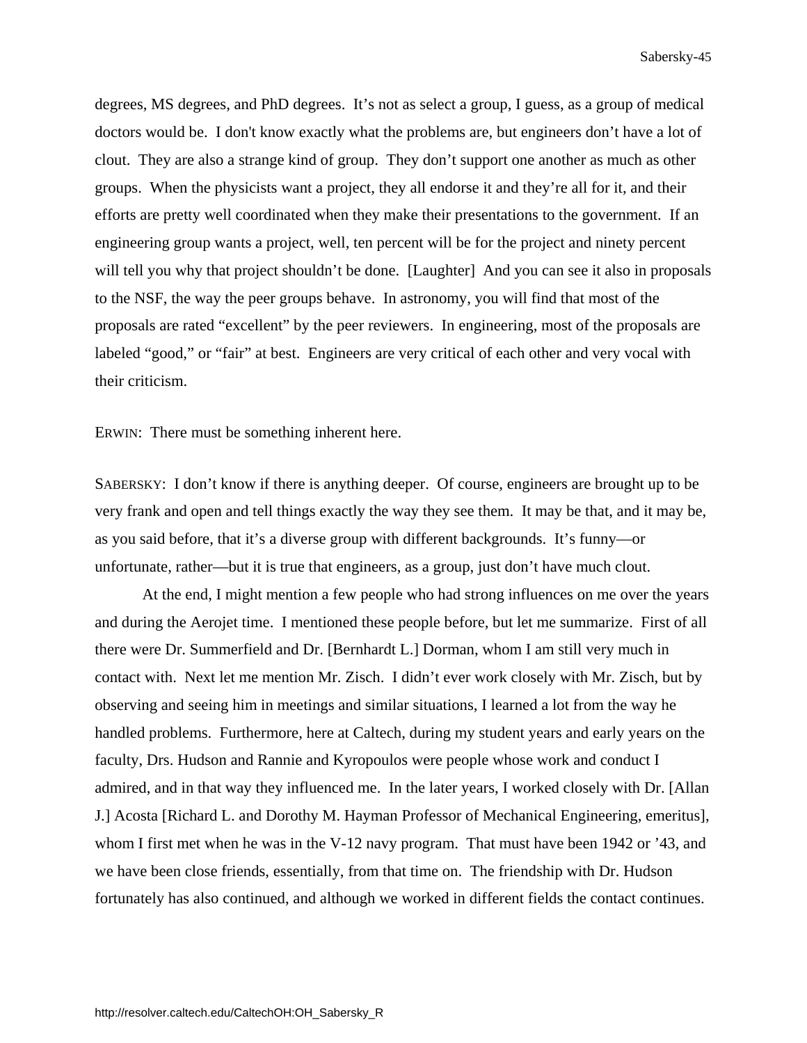degrees, MS degrees, and PhD degrees. It's not as select a group, I guess, as a group of medical doctors would be. I don't know exactly what the problems are, but engineers don't have a lot of clout. They are also a strange kind of group. They don't support one another as much as other groups. When the physicists want a project, they all endorse it and they're all for it, and their efforts are pretty well coordinated when they make their presentations to the government. If an engineering group wants a project, well, ten percent will be for the project and ninety percent will tell you why that project shouldn't be done. [Laughter] And you can see it also in proposals to the NSF, the way the peer groups behave. In astronomy, you will find that most of the proposals are rated "excellent" by the peer reviewers. In engineering, most of the proposals are labeled "good," or "fair" at best. Engineers are very critical of each other and very vocal with their criticism.

ERWIN: There must be something inherent here.

SABERSKY: I don't know if there is anything deeper. Of course, engineers are brought up to be very frank and open and tell things exactly the way they see them. It may be that, and it may be, as you said before, that it's a diverse group with different backgrounds. It's funny—or unfortunate, rather—but it is true that engineers, as a group, just don't have much clout.

At the end, I might mention a few people who had strong influences on me over the years and during the Aerojet time. I mentioned these people before, but let me summarize. First of all there were Dr. Summerfield and Dr. [Bernhardt L.] Dorman, whom I am still very much in contact with. Next let me mention Mr. Zisch. I didn't ever work closely with Mr. Zisch, but by observing and seeing him in meetings and similar situations, I learned a lot from the way he handled problems. Furthermore, here at Caltech, during my student years and early years on the faculty, Drs. Hudson and Rannie and Kyropoulos were people whose work and conduct I admired, and in that way they influenced me. In the later years, I worked closely with Dr. [Allan J.] Acosta [Richard L. and Dorothy M. Hayman Professor of Mechanical Engineering, emeritus], whom I first met when he was in the V-12 navy program. That must have been 1942 or '43, and we have been close friends, essentially, from that time on. The friendship with Dr. Hudson fortunately has also continued, and although we worked in different fields the contact continues.